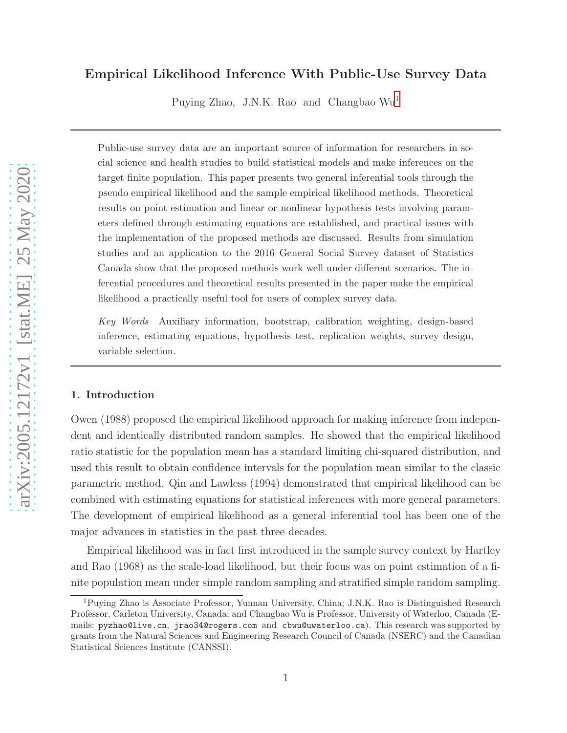# Empirical Likelihood Inference With Public-Use Survey Data

Puying Zhao, J.N.K. Rao and Changbao Wu[1]

---

Public-use survey data are an important source of information for researchers in social science and health studies to build statistical models and make inferences on the target finite population. This paper presents two general inferential tools through the pseudo empirical likelihood and the sample empirical likelihood methods. Theoretical results on point estimation and linear or nonlinear hypothesis tests involving parameters defined through estimating equations are established, and practical issues with the implementation of the proposed methods are discussed. Results from simulation studies and an application to the 2016 General Social Survey dataset of Statistics Canada show that the proposed methods work well under different scenarios. The inferential procedures and theoretical results presented in the paper make the empirical likelihood a practically useful tool for users of complex survey data.

*Key Words* Auxiliary information, bootstrap, calibration weighting, design-based inference, estimating equations, hypothesis test, replication weights, survey design, variable selection.

---

## 1. Introduction

Owen (1988) proposed the empirical likelihood approach for making inference from independent and identically distributed random samples. He showed that the empirical likelihood ratio statistic for the population mean has a standard limiting chi-squared distribution, and used this result to obtain confidence intervals for the population mean similar to the classic parametric method. Qin and Lawless (1994) demonstrated that empirical likelihood can be combined with estimating equations for statistical inferences with more general parameters. The development of empirical likelihood as a general inferential tool has been one of the major advances in statistics in the past three decades.

Empirical likelihood was in fact first introduced in the sample survey context by Hartley and Rao (1968) as the scale-load likelihood, but their focus was on point estimation of a finite population mean under simple random sampling and stratified simple random sampling.

---

[1] Puying Zhao is Associate Professor, Yunnan University, China; J.N.K. Rao is Distinguished Research Professor, Carleton University, Canada; and Changbao Wu is Professor, University of Waterloo, Canada (E-mails: pyzhao@live.cn, jrao34@rogers.com and cbwu@uwaterloo.ca). This research was supported by grants from the Natural Sciences and Engineering Research Council of Canada (NSERC) and the Canadian Statistical Sciences Institute (CANSSI).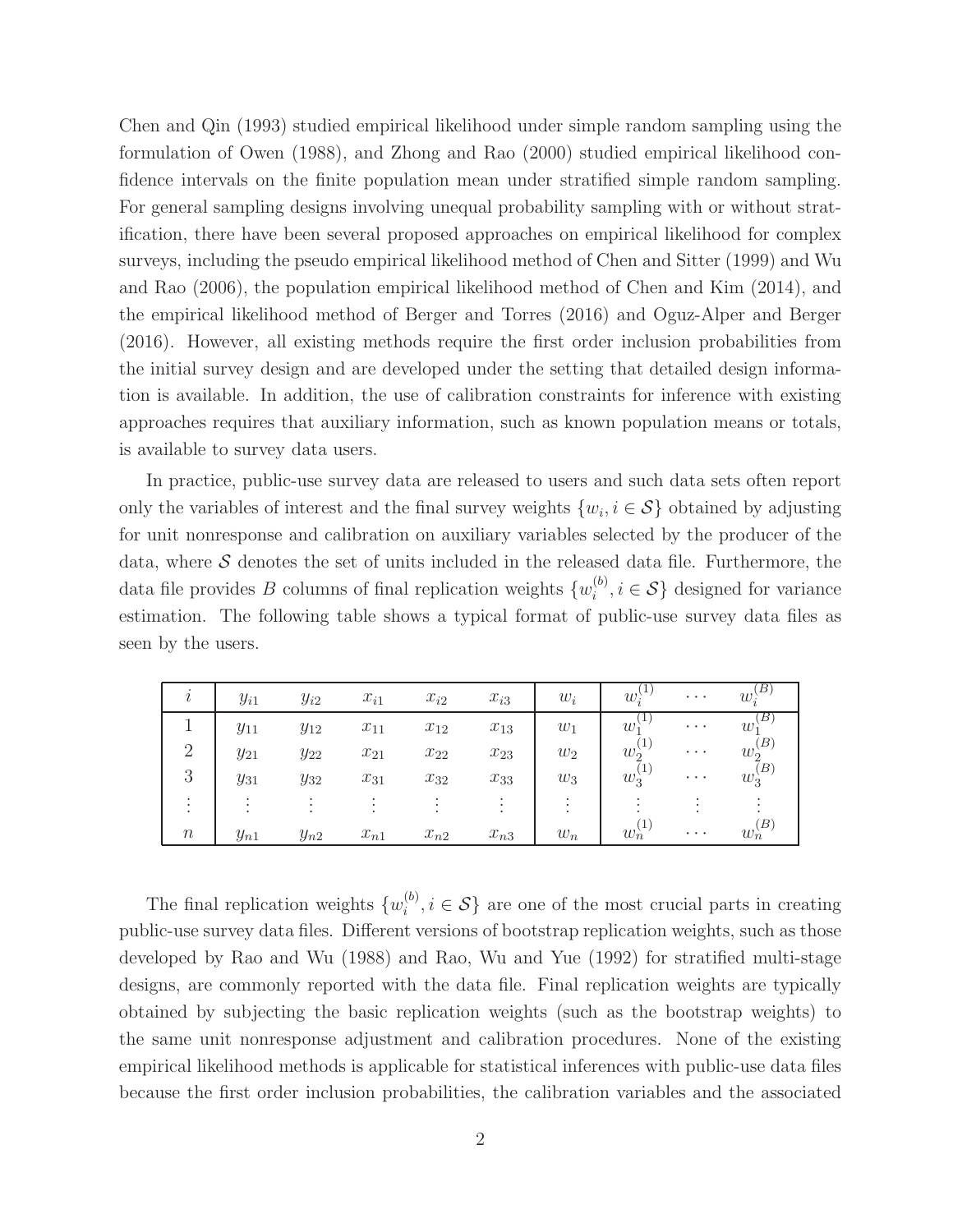Chen and Qin (1993) studied empirical likelihood under simple random sampling using the formulation of Owen (1988), and Zhong and Rao (2000) studied empirical likelihood confidence intervals on the finite population mean under stratified simple random sampling. For general sampling designs involving unequal probability sampling with or without stratification, there have been several proposed approaches on empirical likelihood for complex surveys, including the pseudo empirical likelihood method of Chen and Sitter (1999) and Wu and Rao (2006), the population empirical likelihood method of Chen and Kim (2014), and the empirical likelihood method of Berger and Torres (2016) and Oguz-Alper and Berger (2016). However, all existing methods require the first order inclusion probabilities from the initial survey design and are developed under the setting that detailed design information is available. In addition, the use of calibration constraints for inference with existing approaches requires that auxiliary information, such as known population means or totals, is available to survey data users.

In practice, public-use survey data are released to users and such data sets often report only the variables of interest and the final survey weights $\{w_i, i \in \mathcal{S}\}$ obtained by adjusting for unit nonresponse and calibration on auxiliary variables selected by the producer of the data, where $\mathcal{S}$ denotes the set of units included in the released data file. Furthermore, the data file provides $B$ columns of final replication weights $\{w_i^{(b)}, i \in \mathcal{S}\}$ designed for variance estimation. The following table shows a typical format of public-use survey data files as seen by the users.

| $i$ | $y_{i1}$ | $y_{i2}$ | $x_{i1}$ | $x_{i2}$ | $x_{i3}$ | $w_i$ | $w_i^{(1)}$ | $\cdots$ | $w_i^{(B)}$ |
|---|---|---|---|---|---|---|---|---|---|
| 1 | $y_{11}$ | $y_{12}$ | $x_{11}$ | $x_{12}$ | $x_{13}$ | $w_1$ | $w_1^{(1)}$ | $\cdots$ | $w_1^{(B)}$ |
| 2 | $y_{21}$ | $y_{22}$ | $x_{21}$ | $x_{22}$ | $x_{23}$ | $w_2$ | $w_2^{(1)}$ | $\cdots$ | $w_2^{(B)}$ |
| 3 | $y_{31}$ | $y_{32}$ | $x_{31}$ | $x_{32}$ | $x_{33}$ | $w_3$ | $w_3^{(1)}$ | $\cdots$ | $w_3^{(B)}$ |
| $\vdots$ | $\vdots$ | $\vdots$ | $\vdots$ | $\vdots$ | $\vdots$ | $\vdots$ | $\vdots$ | $\vdots$ | $\vdots$ |
| $n$ | $y_{n1}$ | $y_{n2}$ | $x_{n1}$ | $x_{n2}$ | $x_{n3}$ | $w_n$ | $w_n^{(1)}$ | $\cdots$ | $w_n^{(B)}$ |

The final replication weights $\{w_i^{(b)}, i \in \mathcal{S}\}$ are one of the most crucial parts in creating public-use survey data files. Different versions of bootstrap replication weights, such as those developed by Rao and Wu (1988) and Rao, Wu and Yue (1992) for stratified multi-stage designs, are commonly reported with the data file. Final replication weights are typically obtained by subjecting the basic replication weights (such as the bootstrap weights) to the same unit nonresponse adjustment and calibration procedures. None of the existing empirical likelihood methods is applicable for statistical inferences with public-use data files because the first order inclusion probabilities, the calibration variables and the associated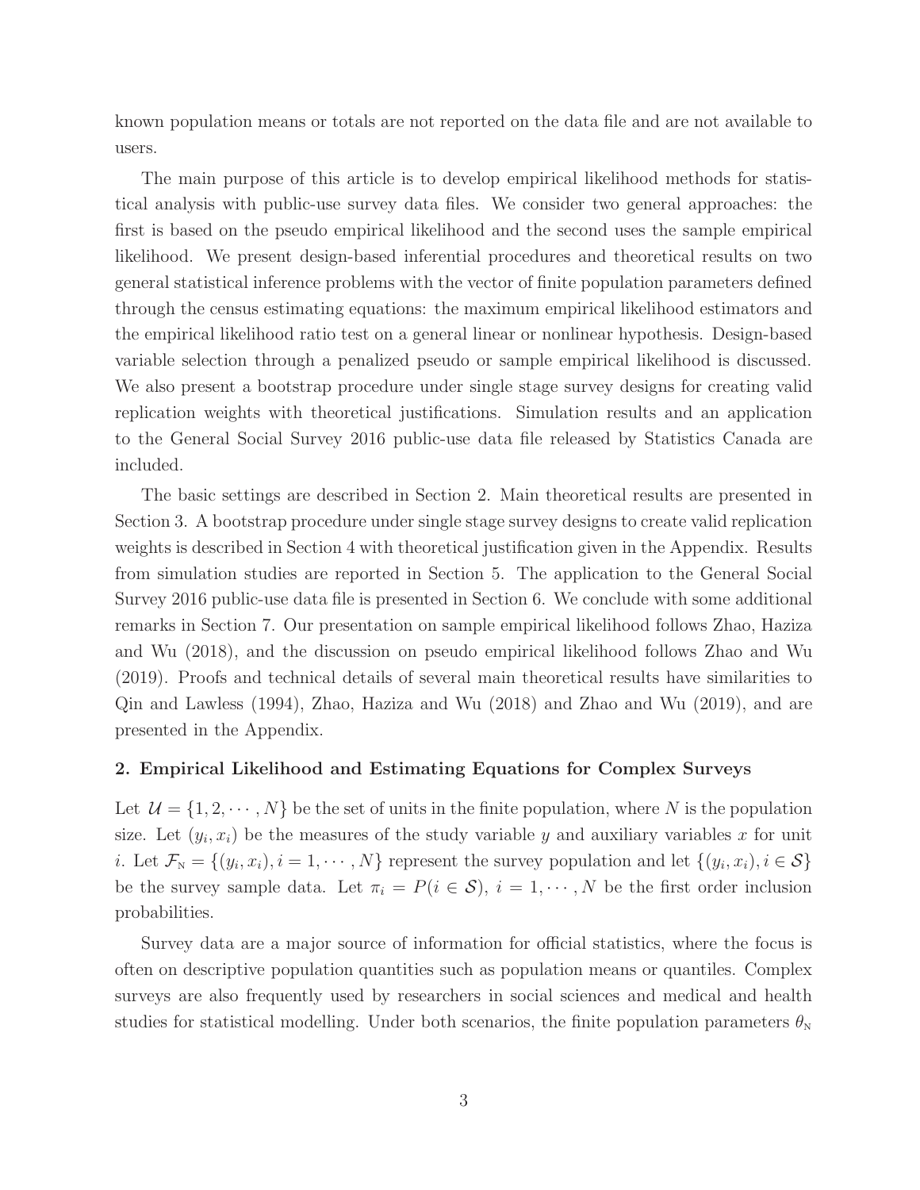known population means or totals are not reported on the data file and are not available to users.

The main purpose of this article is to develop empirical likelihood methods for statistical analysis with public-use survey data files. We consider two general approaches: the first is based on the pseudo empirical likelihood and the second uses the sample empirical likelihood. We present design-based inferential procedures and theoretical results on two general statistical inference problems with the vector of finite population parameters defined through the census estimating equations: the maximum empirical likelihood estimators and the empirical likelihood ratio test on a general linear or nonlinear hypothesis. Design-based variable selection through a penalized pseudo or sample empirical likelihood is discussed. We also present a bootstrap procedure under single stage survey designs for creating valid replication weights with theoretical justifications. Simulation results and an application to the General Social Survey 2016 public-use data file released by Statistics Canada are included.

The basic settings are described in Section 2. Main theoretical results are presented in Section 3. A bootstrap procedure under single stage survey designs to create valid replication weights is described in Section 4 with theoretical justification given in the Appendix. Results from simulation studies are reported in Section 5. The application to the General Social Survey 2016 public-use data file is presented in Section 6. We conclude with some additional remarks in Section 7. Our presentation on sample empirical likelihood follows Zhao, Haziza and Wu (2018), and the discussion on pseudo empirical likelihood follows Zhao and Wu (2019). Proofs and technical details of several main theoretical results have similarities to Qin and Lawless (1994), Zhao, Haziza and Wu (2018) and Zhao and Wu (2019), and are presented in the Appendix.

## 2. Empirical Likelihood and Estimating Equations for Complex Surveys

Let $\mathcal{U} = \{1, 2, \cdots, N\}$ be the set of units in the finite population, where $N$ is the population size. Let $(y_i, x_i)$ be the measures of the study variable $y$ and auxiliary variables $x$ for unit $i$. Let $\mathcal{F}_{\rm N} = \{(y_i, x_i), i = 1, \cdots, N\}$ represent the survey population and let $\{(y_i, x_i), i \in \mathcal{S}\}$ be the survey sample data. Let $\pi_i = P(i \in \mathcal{S})$, $i = 1, \cdots, N$ be the first order inclusion probabilities.

Survey data are a major source of information for official statistics, where the focus is often on descriptive population quantities such as population means or quantiles. Complex surveys are also frequently used by researchers in social sciences and medical and health studies for statistical modelling. Under both scenarios, the finite population parameters $\theta_{\rm N}$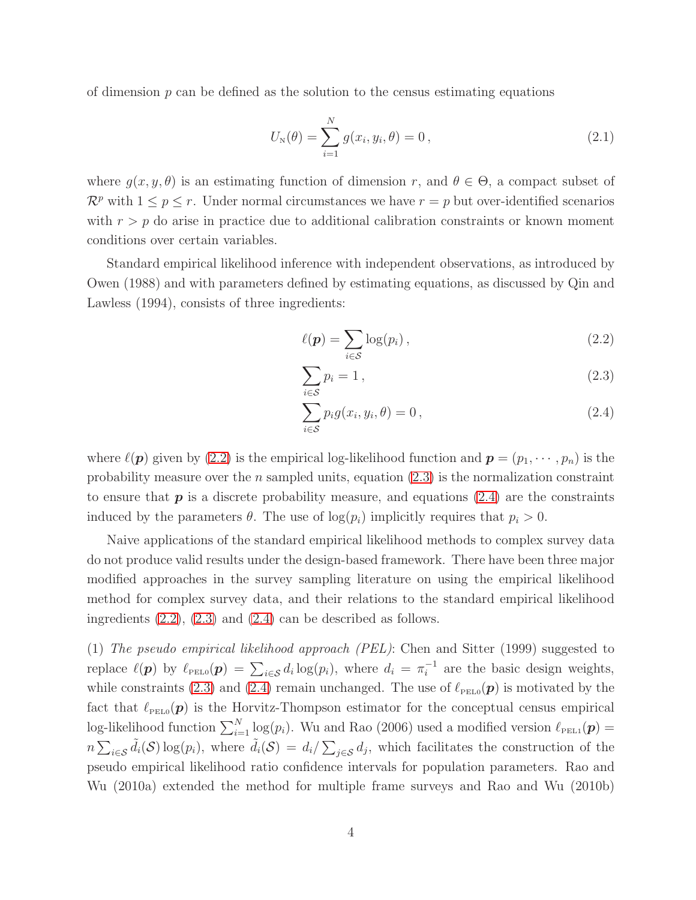of dimension $p$ can be defined as the solution to the census estimating equations

$$U_{\text{N}}(\theta) = \sum_{i=1}^{N} g(x_i, y_i, \theta) = 0\,, \tag{2.1}$$

where $g(x, y, \theta)$ is an estimating function of dimension $r$, and $\theta \in \Theta$, a compact subset of $\mathcal{R}^p$ with $1 \le p \le r$. Under normal circumstances we have $r = p$ but over-identified scenarios with $r > p$ do arise in practice due to additional calibration constraints or known moment conditions over certain variables.

Standard empirical likelihood inference with independent observations, as introduced by Owen (1988) and with parameters defined by estimating equations, as discussed by Qin and Lawless (1994), consists of three ingredients:

$$\ell(\boldsymbol{p}) = \sum_{i \in \mathcal{S}} \log(p_i)\,, \tag{2.2}$$

$$\sum_{i \in \mathcal{S}} p_i = 1\,, \tag{2.3}$$

$$\sum_{i \in \mathcal{S}} p_i g(x_i, y_i, \theta) = 0\,, \tag{2.4}$$

where $\ell(\boldsymbol{p})$ given by (2.2) is the empirical log-likelihood function and $\boldsymbol{p} = (p_1, \cdots, p_n)$ is the probability measure over the $n$ sampled units, equation (2.3) is the normalization constraint to ensure that $\boldsymbol{p}$ is a discrete probability measure, and equations (2.4) are the constraints induced by the parameters $\theta$. The use of $\log(p_i)$ implicitly requires that $p_i > 0$.

Naive applications of the standard empirical likelihood methods to complex survey data do not produce valid results under the design-based framework. There have been three major modified approaches in the survey sampling literature on using the empirical likelihood method for complex survey data, and their relations to the standard empirical likelihood ingredients (2.2), (2.3) and (2.4) can be described as follows.

(1) *The pseudo empirical likelihood approach (PEL)*: Chen and Sitter (1999) suggested to replace $\ell(\boldsymbol{p})$ by $\ell_{\text{PEL0}}(\boldsymbol{p}) = \sum_{i \in \mathcal{S}} d_i \log(p_i)$, where $d_i = \pi_i^{-1}$ are the basic design weights, while constraints (2.3) and (2.4) remain unchanged. The use of $\ell_{\text{PEL0}}(\boldsymbol{p})$ is motivated by the fact that $\ell_{\text{PEL0}}(\boldsymbol{p})$ is the Horvitz-Thompson estimator for the conceptual census empirical log-likelihood function $\sum_{i=1}^{N} \log(p_i)$. Wu and Rao (2006) used a modified version $\ell_{\text{PEL1}}(\boldsymbol{p}) = n \sum_{i \in \mathcal{S}} \tilde{d}_i(\mathcal{S}) \log(p_i)$, where $\tilde{d}_i(\mathcal{S}) = d_i / \sum_{j \in \mathcal{S}} d_j$, which facilitates the construction of the pseudo empirical likelihood ratio confidence intervals for population parameters. Rao and Wu (2010a) extended the method for multiple frame surveys and Rao and Wu (2010b)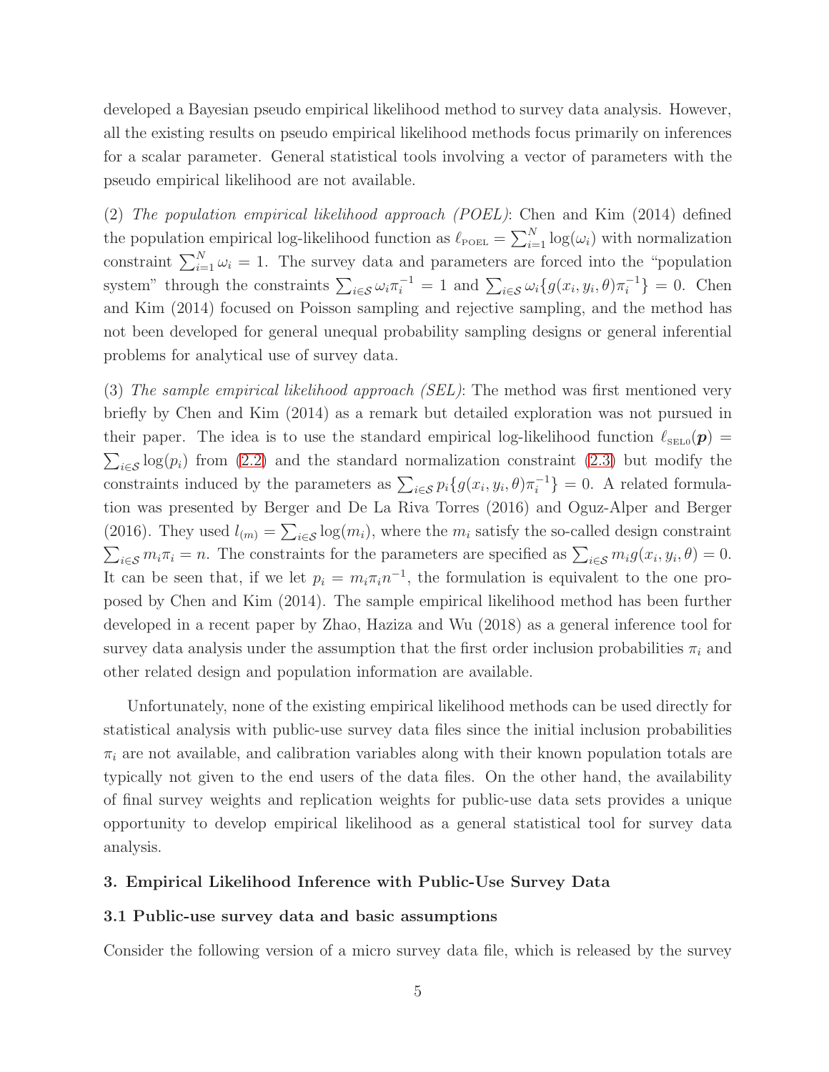developed a Bayesian pseudo empirical likelihood method to survey data analysis. However, all the existing results on pseudo empirical likelihood methods focus primarily on inferences for a scalar parameter. General statistical tools involving a vector of parameters with the pseudo empirical likelihood are not available.

(2) *The population empirical likelihood approach (POEL)*: Chen and Kim (2014) defined the population empirical log-likelihood function as $\ell_{\text{POEL}} = \sum_{i=1}^{N} \log(\omega_i)$ with normalization constraint $\sum_{i=1}^{N} \omega_i = 1$. The survey data and parameters are forced into the "population system" through the constraints $\sum_{i \in \mathcal{S}} \omega_i \pi_i^{-1} = 1$ and $\sum_{i \in \mathcal{S}} \omega_i \{g(x_i, y_i, \theta)\pi_i^{-1}\} = 0$. Chen and Kim (2014) focused on Poisson sampling and rejective sampling, and the method has not been developed for general unequal probability sampling designs or general inferential problems for analytical use of survey data.

(3) *The sample empirical likelihood approach (SEL)*: The method was first mentioned very briefly by Chen and Kim (2014) as a remark but detailed exploration was not pursued in their paper. The idea is to use the standard empirical log-likelihood function $\ell_{\text{SEL0}}(\boldsymbol{p}) = \sum_{i \in \mathcal{S}} \log(p_i)$ from (2.2) and the standard normalization constraint (2.3) but modify the constraints induced by the parameters as $\sum_{i \in \mathcal{S}} p_i \{g(x_i, y_i, \theta)\pi_i^{-1}\} = 0$. A related formulation was presented by Berger and De La Riva Torres (2016) and Oguz-Alper and Berger (2016). They used $l_{(m)} = \sum_{i \in \mathcal{S}} \log(m_i)$, where the $m_i$ satisfy the so-called design constraint $\sum_{i \in \mathcal{S}} m_i \pi_i = n$. The constraints for the parameters are specified as $\sum_{i \in \mathcal{S}} m_i g(x_i, y_i, \theta) = 0$. It can be seen that, if we let $p_i = m_i \pi_i n^{-1}$, the formulation is equivalent to the one proposed by Chen and Kim (2014). The sample empirical likelihood method has been further developed in a recent paper by Zhao, Haziza and Wu (2018) as a general inference tool for survey data analysis under the assumption that the first order inclusion probabilities $\pi_i$ and other related design and population information are available.

Unfortunately, none of the existing empirical likelihood methods can be used directly for statistical analysis with public-use survey data files since the initial inclusion probabilities $\pi_i$ are not available, and calibration variables along with their known population totals are typically not given to the end users of the data files. On the other hand, the availability of final survey weights and replication weights for public-use data sets provides a unique opportunity to develop empirical likelihood as a general statistical tool for survey data analysis.

## 3. Empirical Likelihood Inference with Public-Use Survey Data

### 3.1 Public-use survey data and basic assumptions

Consider the following version of a micro survey data file, which is released by the survey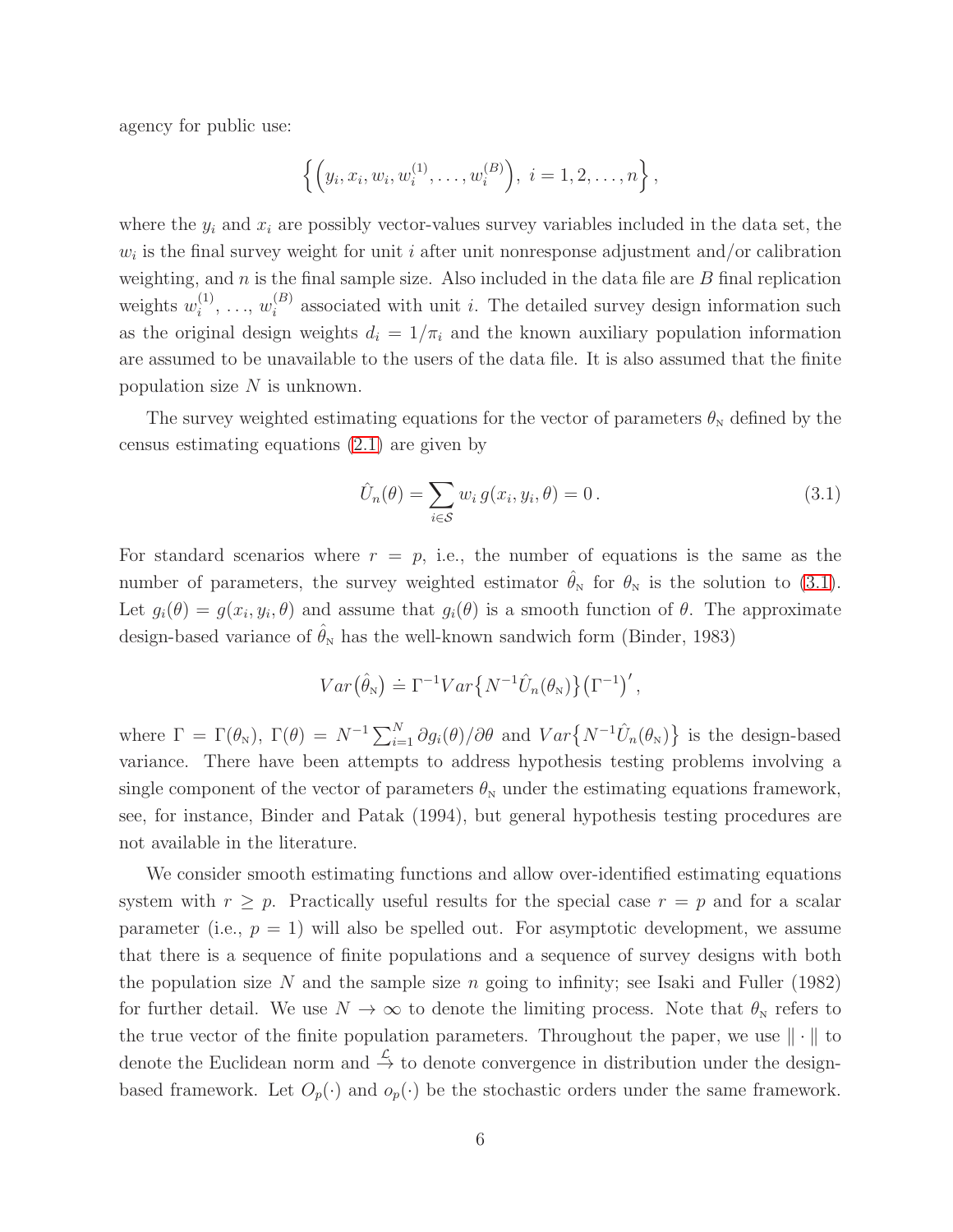agency for public use:

$$\Big\{ \Big( y_i, x_i, w_i, w_i^{(1)}, \ldots, w_i^{(B)} \Big),\ i = 1, 2, \ldots, n \Big\},$$

where the $y_i$ and $x_i$ are possibly vector-values survey variables included in the data set, the $w_i$ is the final survey weight for unit $i$ after unit nonresponse adjustment and/or calibration weighting, and $n$ is the final sample size. Also included in the data file are $B$ final replication weights $w_i^{(1)}$, …, $w_i^{(B)}$ associated with unit $i$. The detailed survey design information such as the original design weights $d_i = 1/\pi_i$ and the known auxiliary population information are assumed to be unavailable to the users of the data file. It is also assumed that the finite population size $N$ is unknown.

The survey weighted estimating equations for the vector of parameters $\theta_{\rm N}$ defined by the census estimating equations (2.1) are given by

$$\hat{U}_n(\theta) = \sum_{i \in \mathcal{S}} w_i\, g(x_i, y_i, \theta) = 0\,. \tag{3.1}$$

For standard scenarios where $r = p$, i.e., the number of equations is the same as the number of parameters, the survey weighted estimator $\hat{\theta}_{\rm N}$ for $\theta_{\rm N}$ is the solution to (3.1). Let $g_i(\theta) = g(x_i, y_i, \theta)$ and assume that $g_i(\theta)$ is a smooth function of $\theta$. The approximate design-based variance of $\hat{\theta}_{\rm N}$ has the well-known sandwich form (Binder, 1983)

$$Var\big(\hat{\theta}_{\rm N}\big) \doteq \Gamma^{-1} Var\big\{ N^{-1} \hat{U}_n(\theta_{\rm N}) \big\} \big(\Gamma^{-1}\big)',$$

where $\Gamma = \Gamma(\theta_{\rm N})$, $\Gamma(\theta) = N^{-1} \sum_{i=1}^N \partial g_i(\theta)/\partial \theta$ and $Var\big\{ N^{-1} \hat{U}_n(\theta_{\rm N}) \big\}$ is the design-based variance. There have been attempts to address hypothesis testing problems involving a single component of the vector of parameters $\theta_{\rm N}$ under the estimating equations framework, see, for instance, Binder and Patak (1994), but general hypothesis testing procedures are not available in the literature.

We consider smooth estimating functions and allow over-identified estimating equations system with $r \geq p$. Practically useful results for the special case $r = p$ and for a scalar parameter (i.e., $p = 1$) will also be spelled out. For asymptotic development, we assume that there is a sequence of finite populations and a sequence of survey designs with both the population size $N$ and the sample size $n$ going to infinity; see Isaki and Fuller (1982) for further detail. We use $N \to \infty$ to denote the limiting process. Note that $\theta_{\rm N}$ refers to the true vector of the finite population parameters. Throughout the paper, we use $\| \cdot \|$ to denote the Euclidean norm and $\xrightarrow{\mathcal{L}}$ to denote convergence in distribution under the design-based framework. Let $O_p(\cdot)$ and $o_p(\cdot)$ be the stochastic orders under the same framework.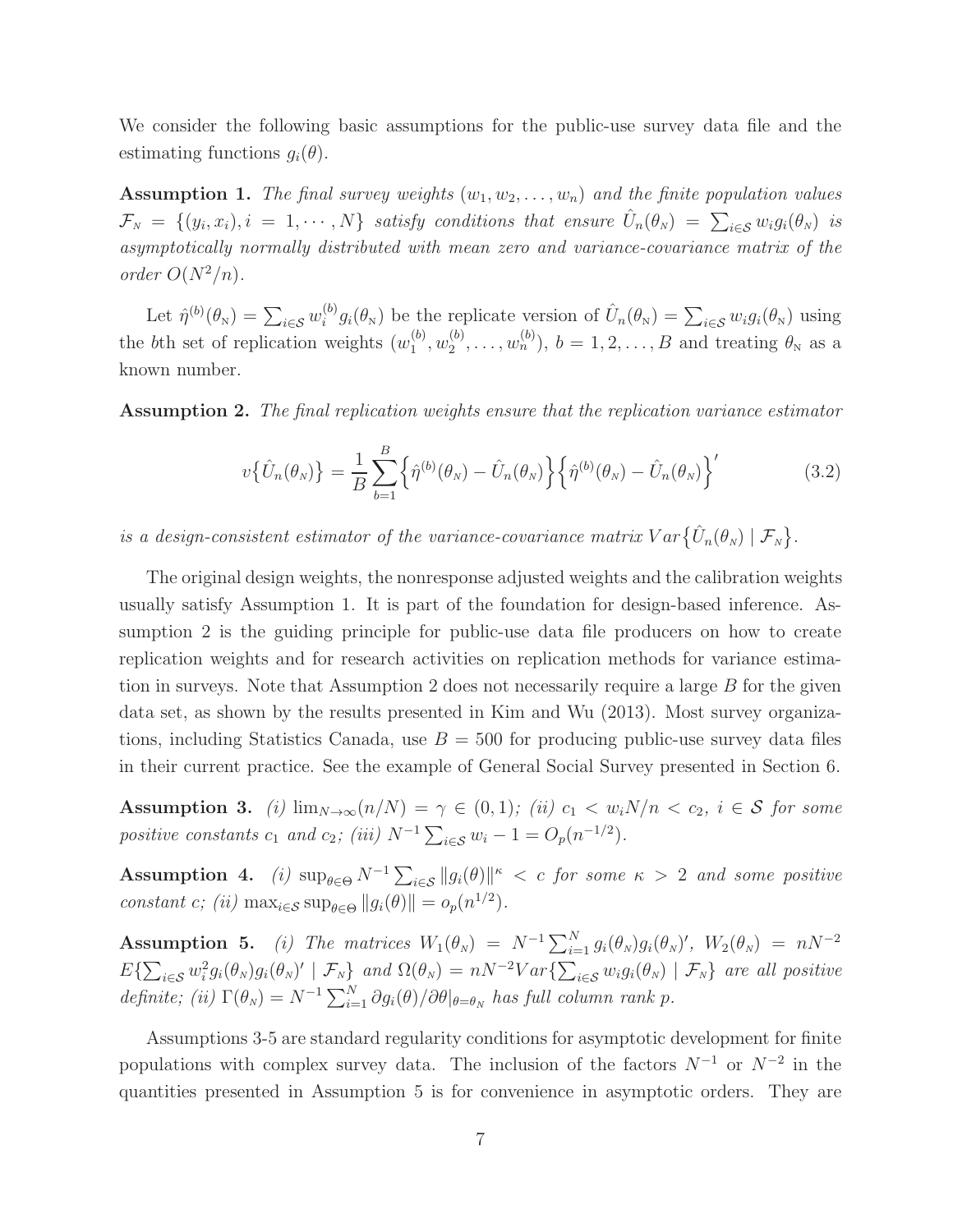We consider the following basic assumptions for the public-use survey data file and the estimating functions $g_i(\theta)$.

**Assumption 1.** *The final survey weights* $(w_1, w_2, \ldots, w_n)$ *and the finite population values* $\mathcal{F}_{\scriptscriptstyle N} = \{(y_i, x_i), i = 1, \cdots, N\}$ *satisfy conditions that ensure* $\hat{U}_n(\theta_{\scriptscriptstyle N}) = \sum_{i \in \mathcal{S}} w_i g_i(\theta_{\scriptscriptstyle N})$ *is asymptotically normally distributed with mean zero and variance-covariance matrix of the order* $O(N^2/n)$.

Let $\hat{\eta}^{(b)}(\theta_{\scriptscriptstyle N}) = \sum_{i \in \mathcal{S}} w_i^{(b)} g_i(\theta_{\scriptscriptstyle N})$ be the replicate version of $\hat{U}_n(\theta_{\scriptscriptstyle N}) = \sum_{i \in \mathcal{S}} w_i g_i(\theta_{\scriptscriptstyle N})$ using the $b$th set of replication weights $(w_1^{(b)}, w_2^{(b)}, \ldots, w_n^{(b)})$, $b = 1, 2, \ldots, B$ and treating $\theta_{\scriptscriptstyle N}$ as a known number.

**Assumption 2.** *The final replication weights ensure that the replication variance estimator*

$$v\big\{\hat{U}_n(\theta_{\scriptscriptstyle N})\big\} = \frac{1}{B} \sum_{b=1}^{B} \Big\{\hat{\eta}^{(b)}(\theta_{\scriptscriptstyle N}) - \hat{U}_n(\theta_{\scriptscriptstyle N})\Big\} \Big\{\hat{\eta}^{(b)}(\theta_{\scriptscriptstyle N}) - \hat{U}_n(\theta_{\scriptscriptstyle N})\Big\}' \tag{3.2}$$

*is a design-consistent estimator of the variance-covariance matrix* $Var\big\{\hat{U}_n(\theta_{\scriptscriptstyle N}) \mid \mathcal{F}_{\scriptscriptstyle N}\big\}$.

The original design weights, the nonresponse adjusted weights and the calibration weights usually satisfy Assumption 1. It is part of the foundation for design-based inference. Assumption 2 is the guiding principle for public-use data file producers on how to create replication weights and for research activities on replication methods for variance estimation in surveys. Note that Assumption 2 does not necessarily require a large $B$ for the given data set, as shown by the results presented in Kim and Wu (2013). Most survey organizations, including Statistics Canada, use $B = 500$ for producing public-use survey data files in their current practice. See the example of General Social Survey presented in Section 6.

**Assumption 3.** *(i)* $\lim_{N \to \infty}(n/N) = \gamma \in (0, 1)$*; (ii)* $c_1 < w_i N/n < c_2$, $i \in \mathcal{S}$ *for some positive constants* $c_1$ *and* $c_2$*; (iii)* $N^{-1} \sum_{i \in \mathcal{S}} w_i - 1 = O_p(n^{-1/2})$.

**Assumption 4.** *(i)* $\sup_{\theta \in \Theta} N^{-1} \sum_{i \in \mathcal{S}} \|g_i(\theta)\|^{\kappa} < c$ *for some* $\kappa > 2$ *and some positive constant* $c$*; (ii)* $\max_{i \in \mathcal{S}} \sup_{\theta \in \Theta} \|g_i(\theta)\| = o_p(n^{1/2})$.

**Assumption 5.** *(i) The matrices* $W_1(\theta_{\scriptscriptstyle N}) = N^{-1} \sum_{i=1}^{N} g_i(\theta_{\scriptscriptstyle N}) g_i(\theta_{\scriptscriptstyle N})'$, $W_2(\theta_{\scriptscriptstyle N}) = nN^{-2} E\{\sum_{i \in \mathcal{S}} w_i^2 g_i(\theta_{\scriptscriptstyle N}) g_i(\theta_{\scriptscriptstyle N})' \mid \mathcal{F}_{\scriptscriptstyle N}\}$ *and* $\Omega(\theta_{\scriptscriptstyle N}) = nN^{-2} Var\{\sum_{i \in \mathcal{S}} w_i g_i(\theta_{\scriptscriptstyle N}) \mid \mathcal{F}_{\scriptscriptstyle N}\}$ *are all positive definite; (ii)* $\Gamma(\theta_{\scriptscriptstyle N}) = N^{-1} \sum_{i=1}^{N} \partial g_i(\theta)/\partial\theta|_{\theta=\theta_{\scriptscriptstyle N}}$ *has full column rank* $p$.

Assumptions 3-5 are standard regularity conditions for asymptotic development for finite populations with complex survey data. The inclusion of the factors $N^{-1}$ or $N^{-2}$ in the quantities presented in Assumption 5 is for convenience in asymptotic orders. They are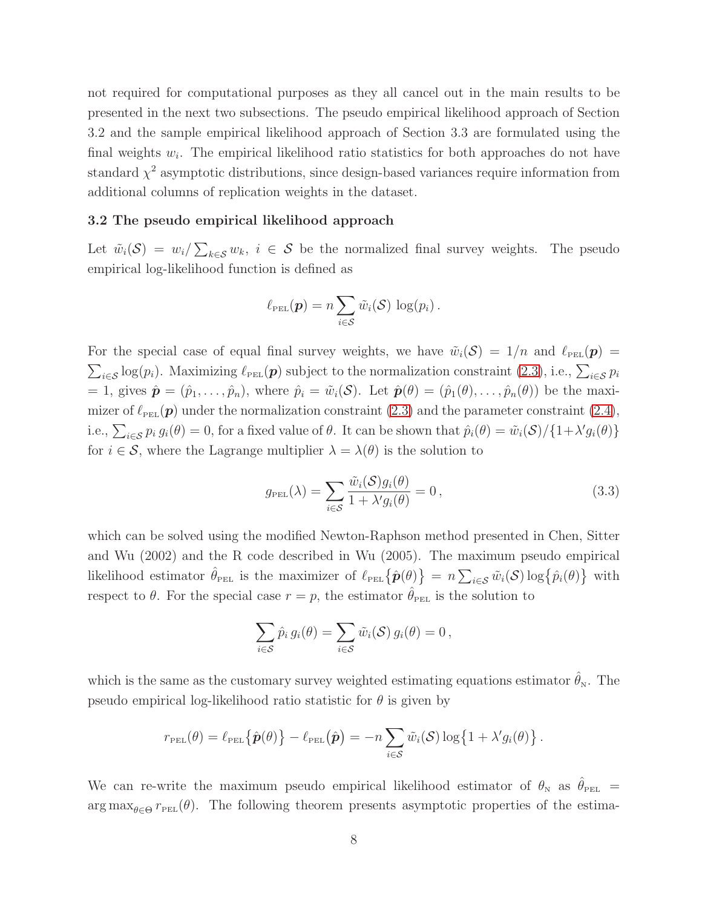not required for computational purposes as they all cancel out in the main results to be presented in the next two subsections. The pseudo empirical likelihood approach of Section 3.2 and the sample empirical likelihood approach of Section 3.3 are formulated using the final weights $w_i$. The empirical likelihood ratio statistics for both approaches do not have standard $\chi^2$ asymptotic distributions, since design-based variances require information from additional columns of replication weights in the dataset.

### 3.2 The pseudo empirical likelihood approach

Let $\tilde{w}_i(\mathcal{S}) = w_i / \sum_{k \in \mathcal{S}} w_k$, $i \in \mathcal{S}$ be the normalized final survey weights. The pseudo empirical log-likelihood function is defined as

$$\ell_{\text{PEL}}(\boldsymbol{p}) = n \sum_{i \in \mathcal{S}} \tilde{w}_i(\mathcal{S}) \, \log(p_i) \, .$$

For the special case of equal final survey weights, we have $\tilde{w}_i(\mathcal{S}) = 1/n$ and $\ell_{\text{PEL}}(\boldsymbol{p}) = \sum_{i \in \mathcal{S}} \log(p_i)$. Maximizing $\ell_{\text{PEL}}(\boldsymbol{p})$ subject to the normalization constraint (2.3), i.e., $\sum_{i \in \mathcal{S}} p_i = 1$, gives $\hat{\boldsymbol{p}} = (\hat{p}_1, \ldots, \hat{p}_n)$, where $\hat{p}_i = \tilde{w}_i(\mathcal{S})$. Let $\hat{\boldsymbol{p}}(\theta) = (\hat{p}_1(\theta), \ldots, \hat{p}_n(\theta))$ be the maximizer of $\ell_{\text{PEL}}(\boldsymbol{p})$ under the normalization constraint (2.3) and the parameter constraint (2.4), i.e., $\sum_{i \in \mathcal{S}} p_i \, g_i(\theta) = 0$, for a fixed value of $\theta$. It can be shown that $\hat{p}_i(\theta) = \tilde{w}_i(\mathcal{S}) / \{1 + \lambda' g_i(\theta)\}$ for $i \in \mathcal{S}$, where the Lagrange multiplier $\lambda = \lambda(\theta)$ is the solution to

$$g_{\text{PEL}}(\lambda) = \sum_{i \in \mathcal{S}} \frac{\tilde{w}_i(\mathcal{S}) g_i(\theta)}{1 + \lambda' g_i(\theta)} = 0 \, , \tag{3.3}$$

which can be solved using the modified Newton-Raphson method presented in Chen, Sitter and Wu (2002) and the R code described in Wu (2005). The maximum pseudo empirical likelihood estimator $\hat{\theta}_{\text{PEL}}$ is the maximizer of $\ell_{\text{PEL}}\{\hat{\boldsymbol{p}}(\theta)\} = n \sum_{i \in \mathcal{S}} \tilde{w}_i(\mathcal{S}) \log\{\hat{p}_i(\theta)\}$ with respect to $\theta$. For the special case $r = p$, the estimator $\hat{\theta}_{\text{PEL}}$ is the solution to

$$\sum_{i \in \mathcal{S}} \hat{p}_i \, g_i(\theta) = \sum_{i \in \mathcal{S}} \tilde{w}_i(\mathcal{S}) \, g_i(\theta) = 0 \, ,$$

which is the same as the customary survey weighted estimating equations estimator $\hat{\theta}_{\text{N}}$. The pseudo empirical log-likelihood ratio statistic for $\theta$ is given by

$$r_{\text{PEL}}(\theta) = \ell_{\text{PEL}}\{\hat{\boldsymbol{p}}(\theta)\} - \ell_{\text{PEL}}(\hat{\boldsymbol{p}}) = -n \sum_{i \in \mathcal{S}} \tilde{w}_i(\mathcal{S}) \log\{1 + \lambda' g_i(\theta)\} \, .$$

We can re-write the maximum pseudo empirical likelihood estimator of $\theta_{\text{N}}$ as $\hat{\theta}_{\text{PEL}} = \arg\max_{\theta \in \Theta} r_{\text{PEL}}(\theta)$. The following theorem presents asymptotic properties of the estima-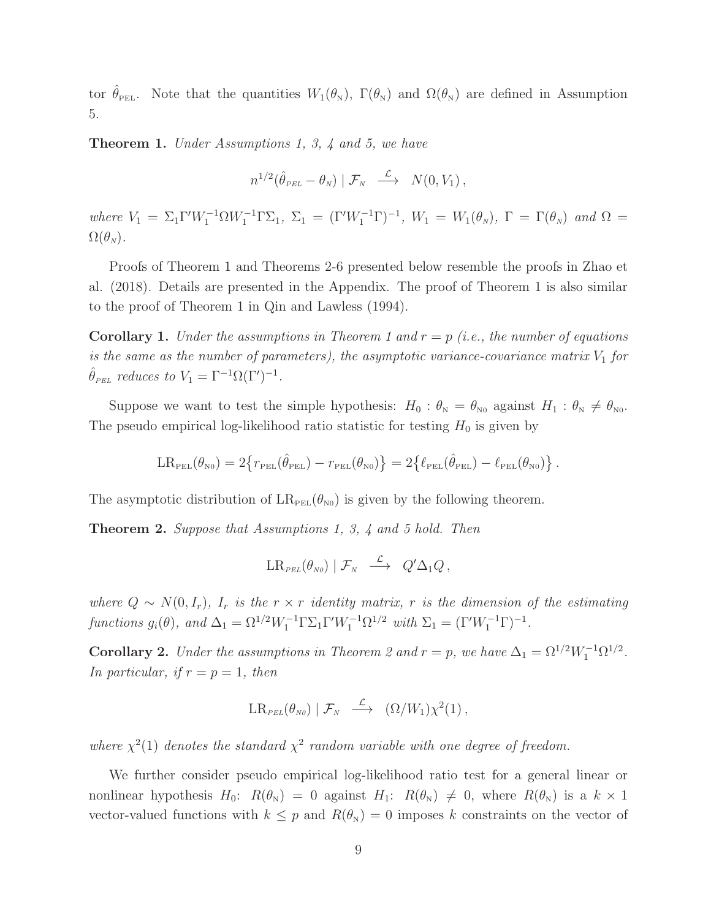tor $\hat{\theta}_{\text{PEL}}$. Note that the quantities $W_1(\theta_{\text{N}})$, $\Gamma(\theta_{\text{N}})$ and $\Omega(\theta_{\text{N}})$ are defined in Assumption 5.

**Theorem 1.** *Under Assumptions 1, 3, 4 and 5, we have*

$$n^{1/2}(\hat{\theta}_{PEL} - \theta_N) \mid \mathcal{F}_N \ \stackrel{\mathcal{L}}{\longrightarrow} \ N(0, V_1)\,,$$

*where* $V_1 = \Sigma_1 \Gamma' W_1^{-1} \Omega W_1^{-1} \Gamma \Sigma_1$, $\Sigma_1 = (\Gamma' W_1^{-1} \Gamma)^{-1}$, $W_1 = W_1(\theta_N)$, $\Gamma = \Gamma(\theta_N)$ *and* $\Omega = \Omega(\theta_N)$.

Proofs of Theorem 1 and Theorems 2-6 presented below resemble the proofs in Zhao et al. (2018). Details are presented in the Appendix. The proof of Theorem 1 is also similar to the proof of Theorem 1 in Qin and Lawless (1994).

**Corollary 1.** *Under the assumptions in Theorem 1 and* $r = p$ *(i.e., the number of equations is the same as the number of parameters), the asymptotic variance-covariance matrix* $V_1$ *for* $\hat{\theta}_{PEL}$ *reduces to* $V_1 = \Gamma^{-1}\Omega(\Gamma')^{-1}$.

Suppose we want to test the simple hypothesis: $H_0 : \theta_{\text{N}} = \theta_{\text{N0}}$ against $H_1 : \theta_{\text{N}} \neq \theta_{\text{N0}}$. The pseudo empirical log-likelihood ratio statistic for testing $H_0$ is given by

$$\text{LR}_{\text{PEL}}(\theta_{\text{N0}}) = 2\big\{r_{\text{PEL}}(\hat{\theta}_{\text{PEL}}) - r_{\text{PEL}}(\theta_{\text{N0}})\big\} = 2\big\{\ell_{\text{PEL}}(\hat{\theta}_{\text{PEL}}) - \ell_{\text{PEL}}(\theta_{\text{N0}})\big\}\,.$$

The asymptotic distribution of $\text{LR}_{\text{PEL}}(\theta_{\text{N0}})$ is given by the following theorem.

**Theorem 2.** *Suppose that Assumptions 1, 3, 4 and 5 hold. Then*

$$\text{LR}_{PEL}(\theta_{N0}) \mid \mathcal{F}_N \ \stackrel{\mathcal{L}}{\longrightarrow} \ Q'\Delta_1 Q\,,$$

*where* $Q \sim N(0, I_r)$, $I_r$ *is the* $r \times r$ *identity matrix,* $r$ *is the dimension of the estimating functions* $g_i(\theta)$, *and* $\Delta_1 = \Omega^{1/2} W_1^{-1} \Gamma \Sigma_1 \Gamma' W_1^{-1} \Omega^{1/2}$ *with* $\Sigma_1 = (\Gamma' W_1^{-1} \Gamma)^{-1}$.

**Corollary 2.** *Under the assumptions in Theorem 2 and* $r = p$, *we have* $\Delta_1 = \Omega^{1/2} W_1^{-1} \Omega^{1/2}$. *In particular, if* $r = p = 1$, *then*

$$\text{LR}_{PEL}(\theta_{N0}) \mid \mathcal{F}_N \ \stackrel{\mathcal{L}}{\longrightarrow} \ (\Omega/W_1)\chi^2(1)\,,$$

*where* $\chi^2(1)$ *denotes the standard* $\chi^2$ *random variable with one degree of freedom.*

We further consider pseudo empirical log-likelihood ratio test for a general linear or nonlinear hypothesis $H_0$: $R(\theta_{\text{N}}) = 0$ against $H_1$: $R(\theta_{\text{N}}) \neq 0$, where $R(\theta_{\text{N}})$ is a $k \times 1$ vector-valued functions with $k \leq p$ and $R(\theta_{\text{N}}) = 0$ imposes $k$ constraints on the vector of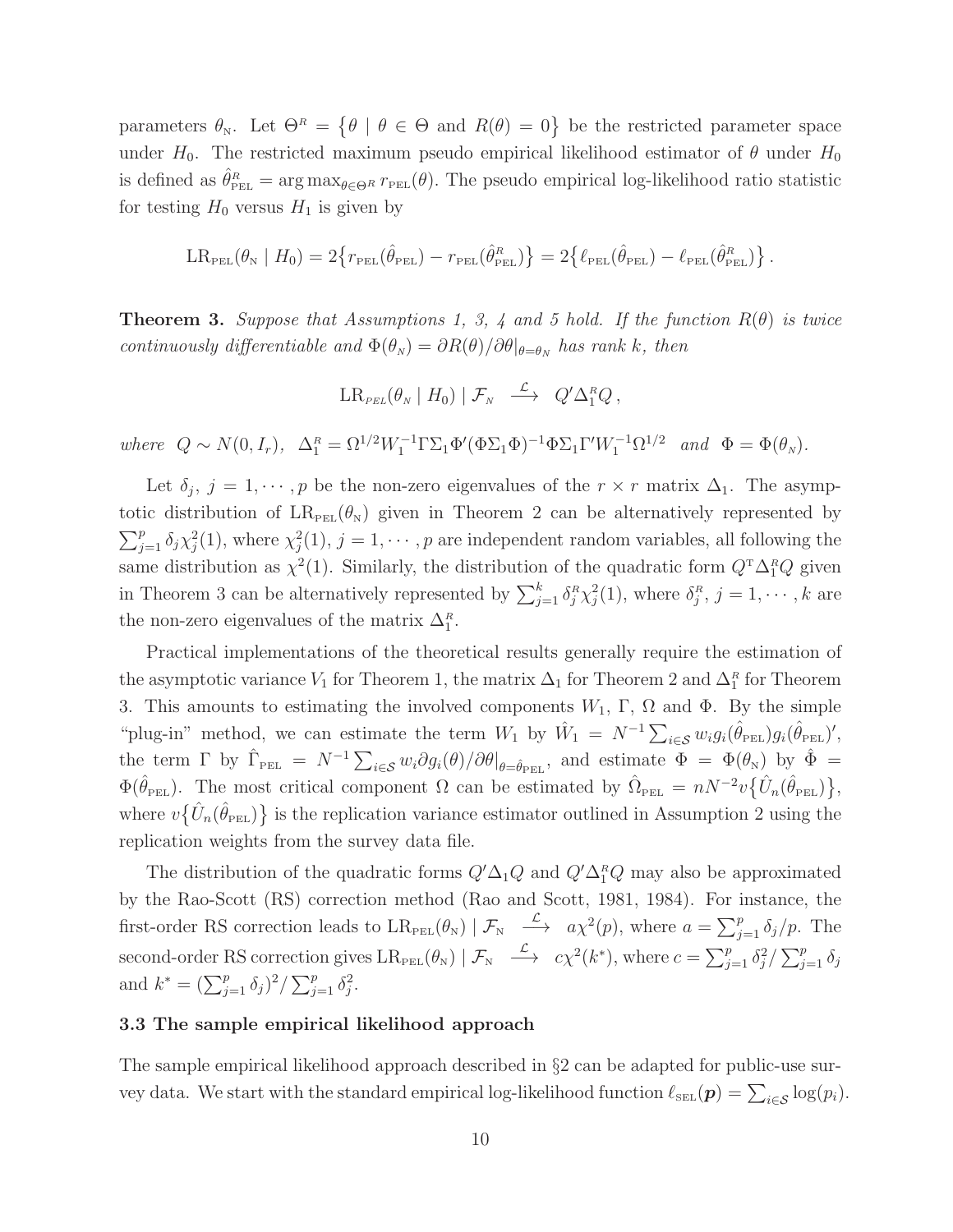parameters $\theta_{\text{N}}$. Let $\Theta^{R} = \{\theta \mid \theta \in \Theta \text{ and } R(\theta) = 0\}$ be the restricted parameter space under $H_0$. The restricted maximum pseudo empirical likelihood estimator of $\theta$ under $H_0$ is defined as $\hat{\theta}^{R}_{\text{PEL}} = \arg\max_{\theta \in \Theta^R} r_{\text{PEL}}(\theta)$. The pseudo empirical log-likelihood ratio statistic for testing $H_0$ versus $H_1$ is given by

$$\text{LR}_{\text{PEL}}(\theta_{\text{N}} \mid H_0) = 2\{r_{\text{PEL}}(\hat{\theta}_{\text{PEL}}) - r_{\text{PEL}}(\hat{\theta}^{R}_{\text{PEL}})\} = 2\{\ell_{\text{PEL}}(\hat{\theta}_{\text{PEL}}) - \ell_{\text{PEL}}(\hat{\theta}^{R}_{\text{PEL}})\}\,.$$

**Theorem 3.** *Suppose that Assumptions 1, 3, 4 and 5 hold. If the function $R(\theta)$ is twice continuously differentiable and $\Phi(\theta_{N}) = \partial R(\theta)/\partial\theta|_{\theta=\theta_N}$ has rank $k$, then*

$$\text{LR}_{PEL}(\theta_{N} \mid H_0) \mid \mathcal{F}_{N} \;\xrightarrow{\;\mathcal{L}\;}\; Q'\Delta_1^{R} Q\,,$$

*where* $Q \sim N(0, I_r)$, $\Delta_1^R = \Omega^{1/2}W_1^{-1}\Gamma\Sigma_1\Phi'(\Phi\Sigma_1\Phi)^{-1}\Phi\Sigma_1\Gamma' W_1^{-1}\Omega^{1/2}$ *and* $\Phi = \Phi(\theta_{N})$.

Let $\delta_j$, $j = 1, \cdots, p$ be the non-zero eigenvalues of the $r \times r$ matrix $\Delta_1$. The asymptotic distribution of $\text{LR}_{\text{PEL}}(\theta_{\text{N}})$ given in Theorem 2 can be alternatively represented by $\sum_{j=1}^{p} \delta_j \chi_j^2(1)$, where $\chi_j^2(1)$, $j = 1, \cdots, p$ are independent random variables, all following the same distribution as $\chi^2(1)$. Similarly, the distribution of the quadratic form $Q^{\text{T}}\Delta_1^R Q$ given in Theorem 3 can be alternatively represented by $\sum_{j=1}^{k} \delta_j^R \chi_j^2(1)$, where $\delta_j^R$, $j = 1, \cdots, k$ are the non-zero eigenvalues of the matrix $\Delta_1^R$.

Practical implementations of the theoretical results generally require the estimation of the asymptotic variance $V_1$ for Theorem 1, the matrix $\Delta_1$ for Theorem 2 and $\Delta_1^R$ for Theorem 3. This amounts to estimating the involved components $W_1$, $\Gamma$, $\Omega$ and $\Phi$. By the simple "plug-in" method, we can estimate the term $W_1$ by $\hat{W}_1 = N^{-1}\sum_{i \in \mathcal{S}} w_i g_i(\hat{\theta}_{\text{PEL}}) g_i(\hat{\theta}_{\text{PEL}})'$, the term $\Gamma$ by $\hat{\Gamma}_{\text{PEL}} = N^{-1}\sum_{i\in\mathcal{S}} w_i \partial g_i(\theta)/\partial\theta|_{\theta=\hat{\theta}_{\text{PEL}}}$, and estimate $\Phi = \Phi(\theta_{\text{N}})$ by $\hat{\Phi} = \Phi(\hat{\theta}_{\text{PEL}})$. The most critical component $\Omega$ can be estimated by $\hat{\Omega}_{\text{PEL}} = nN^{-2}v\{\hat{U}_n(\hat{\theta}_{\text{PEL}})\}$, where $v\{\hat{U}_n(\hat{\theta}_{\text{PEL}})\}$ is the replication variance estimator outlined in Assumption 2 using the replication weights from the survey data file.

The distribution of the quadratic forms $Q'\Delta_1 Q$ and $Q'\Delta_1^R Q$ may also be approximated by the Rao-Scott (RS) correction method (Rao and Scott, 1981, 1984). For instance, the first-order RS correction leads to $\text{LR}_{\text{PEL}}(\theta_{\text{N}}) \mid \mathcal{F}_{\text{N}} \xrightarrow{\;\mathcal{L}\;} a\chi^2(p)$, where $a = \sum_{j=1}^{p}\delta_j/p$. The second-order RS correction gives $\text{LR}_{\text{PEL}}(\theta_{\text{N}}) \mid \mathcal{F}_{\text{N}} \xrightarrow{\;\mathcal{L}\;} c\chi^2(k^*)$, where $c = \sum_{j=1}^{p}\delta_j^2/\sum_{j=1}^{p}\delta_j$ and $k^* = (\sum_{j=1}^{p}\delta_j)^2/\sum_{j=1}^{p}\delta_j^2$.

### 3.3 The sample empirical likelihood approach

The sample empirical likelihood approach described in §2 can be adapted for public-use survey data. We start with the standard empirical log-likelihood function $\ell_{\text{SEL}}(\boldsymbol{p}) = \sum_{i\in\mathcal{S}}\log(p_i)$.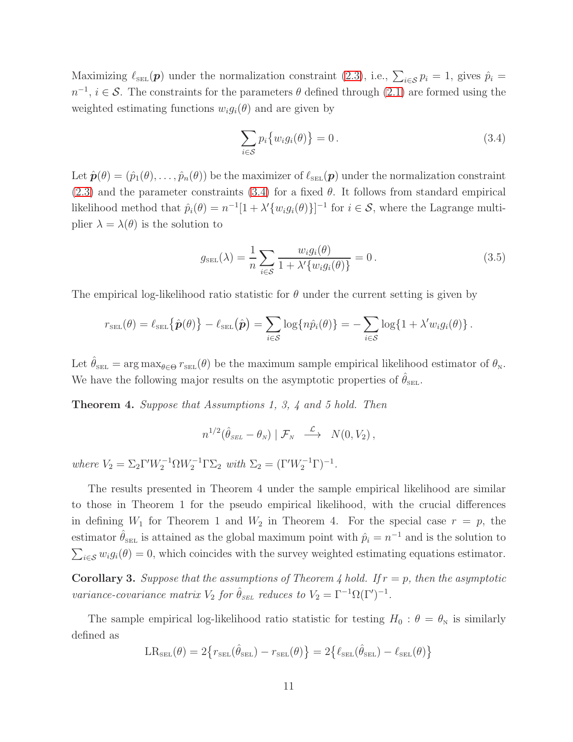Maximizing $\ell_{\text{SEL}}(\boldsymbol{p})$ under the normalization constraint (2.3), i.e., $\sum_{i\in\mathcal{S}} p_i = 1$, gives $\hat{p}_i = n^{-1}$, $i \in \mathcal{S}$. The constraints for the parameters $\theta$ defined through (2.1) are formed using the weighted estimating functions $w_i g_i(\theta)$ and are given by

$$\sum_{i\in\mathcal{S}} p_i\big\{w_i g_i(\theta)\big\} = 0\,. \tag{3.4}$$

Let $\hat{\boldsymbol{p}}(\theta) = (\hat{p}_1(\theta), \ldots, \hat{p}_n(\theta))$ be the maximizer of $\ell_{\text{SEL}}(\boldsymbol{p})$ under the normalization constraint (2.3) and the parameter constraints (3.4) for a fixed $\theta$. It follows from standard empirical likelihood method that $\hat{p}_i(\theta) = n^{-1}[1 + \lambda'\{w_i g_i(\theta)\}]^{-1}$ for $i \in \mathcal{S}$, where the Lagrange multiplier $\lambda = \lambda(\theta)$ is the solution to

$$g_{\text{SEL}}(\lambda) = \frac{1}{n}\sum_{i\in\mathcal{S}} \frac{w_i g_i(\theta)}{1 + \lambda'\{w_i g_i(\theta)\}} = 0\,. \tag{3.5}$$

The empirical log-likelihood ratio statistic for $\theta$ under the current setting is given by

$$r_{\text{SEL}}(\theta) = \ell_{\text{SEL}}\big\{\hat{\boldsymbol{p}}(\theta)\big\} - \ell_{\text{SEL}}\big(\hat{\boldsymbol{p}}\big) = \sum_{i\in\mathcal{S}} \log\{n\hat{p}_i(\theta)\} = -\sum_{i\in\mathcal{S}} \log\{1 + \lambda' w_i g_i(\theta)\}\,.$$

Let $\hat{\theta}_{\text{SEL}} = \arg\max_{\theta\in\Theta} r_{\text{SEL}}(\theta)$ be the maximum sample empirical likelihood estimator of $\theta_{\text{N}}$. We have the following major results on the asymptotic properties of $\hat{\theta}_{\text{SEL}}$.

**Theorem 4.** *Suppose that Assumptions 1, 3, 4 and 5 hold. Then*

$$n^{1/2}(\hat{\theta}_{SEL} - \theta_{N}) \mid \mathcal{F}_{N} \;\; \xrightarrow{\mathcal{L}} \;\; N(0, V_2)\,,$$

*where* $V_2 = \Sigma_2\Gamma' W_2^{-1}\Omega W_2^{-1}\Gamma\Sigma_2$ *with* $\Sigma_2 = (\Gamma' W_2^{-1}\Gamma)^{-1}$.

The results presented in Theorem 4 under the sample empirical likelihood are similar to those in Theorem 1 for the pseudo empirical likelihood, with the crucial differences in defining $W_1$ for Theorem 1 and $W_2$ in Theorem 4. For the special case $r = p$, the estimator $\hat{\theta}_{\text{SEL}}$ is attained as the global maximum point with $\hat{p}_i = n^{-1}$ and is the solution to $\sum_{i\in\mathcal{S}} w_i g_i(\theta) = 0$, which coincides with the survey weighted estimating equations estimator.

**Corollary 3.** *Suppose that the assumptions of Theorem 4 hold. If* $r = p$*, then the asymptotic variance-covariance matrix* $V_2$ *for* $\hat{\theta}_{SEL}$ *reduces to* $V_2 = \Gamma^{-1}\Omega(\Gamma')^{-1}$.

The sample empirical log-likelihood ratio statistic for testing $H_0 : \theta = \theta_{\text{N}}$ is similarly defined as

$$\text{LR}_{\text{SEL}}(\theta) = 2\big\{r_{\text{SEL}}(\hat{\theta}_{\text{SEL}}) - r_{\text{SEL}}(\theta)\big\} = 2\big\{\ell_{\text{SEL}}(\hat{\theta}_{\text{SEL}}) - \ell_{\text{SEL}}(\theta)\big\}$$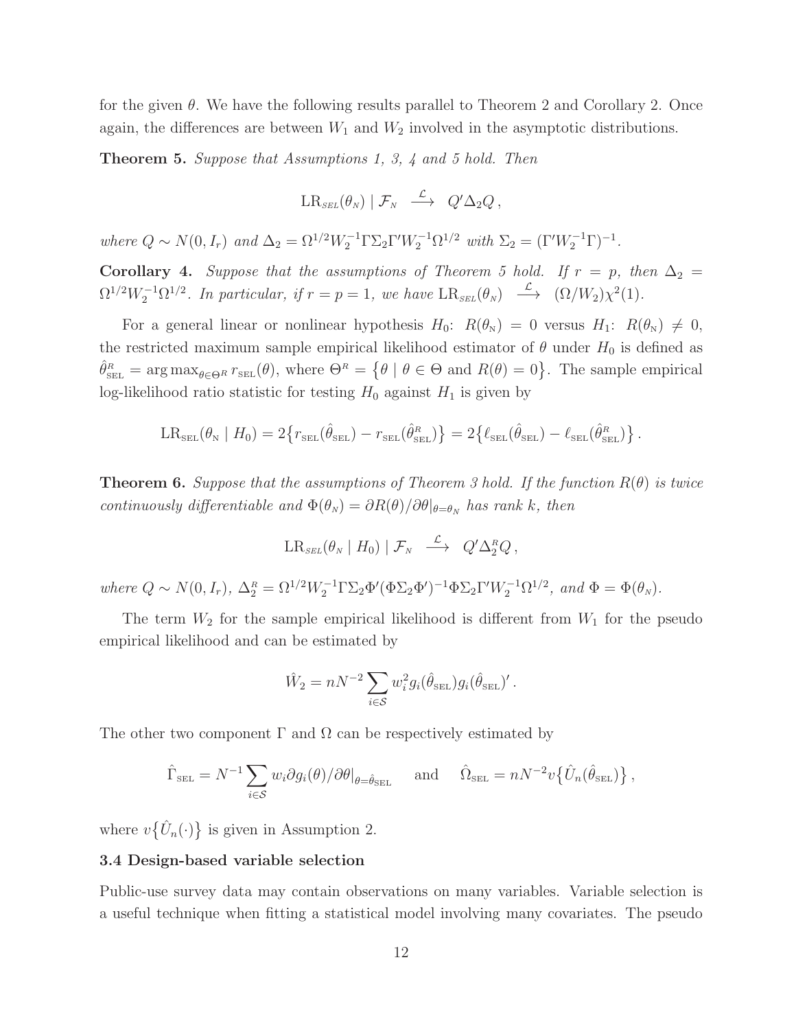for the given $\theta$. We have the following results parallel to Theorem 2 and Corollary 2. Once again, the differences are between $W_1$ and $W_2$ involved in the asymptotic distributions.

**Theorem 5.** *Suppose that Assumptions 1, 3, 4 and 5 hold. Then*

$$\mathrm{LR}_{\text{SEL}}(\theta_N) \mid \mathcal{F}_N \ \xrightarrow{\mathcal{L}}\ Q'\Delta_2 Q\,,$$

*where $Q \sim N(0, I_r)$ and $\Delta_2 = \Omega^{1/2}W_2^{-1}\Gamma\Sigma_2\Gamma' W_2^{-1}\Omega^{1/2}$ with $\Sigma_2 = (\Gamma' W_2^{-1}\Gamma)^{-1}$.*

**Corollary 4.** *Suppose that the assumptions of Theorem 5 hold. If $r = p$, then $\Delta_2 = \Omega^{1/2}W_2^{-1}\Omega^{1/2}$. In particular, if $r = p = 1$, we have $\mathrm{LR}_{\text{SEL}}(\theta_N) \ \xrightarrow{\mathcal{L}}\ (\Omega/W_2)\chi^2(1)$.*

For a general linear or nonlinear hypothesis $H_0$: $R(\theta_{\text{N}}) = 0$ versus $H_1$: $R(\theta_{\text{N}}) \neq 0$, the restricted maximum sample empirical likelihood estimator of $\theta$ under $H_0$ is defined as $\hat{\theta}^{R}_{\text{SEL}} = \arg\max_{\theta\in\Theta^R} r_{\text{SEL}}(\theta)$, where $\Theta^R = \{\theta \mid \theta \in \Theta \text{ and } R(\theta) = 0\}$. The sample empirical log-likelihood ratio statistic for testing $H_0$ against $H_1$ is given by

$$\mathrm{LR}_{\text{SEL}}(\theta_{\text{N}} \mid H_0) = 2\{r_{\text{SEL}}(\hat{\theta}_{\text{SEL}}) - r_{\text{SEL}}(\hat{\theta}^{R}_{\text{SEL}})\} = 2\{\ell_{\text{SEL}}(\hat{\theta}_{\text{SEL}}) - \ell_{\text{SEL}}(\hat{\theta}^{R}_{\text{SEL}})\}\,.$$

**Theorem 6.** *Suppose that the assumptions of Theorem 3 hold. If the function $R(\theta)$ is twice continuously differentiable and $\Phi(\theta_N) = \partial R(\theta)/\partial\theta|_{\theta=\theta_N}$ has rank $k$, then*

$$\mathrm{LR}_{\text{SEL}}(\theta_N \mid H_0) \mid \mathcal{F}_N \ \xrightarrow{\mathcal{L}}\ Q'\Delta_2^R Q\,,$$

*where $Q \sim N(0, I_r)$, $\Delta_2^R = \Omega^{1/2}W_2^{-1}\Gamma\Sigma_2\Phi'(\Phi\Sigma_2\Phi')^{-1}\Phi\Sigma_2\Gamma' W_2^{-1}\Omega^{1/2}$, and $\Phi = \Phi(\theta_N)$.*

The term $W_2$ for the sample empirical likelihood is different from $W_1$ for the pseudo empirical likelihood and can be estimated by

$$\hat{W}_2 = nN^{-2}\sum_{i\in\mathcal{S}} w_i^2 g_i(\hat{\theta}_{\text{SEL}})g_i(\hat{\theta}_{\text{SEL}})'\,.$$

The other two component $\Gamma$ and $\Omega$ can be respectively estimated by

$$\hat{\Gamma}_{\text{SEL}} = N^{-1}\sum_{i\in\mathcal{S}} w_i \partial g_i(\theta)/\partial\theta|_{\theta=\hat{\theta}_{\text{SEL}}} \quad \text{and} \quad \hat{\Omega}_{\text{SEL}} = nN^{-2}v\{\hat{U}_n(\hat{\theta}_{\text{SEL}})\}\,,$$

where $v\{\hat{U}_n(\cdot)\}$ is given in Assumption 2.

### 3.4 Design-based variable selection

Public-use survey data may contain observations on many variables. Variable selection is a useful technique when fitting a statistical model involving many covariates. The pseudo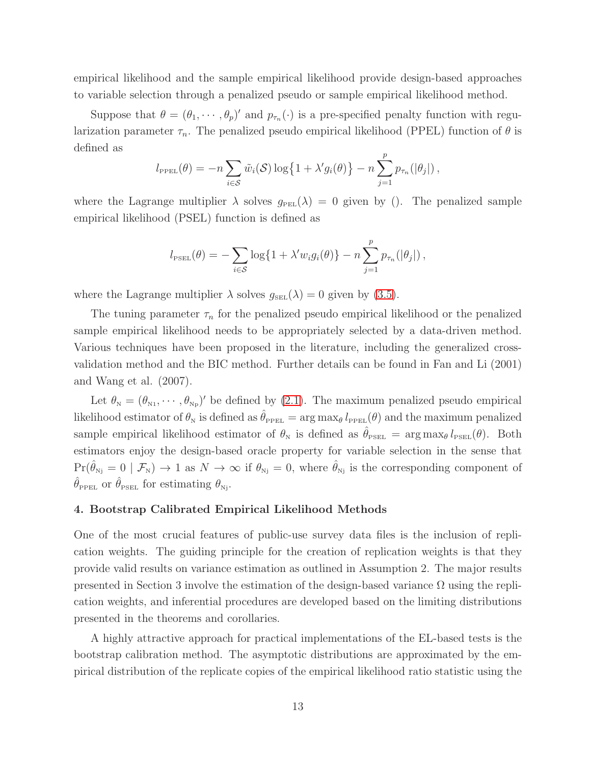empirical likelihood and the sample empirical likelihood provide design-based approaches to variable selection through a penalized pseudo or sample empirical likelihood method.

Suppose that $\theta = (\theta_1, \cdots, \theta_p)'$ and $p_{\tau_n}(\cdot)$ is a pre-specified penalty function with regularization parameter $\tau_n$. The penalized pseudo empirical likelihood (PPEL) function of $\theta$ is defined as

$$l_{\text{PPEL}}(\theta) = -n \sum_{i \in \mathcal{S}} \tilde{w}_i(\mathcal{S}) \log\{1 + \lambda' g_i(\theta)\} - n \sum_{j=1}^{p} p_{\tau_n}(|\theta_j|)\,,$$

where the Lagrange multiplier $\lambda$ solves $g_{\text{PEL}}(\lambda) = 0$ given by (). The penalized sample empirical likelihood (PSEL) function is defined as

$$l_{\text{PSEL}}(\theta) = -\sum_{i \in \mathcal{S}} \log\{1 + \lambda' w_i g_i(\theta)\} - n \sum_{j=1}^{p} p_{\tau_n}(|\theta_j|)\,,$$

where the Lagrange multiplier $\lambda$ solves $g_{\text{SEL}}(\lambda) = 0$ given by (3.5).

The tuning parameter $\tau_n$ for the penalized pseudo empirical likelihood or the penalized sample empirical likelihood needs to be appropriately selected by a data-driven method. Various techniques have been proposed in the literature, including the generalized cross-validation method and the BIC method. Further details can be found in Fan and Li (2001) and Wang et al. (2007).

Let $\theta_{\text{N}} = (\theta_{\text{N1}}, \cdots, \theta_{\text{Np}})'$ be defined by (2.1). The maximum penalized pseudo empirical likelihood estimator of $\theta_{\text{N}}$ is defined as $\hat{\theta}_{\text{PPEL}} = \arg\max_\theta l_{\text{PPEL}}(\theta)$ and the maximum penalized sample empirical likelihood estimator of $\theta_{\text{N}}$ is defined as $\hat{\theta}_{\text{PSEL}} = \arg\max_\theta l_{\text{PSEL}}(\theta)$. Both estimators enjoy the design-based oracle property for variable selection in the sense that $\Pr(\hat{\theta}_{\text{Nj}} = 0 \mid \mathcal{F}_{\text{N}}) \to 1$ as $N \to \infty$ if $\theta_{\text{Nj}} = 0$, where $\hat{\theta}_{\text{Nj}}$ is the corresponding component of $\hat{\theta}_{\text{PPEL}}$ or $\hat{\theta}_{\text{PSEL}}$ for estimating $\theta_{\text{Nj}}$.

## 4. Bootstrap Calibrated Empirical Likelihood Methods

One of the most crucial features of public-use survey data files is the inclusion of replication weights. The guiding principle for the creation of replication weights is that they provide valid results on variance estimation as outlined in Assumption 2. The major results presented in Section 3 involve the estimation of the design-based variance $\Omega$ using the replication weights, and inferential procedures are developed based on the limiting distributions presented in the theorems and corollaries.

A highly attractive approach for practical implementations of the EL-based tests is the bootstrap calibration method. The asymptotic distributions are approximated by the empirical distribution of the replicate copies of the empirical likelihood ratio statistic using the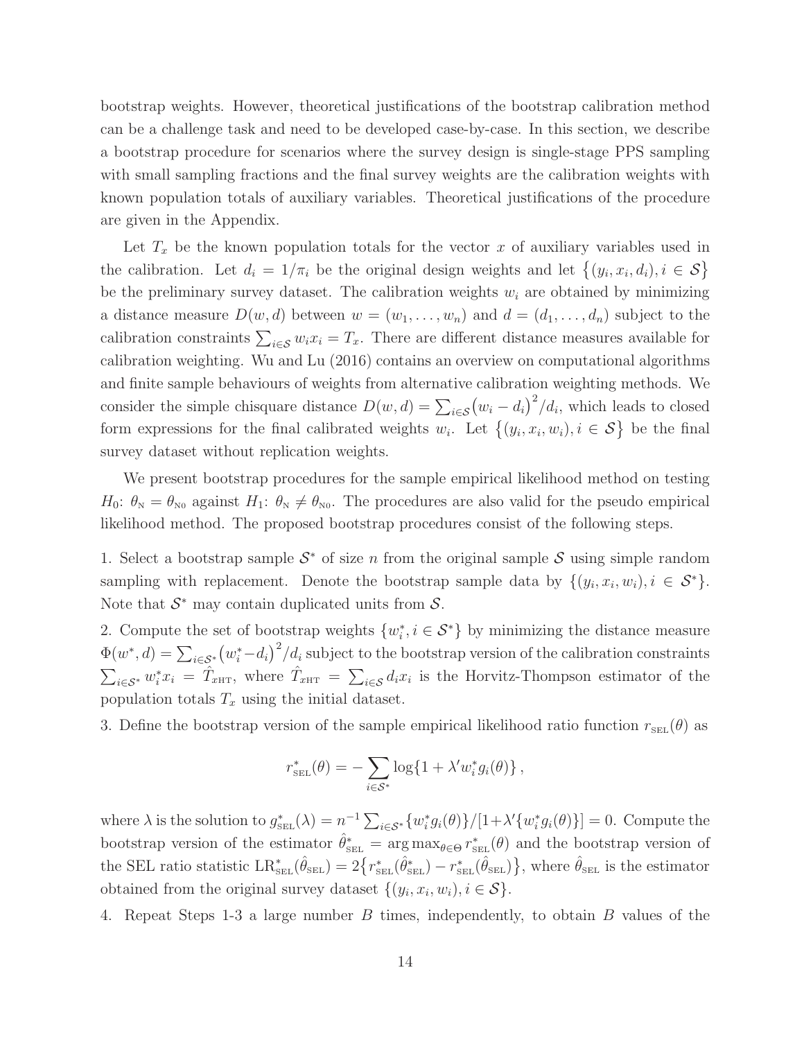bootstrap weights. However, theoretical justifications of the bootstrap calibration method can be a challenge task and need to be developed case-by-case. In this section, we describe a bootstrap procedure for scenarios where the survey design is single-stage PPS sampling with small sampling fractions and the final survey weights are the calibration weights with known population totals of auxiliary variables. Theoretical justifications of the procedure are given in the Appendix.

Let $T_x$ be the known population totals for the vector $x$ of auxiliary variables used in the calibration. Let $d_i = 1/\pi_i$ be the original design weights and let $\big\{(y_i, x_i, d_i), i \in \mathcal{S}\big\}$ be the preliminary survey dataset. The calibration weights $w_i$ are obtained by minimizing a distance measure $D(w, d)$ between $w = (w_1, \ldots, w_n)$ and $d = (d_1, \ldots, d_n)$ subject to the calibration constraints $\sum_{i\in\mathcal{S}} w_i x_i = T_x$. There are different distance measures available for calibration weighting. Wu and Lu (2016) contains an overview on computational algorithms and finite sample behaviours of weights from alternative calibration weighting methods. We consider the simple chisquare distance $D(w, d) = \sum_{i\in\mathcal{S}}\big(w_i - d_i\big)^2/d_i$, which leads to closed form expressions for the final calibrated weights $w_i$. Let $\big\{(y_i, x_i, w_i), i \in \mathcal{S}\big\}$ be the final survey dataset without replication weights.

We present bootstrap procedures for the sample empirical likelihood method on testing $H_0$: $\theta_{\rm N} = \theta_{\rm N0}$ against $H_1$: $\theta_{\rm N} \neq \theta_{\rm N0}$. The procedures are also valid for the pseudo empirical likelihood method. The proposed bootstrap procedures consist of the following steps.

1. Select a bootstrap sample $\mathcal{S}^*$ of size $n$ from the original sample $\mathcal{S}$ using simple random sampling with replacement. Denote the bootstrap sample data by $\{(y_i, x_i, w_i), i \in \mathcal{S}^*\}$. Note that $\mathcal{S}^*$ may contain duplicated units from $\mathcal{S}$.

2. Compute the set of bootstrap weights $\{w_i^*, i \in \mathcal{S}^*\}$ by minimizing the distance measure $\Phi(w^*, d) = \sum_{i\in\mathcal{S}^*}\big(w_i^* - d_i\big)^2/d_i$ subject to the bootstrap version of the calibration constraints $\sum_{i\in\mathcal{S}^*} w_i^* x_i = \hat{T}_{x\rm HT}$, where $\hat{T}_{x\rm HT} = \sum_{i\in\mathcal{S}} d_i x_i$ is the Horvitz-Thompson estimator of the population totals $T_x$ using the initial dataset.

3. Define the bootstrap version of the sample empirical likelihood ratio function $r_{\rm SEL}(\theta)$ as

$$r^*_{\rm SEL}(\theta) = -\sum_{i\in\mathcal{S}^*} \log\{1 + \lambda' w_i^* g_i(\theta)\}\,,$$

where $\lambda$ is the solution to $g^*_{\rm SEL}(\lambda) = n^{-1}\sum_{i\in\mathcal{S}^*}\{w_i^* g_i(\theta)\}/[1+\lambda'\{w_i^* g_i(\theta)\}] = 0$. Compute the bootstrap version of the estimator $\hat{\theta}^*_{\rm SEL} = \arg\max_{\theta\in\Theta} r^*_{\rm SEL}(\theta)$ and the bootstrap version of the SEL ratio statistic ${\rm LR}^*_{\rm SEL}(\hat{\theta}_{\rm SEL}) = 2\big\{r^*_{\rm SEL}(\hat{\theta}^*_{\rm SEL}) - r^*_{\rm SEL}(\hat{\theta}_{\rm SEL})\big\}$, where $\hat{\theta}_{\rm SEL}$ is the estimator obtained from the original survey dataset $\{(y_i, x_i, w_i), i \in \mathcal{S}\}$.

4. Repeat Steps 1-3 a large number $B$ times, independently, to obtain $B$ values of the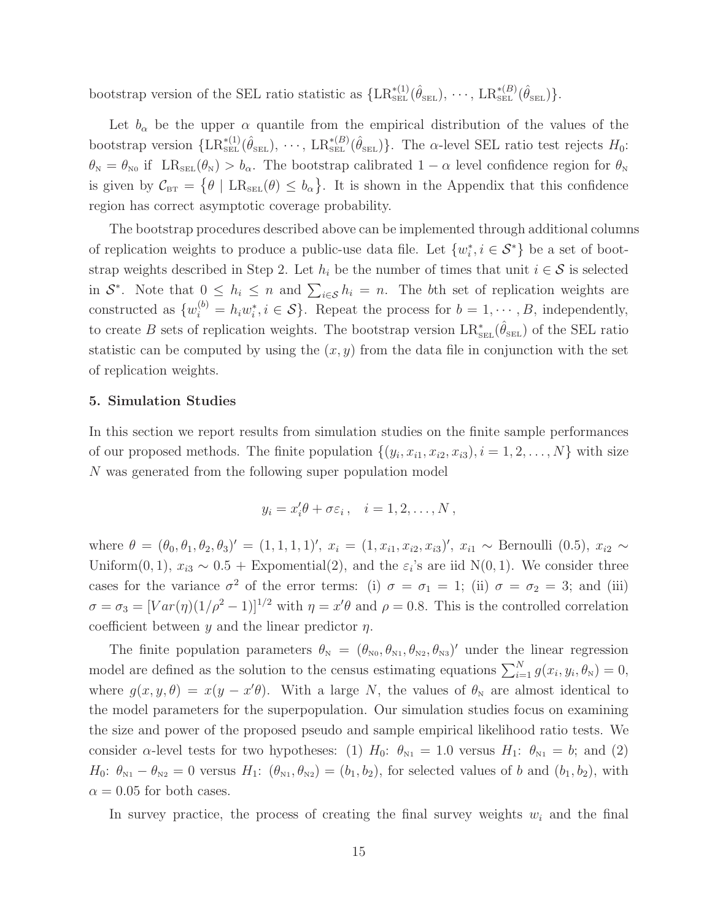bootstrap version of the SEL ratio statistic as $\{\text{LR}_{\text{SEL}}^{*(1)}(\hat{\theta}_{\text{SEL}}), \cdots, \text{LR}_{\text{SEL}}^{*(B)}(\hat{\theta}_{\text{SEL}})\}$.

Let $b_\alpha$ be the upper $\alpha$ quantile from the empirical distribution of the values of the bootstrap version $\{\text{LR}_{\text{SEL}}^{*(1)}(\hat{\theta}_{\text{SEL}}), \cdots, \text{LR}_{\text{SEL}}^{*(B)}(\hat{\theta}_{\text{SEL}})\}$. The $\alpha$-level SEL ratio test rejects $H_0$: $\theta_{\text{N}} = \theta_{\text{N0}}$ if $\text{LR}_{\text{SEL}}(\theta_{\text{N}}) > b_\alpha$. The bootstrap calibrated $1-\alpha$ level confidence region for $\theta_{\text{N}}$ is given by $\mathcal{C}_{\text{BT}} = \{\theta \mid \text{LR}_{\text{SEL}}(\theta) \le b_\alpha\}$. It is shown in the Appendix that this confidence region has correct asymptotic coverage probability.

The bootstrap procedures described above can be implemented through additional columns of replication weights to produce a public-use data file. Let $\{w_i^*, i \in \mathcal{S}^*\}$ be a set of bootstrap weights described in Step 2. Let $h_i$ be the number of times that unit $i \in \mathcal{S}$ is selected in $\mathcal{S}^*$. Note that $0 \le h_i \le n$ and $\sum_{i\in\mathcal{S}} h_i = n$. The $b$th set of replication weights are constructed as $\{w_i^{(b)} = h_i w_i^*, i \in \mathcal{S}\}$. Repeat the process for $b = 1, \cdots, B$, independently, to create $B$ sets of replication weights. The bootstrap version $\text{LR}_{\text{SEL}}^*(\hat{\theta}_{\text{SEL}})$ of the SEL ratio statistic can be computed by using the $(x, y)$ from the data file in conjunction with the set of replication weights.

## 5. Simulation Studies

In this section we report results from simulation studies on the finite sample performances of our proposed methods. The finite population $\{(y_i, x_{i1}, x_{i2}, x_{i3}), i = 1, 2, \ldots, N\}$ with size $N$ was generated from the following super population model

$$y_i = x_i'\theta + \sigma\varepsilon_i\,, \quad i = 1, 2, \ldots, N\,,$$

where $\theta = (\theta_0, \theta_1, \theta_2, \theta_3)' = (1, 1, 1, 1)'$, $x_i = (1, x_{i1}, x_{i2}, x_{i3})'$, $x_{i1} \sim$ Bernoulli (0.5), $x_{i2} \sim$ Uniform(0, 1), $x_{i3} \sim 0.5 +$ Expomential(2), and the $\varepsilon_i$'s are iid N(0, 1). We consider three cases for the variance $\sigma^2$ of the error terms: (i) $\sigma = \sigma_1 = 1$; (ii) $\sigma = \sigma_2 = 3$; and (iii) $\sigma = \sigma_3 = [Var(\eta)(1/\rho^2 - 1)]^{1/2}$ with $\eta = x'\theta$ and $\rho = 0.8$. This is the controlled correlation coefficient between $y$ and the linear predictor $\eta$.

The finite population parameters $\theta_{\text{N}} = (\theta_{\text{N0}}, \theta_{\text{N1}}, \theta_{\text{N2}}, \theta_{\text{N3}})'$ under the linear regression model are defined as the solution to the census estimating equations $\sum_{i=1}^N g(x_i, y_i, \theta_{\text{N}}) = 0$, where $g(x, y, \theta) = x(y - x'\theta)$. With a large $N$, the values of $\theta_{\text{N}}$ are almost identical to the model parameters for the superpopulation. Our simulation studies focus on examining the size and power of the proposed pseudo and sample empirical likelihood ratio tests. We consider $\alpha$-level tests for two hypotheses: (1) $H_0$: $\theta_{\text{N1}} = 1.0$ versus $H_1$: $\theta_{\text{N1}} = b$; and (2) $H_0$: $\theta_{\text{N1}} - \theta_{\text{N2}} = 0$ versus $H_1$: $(\theta_{\text{N1}}, \theta_{\text{N2}}) = (b_1, b_2)$, for selected values of $b$ and $(b_1, b_2)$, with $\alpha = 0.05$ for both cases.

In survey practice, the process of creating the final survey weights $w_i$ and the final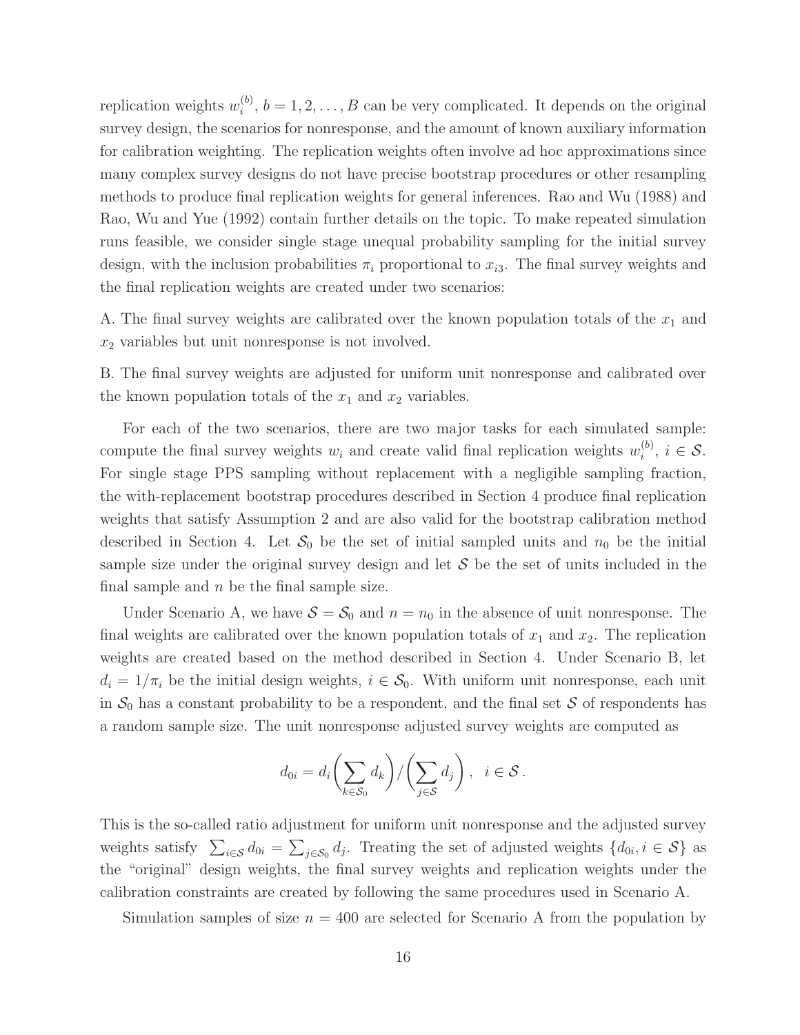replication weights $w_i^{(b)}$, $b = 1, 2, \ldots, B$ can be very complicated. It depends on the original survey design, the scenarios for nonresponse, and the amount of known auxiliary information for calibration weighting. The replication weights often involve ad hoc approximations since many complex survey designs do not have precise bootstrap procedures or other resampling methods to produce final replication weights for general inferences. Rao and Wu (1988) and Rao, Wu and Yue (1992) contain further details on the topic. To make repeated simulation runs feasible, we consider single stage unequal probability sampling for the initial survey design, with the inclusion probabilities $\pi_i$ proportional to $x_{i3}$. The final survey weights and the final replication weights are created under two scenarios:

A. The final survey weights are calibrated over the known population totals of the $x_1$ and $x_2$ variables but unit nonresponse is not involved.

B. The final survey weights are adjusted for uniform unit nonresponse and calibrated over the known population totals of the $x_1$ and $x_2$ variables.

For each of the two scenarios, there are two major tasks for each simulated sample: compute the final survey weights $w_i$ and create valid final replication weights $w_i^{(b)}$, $i \in \mathcal{S}$. For single stage PPS sampling without replacement with a negligible sampling fraction, the with-replacement bootstrap procedures described in Section 4 produce final replication weights that satisfy Assumption 2 and are also valid for the bootstrap calibration method described in Section 4. Let $\mathcal{S}_0$ be the set of initial sampled units and $n_0$ be the initial sample size under the original survey design and let $\mathcal{S}$ be the set of units included in the final sample and $n$ be the final sample size.

Under Scenario A, we have $\mathcal{S} = \mathcal{S}_0$ and $n = n_0$ in the absence of unit nonresponse. The final weights are calibrated over the known population totals of $x_1$ and $x_2$. The replication weights are created based on the method described in Section 4. Under Scenario B, let $d_i = 1/\pi_i$ be the initial design weights, $i \in \mathcal{S}_0$. With uniform unit nonresponse, each unit in $\mathcal{S}_0$ has a constant probability to be a respondent, and the final set $\mathcal{S}$ of respondents has a random sample size. The unit nonresponse adjusted survey weights are computed as

$$d_{0i} = d_i \left( \sum_{k \in \mathcal{S}_0} d_k \right) / \left( \sum_{j \in \mathcal{S}} d_j \right), \quad i \in \mathcal{S}.$$

This is the so-called ratio adjustment for uniform unit nonresponse and the adjusted survey weights satisfy $\sum_{i \in \mathcal{S}} d_{0i} = \sum_{j \in \mathcal{S}_0} d_j$. Treating the set of adjusted weights $\{d_{0i}, i \in \mathcal{S}\}$ as the "original" design weights, the final survey weights and replication weights under the calibration constraints are created by following the same procedures used in Scenario A.

Simulation samples of size $n = 400$ are selected for Scenario A from the population by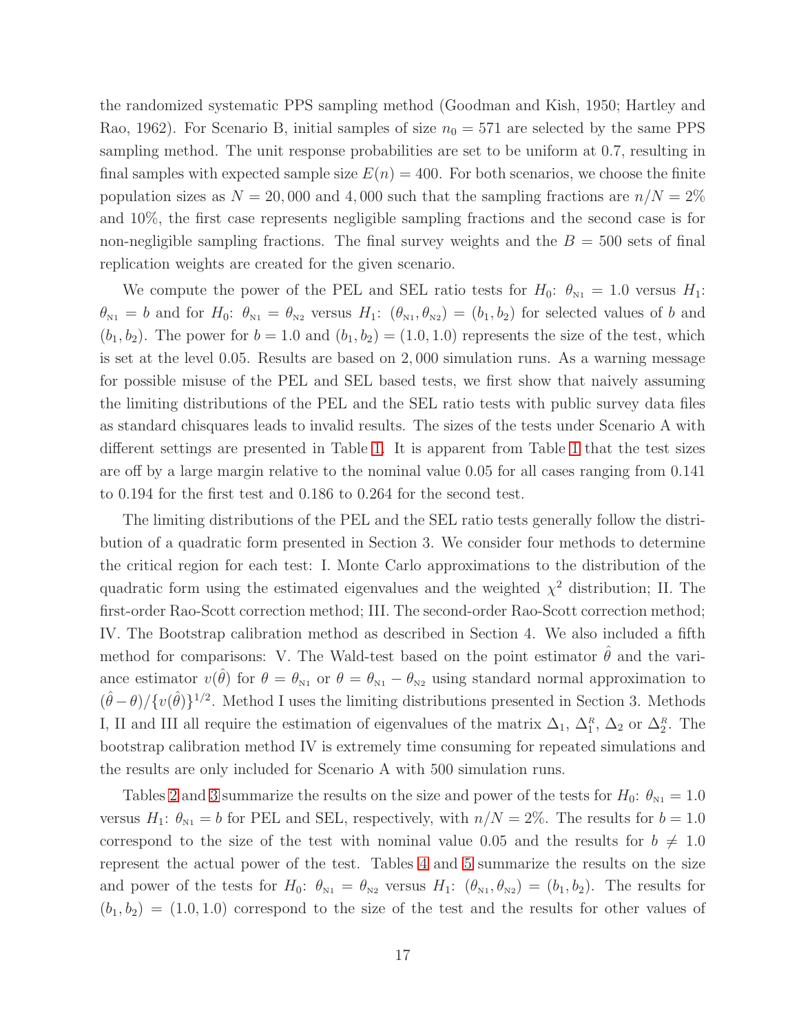the randomized systematic PPS sampling method (Goodman and Kish, 1950; Hartley and Rao, 1962). For Scenario B, initial samples of size $n_0 = 571$ are selected by the same PPS sampling method. The unit response probabilities are set to be uniform at 0.7, resulting in final samples with expected sample size $E(n) = 400$. For both scenarios, we choose the finite population sizes as $N = 20,000$ and $4,000$ such that the sampling fractions are $n/N = 2\%$ and $10\%$, the first case represents negligible sampling fractions and the second case is for non-negligible sampling fractions. The final survey weights and the $B = 500$ sets of final replication weights are created for the given scenario.

We compute the power of the PEL and SEL ratio tests for $H_0$: $\theta_{\text{N1}} = 1.0$ versus $H_1$: $\theta_{\text{N1}} = b$ and for $H_0$: $\theta_{\text{N1}} = \theta_{\text{N2}}$ versus $H_1$: $(\theta_{\text{N1}}, \theta_{\text{N2}}) = (b_1, b_2)$ for selected values of $b$ and $(b_1, b_2)$. The power for $b = 1.0$ and $(b_1, b_2) = (1.0, 1.0)$ represents the size of the test, which is set at the level 0.05. Results are based on $2,000$ simulation runs. As a warning message for possible misuse of the PEL and SEL based tests, we first show that naively assuming the limiting distributions of the PEL and the SEL ratio tests with public survey data files as standard chisquares leads to invalid results. The sizes of the tests under Scenario A with different settings are presented in Table 1. It is apparent from Table 1 that the test sizes are off by a large margin relative to the nominal value 0.05 for all cases ranging from 0.141 to 0.194 for the first test and 0.186 to 0.264 for the second test.

The limiting distributions of the PEL and the SEL ratio tests generally follow the distribution of a quadratic form presented in Section 3. We consider four methods to determine the critical region for each test: I. Monte Carlo approximations to the distribution of the quadratic form using the estimated eigenvalues and the weighted $\chi^2$ distribution; II. The first-order Rao-Scott correction method; III. The second-order Rao-Scott correction method; IV. The Bootstrap calibration method as described in Section 4. We also included a fifth method for comparisons: V. The Wald-test based on the point estimator $\hat{\theta}$ and the variance estimator $v(\hat{\theta})$ for $\theta = \theta_{\text{N1}}$ or $\theta = \theta_{\text{N1}} - \theta_{\text{N2}}$ using standard normal approximation to $(\hat{\theta} - \theta)/\{v(\hat{\theta})\}^{1/2}$. Method I uses the limiting distributions presented in Section 3. Methods I, II and III all require the estimation of eigenvalues of the matrix $\Delta_1$, $\Delta_1^{R}$, $\Delta_2$ or $\Delta_2^{R}$. The bootstrap calibration method IV is extremely time consuming for repeated simulations and the results are only included for Scenario A with 500 simulation runs.

Tables 2 and 3 summarize the results on the size and power of the tests for $H_0$: $\theta_{\text{N1}} = 1.0$ versus $H_1$: $\theta_{\text{N1}} = b$ for PEL and SEL, respectively, with $n/N = 2\%$. The results for $b = 1.0$ correspond to the size of the test with nominal value 0.05 and the results for $b \neq 1.0$ represent the actual power of the test. Tables 4 and 5 summarize the results on the size and power of the tests for $H_0$: $\theta_{\text{N1}} = \theta_{\text{N2}}$ versus $H_1$: $(\theta_{\text{N1}}, \theta_{\text{N2}}) = (b_1, b_2)$. The results for $(b_1, b_2) = (1.0, 1.0)$ correspond to the size of the test and the results for other values of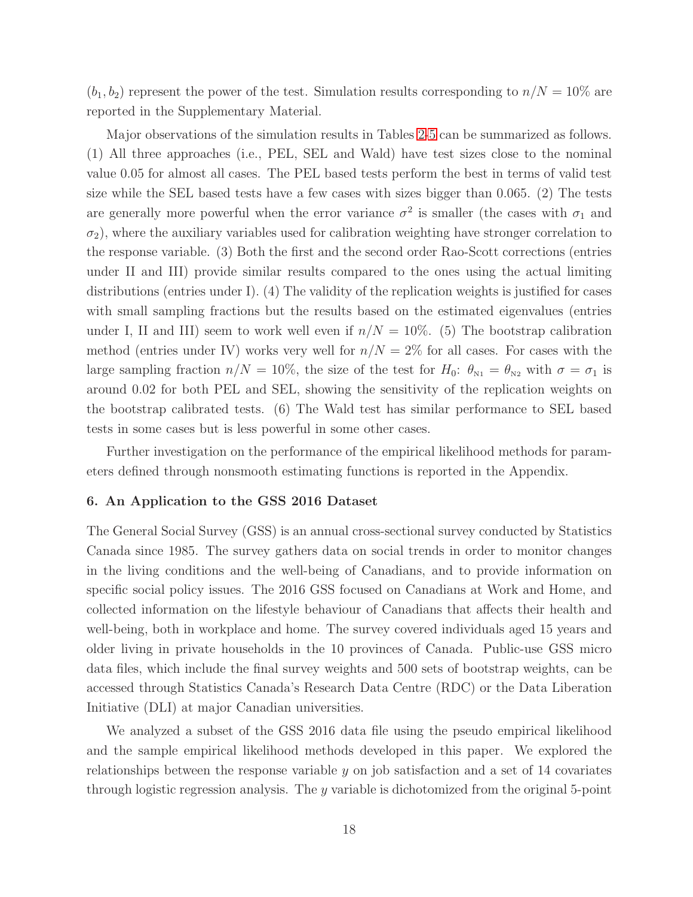$(b_1, b_2)$ represent the power of the test. Simulation results corresponding to $n/N = 10\%$ are reported in the Supplementary Material.

Major observations of the simulation results in Tables 2-5 can be summarized as follows. (1) All three approaches (i.e., PEL, SEL and Wald) have test sizes close to the nominal value 0.05 for almost all cases. The PEL based tests perform the best in terms of valid test size while the SEL based tests have a few cases with sizes bigger than 0.065. (2) The tests are generally more powerful when the error variance $\sigma^2$ is smaller (the cases with $\sigma_1$ and $\sigma_2$), where the auxiliary variables used for calibration weighting have stronger correlation to the response variable. (3) Both the first and the second order Rao-Scott corrections (entries under II and III) provide similar results compared to the ones using the actual limiting distributions (entries under I). (4) The validity of the replication weights is justified for cases with small sampling fractions but the results based on the estimated eigenvalues (entries under I, II and III) seem to work well even if $n/N = 10\%$. (5) The bootstrap calibration method (entries under IV) works very well for $n/N = 2\%$ for all cases. For cases with the large sampling fraction $n/N = 10\%$, the size of the test for $H_0$: $\theta_{\text{N1}} = \theta_{\text{N2}}$ with $\sigma = \sigma_1$ is around 0.02 for both PEL and SEL, showing the sensitivity of the replication weights on the bootstrap calibrated tests. (6) The Wald test has similar performance to SEL based tests in some cases but is less powerful in some other cases.

Further investigation on the performance of the empirical likelihood methods for parameters defined through nonsmooth estimating functions is reported in the Appendix.

## 6. An Application to the GSS 2016 Dataset

The General Social Survey (GSS) is an annual cross-sectional survey conducted by Statistics Canada since 1985. The survey gathers data on social trends in order to monitor changes in the living conditions and the well-being of Canadians, and to provide information on specific social policy issues. The 2016 GSS focused on Canadians at Work and Home, and collected information on the lifestyle behaviour of Canadians that affects their health and well-being, both in workplace and home. The survey covered individuals aged 15 years and older living in private households in the 10 provinces of Canada. Public-use GSS micro data files, which include the final survey weights and 500 sets of bootstrap weights, can be accessed through Statistics Canada's Research Data Centre (RDC) or the Data Liberation Initiative (DLI) at major Canadian universities.

We analyzed a subset of the GSS 2016 data file using the pseudo empirical likelihood and the sample empirical likelihood methods developed in this paper. We explored the relationships between the response variable $y$ on job satisfaction and a set of 14 covariates through logistic regression analysis. The $y$ variable is dichotomized from the original 5-point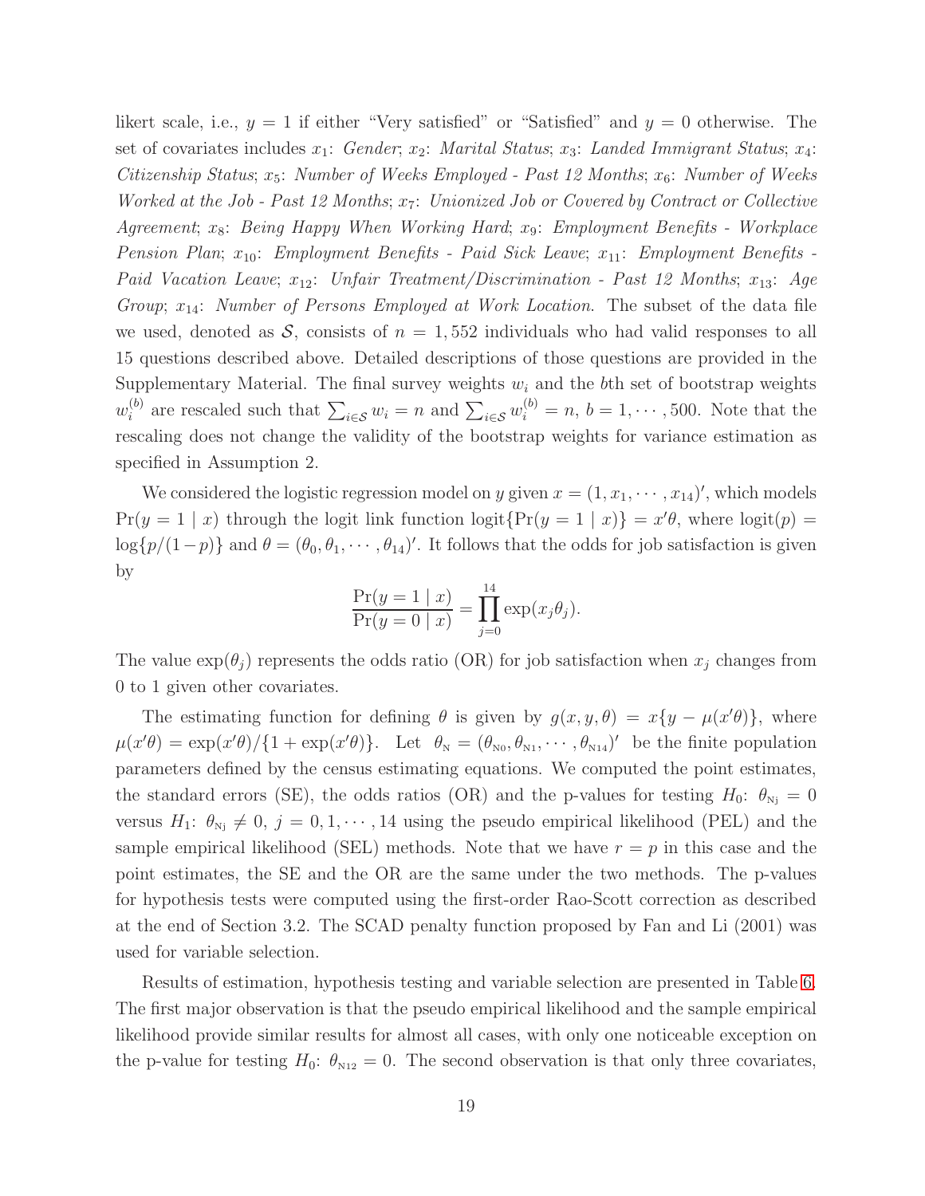likert scale, i.e., $y = 1$ if either "Very satisfied" or "Satisfied" and $y = 0$ otherwise. The set of covariates includes $x_1$: *Gender*; $x_2$: *Marital Status*; $x_3$: *Landed Immigrant Status*; $x_4$: *Citizenship Status*; $x_5$: *Number of Weeks Employed - Past 12 Months*; $x_6$: *Number of Weeks Worked at the Job - Past 12 Months*; $x_7$: *Unionized Job or Covered by Contract or Collective Agreement*; $x_8$: *Being Happy When Working Hard*; $x_9$: *Employment Benefits - Workplace Pension Plan*; $x_{10}$: *Employment Benefits - Paid Sick Leave*; $x_{11}$: *Employment Benefits - Paid Vacation Leave*; $x_{12}$: *Unfair Treatment/Discrimination - Past 12 Months*; $x_{13}$: *Age Group*; $x_{14}$: *Number of Persons Employed at Work Location*. The subset of the data file we used, denoted as $\mathcal{S}$, consists of $n = 1,552$ individuals who had valid responses to all 15 questions described above. Detailed descriptions of those questions are provided in the Supplementary Material. The final survey weights $w_i$ and the $b$th set of bootstrap weights $w_i^{(b)}$ are rescaled such that $\sum_{i \in \mathcal{S}} w_i = n$ and $\sum_{i \in \mathcal{S}} w_i^{(b)} = n$, $b = 1, \cdots, 500$. Note that the rescaling does not change the validity of the bootstrap weights for variance estimation as specified in Assumption 2.

We considered the logistic regression model on $y$ given $x = (1, x_1, \cdots, x_{14})'$, which models $\Pr(y = 1 \mid x)$ through the logit link function $\text{logit}\{\Pr(y = 1 \mid x)\} = x'\theta$, where $\text{logit}(p) = \log\{p/(1-p)\}$ and $\theta = (\theta_0, \theta_1, \cdots, \theta_{14})'$. It follows that the odds for job satisfaction is given by

$$\frac{\Pr(y = 1 \mid x)}{\Pr(y = 0 \mid x)} = \prod_{j=0}^{14} \exp(x_j \theta_j).$$

The value $\exp(\theta_j)$ represents the odds ratio (OR) for job satisfaction when $x_j$ changes from 0 to 1 given other covariates.

The estimating function for defining $\theta$ is given by $g(x, y, \theta) = x\{y - \mu(x'\theta)\}$, where $\mu(x'\theta) = \exp(x'\theta)/\{1 + \exp(x'\theta)\}$. Let $\theta_{\text{N}} = (\theta_{\text{N}0}, \theta_{\text{N}1}, \cdots, \theta_{\text{N}14})'$ be the finite population parameters defined by the census estimating equations. We computed the point estimates, the standard errors (SE), the odds ratios (OR) and the p-values for testing $H_0$: $\theta_{\text{N}j} = 0$ versus $H_1$: $\theta_{\text{N}j} \neq 0$, $j = 0, 1, \cdots, 14$ using the pseudo empirical likelihood (PEL) and the sample empirical likelihood (SEL) methods. Note that we have $r = p$ in this case and the point estimates, the SE and the OR are the same under the two methods. The p-values for hypothesis tests were computed using the first-order Rao-Scott correction as described at the end of Section 3.2. The SCAD penalty function proposed by Fan and Li (2001) was used for variable selection.

Results of estimation, hypothesis testing and variable selection are presented in Table 6. The first major observation is that the pseudo empirical likelihood and the sample empirical likelihood provide similar results for almost all cases, with only one noticeable exception on the p-value for testing $H_0$: $\theta_{\text{N}12} = 0$. The second observation is that only three covariates,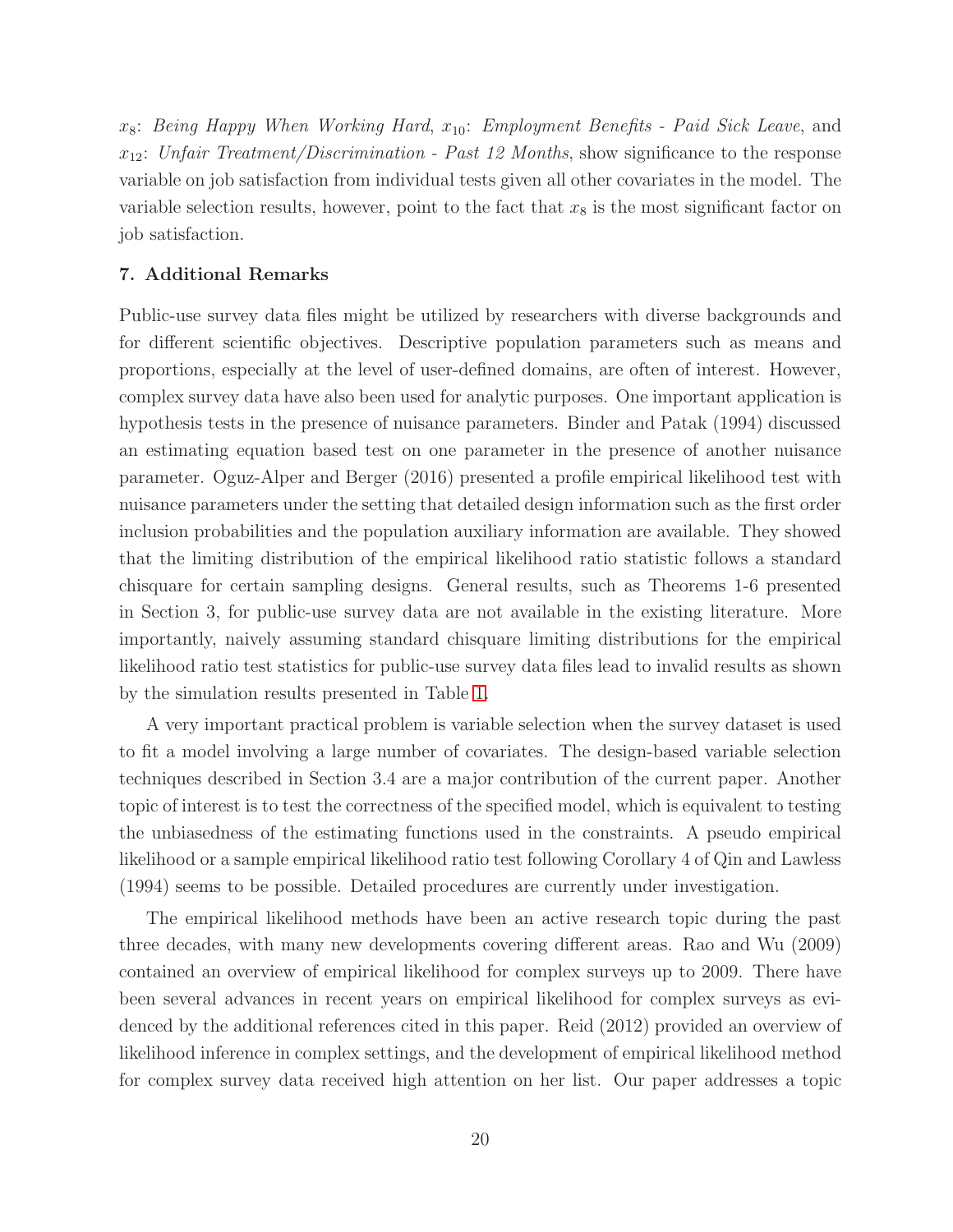$x_8$: *Being Happy When Working Hard*, $x_{10}$: *Employment Benefits - Paid Sick Leave*, and $x_{12}$: *Unfair Treatment/Discrimination - Past 12 Months*, show significance to the response variable on job satisfaction from individual tests given all other covariates in the model. The variable selection results, however, point to the fact that $x_8$ is the most significant factor on job satisfaction.

## 7. Additional Remarks

Public-use survey data files might be utilized by researchers with diverse backgrounds and for different scientific objectives. Descriptive population parameters such as means and proportions, especially at the level of user-defined domains, are often of interest. However, complex survey data have also been used for analytic purposes. One important application is hypothesis tests in the presence of nuisance parameters. Binder and Patak (1994) discussed an estimating equation based test on one parameter in the presence of another nuisance parameter. Oguz-Alper and Berger (2016) presented a profile empirical likelihood test with nuisance parameters under the setting that detailed design information such as the first order inclusion probabilities and the population auxiliary information are available. They showed that the limiting distribution of the empirical likelihood ratio statistic follows a standard chisquare for certain sampling designs. General results, such as Theorems 1-6 presented in Section 3, for public-use survey data are not available in the existing literature. More importantly, naively assuming standard chisquare limiting distributions for the empirical likelihood ratio test statistics for public-use survey data files lead to invalid results as shown by the simulation results presented in Table 1.

A very important practical problem is variable selection when the survey dataset is used to fit a model involving a large number of covariates. The design-based variable selection techniques described in Section 3.4 are a major contribution of the current paper. Another topic of interest is to test the correctness of the specified model, which is equivalent to testing the unbiasedness of the estimating functions used in the constraints. A pseudo empirical likelihood or a sample empirical likelihood ratio test following Corollary 4 of Qin and Lawless (1994) seems to be possible. Detailed procedures are currently under investigation.

The empirical likelihood methods have been an active research topic during the past three decades, with many new developments covering different areas. Rao and Wu (2009) contained an overview of empirical likelihood for complex surveys up to 2009. There have been several advances in recent years on empirical likelihood for complex surveys as evidenced by the additional references cited in this paper. Reid (2012) provided an overview of likelihood inference in complex settings, and the development of empirical likelihood method for complex survey data received high attention on her list. Our paper addresses a topic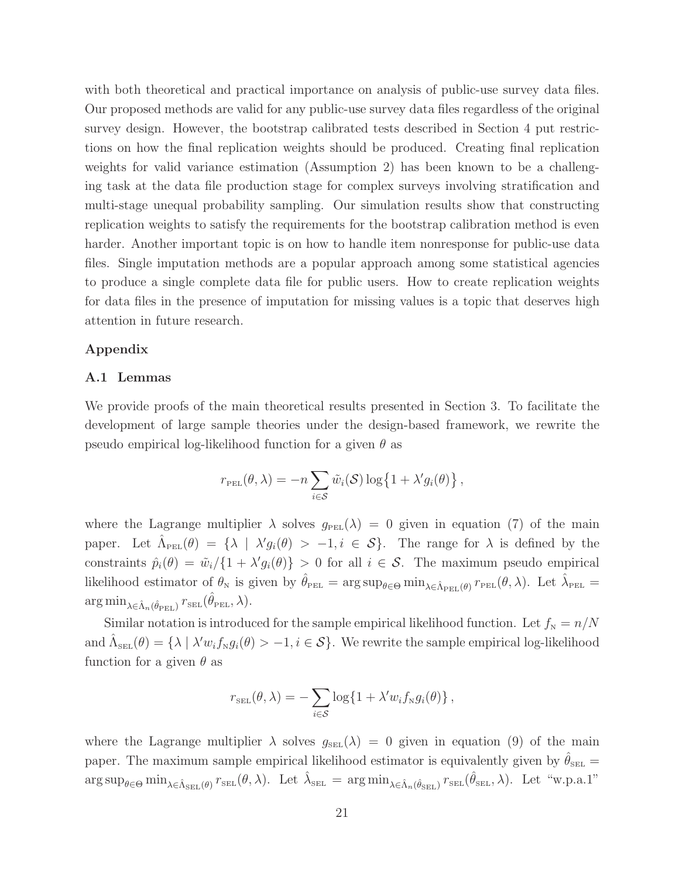with both theoretical and practical importance on analysis of public-use survey data files. Our proposed methods are valid for any public-use survey data files regardless of the original survey design. However, the bootstrap calibrated tests described in Section 4 put restrictions on how the final replication weights should be produced. Creating final replication weights for valid variance estimation (Assumption 2) has been known to be a challenging task at the data file production stage for complex surveys involving stratification and multi-stage unequal probability sampling. Our simulation results show that constructing replication weights to satisfy the requirements for the bootstrap calibration method is even harder. Another important topic is on how to handle item nonresponse for public-use data files. Single imputation methods are a popular approach among some statistical agencies to produce a single complete data file for public users. How to create replication weights for data files in the presence of imputation for missing values is a topic that deserves high attention in future research.

### Appendix

### A.1 Lemmas

We provide proofs of the main theoretical results presented in Section 3. To facilitate the development of large sample theories under the design-based framework, we rewrite the pseudo empirical log-likelihood function for a given $\theta$ as

$$r_{\text{PEL}}(\theta, \lambda) = -n \sum_{i \in \mathcal{S}} \tilde{w}_i(\mathcal{S}) \log\{1 + \lambda' g_i(\theta)\},$$

where the Lagrange multiplier $\lambda$ solves $g_{\text{PEL}}(\lambda) = 0$ given in equation (7) of the main paper. Let $\hat{\Lambda}_{\text{PEL}}(\theta) = \{\lambda \mid \lambda' g_i(\theta) > -1, i \in \mathcal{S}\}$. The range for $\lambda$ is defined by the constraints $\hat{p}_i(\theta) = \tilde{w}_i / \{1 + \lambda' g_i(\theta)\} > 0$ for all $i \in \mathcal{S}$. The maximum pseudo empirical likelihood estimator of $\theta_{\text{N}}$ is given by $\hat{\theta}_{\text{PEL}} = \arg\sup_{\theta \in \Theta} \min_{\lambda \in \hat{\Lambda}_{\text{PEL}}(\theta)} r_{\text{PEL}}(\theta, \lambda)$. Let $\hat{\lambda}_{\text{PEL}} = \arg\min_{\lambda \in \hat{\Lambda}_n(\hat{\theta}_{\text{PEL}})} r_{\text{SEL}}(\hat{\theta}_{\text{PEL}}, \lambda)$.

Similar notation is introduced for the sample empirical likelihood function. Let $f_{\text{N}} = n/N$ and $\hat{\Lambda}_{\text{SEL}}(\theta) = \{\lambda \mid \lambda' w_i f_{\text{N}} g_i(\theta) > -1, i \in \mathcal{S}\}$. We rewrite the sample empirical log-likelihood function for a given $\theta$ as

$$r_{\text{SEL}}(\theta, \lambda) = -\sum_{i \in \mathcal{S}} \log\{1 + \lambda' w_i f_{\text{N}} g_i(\theta)\},$$

where the Lagrange multiplier $\lambda$ solves $g_{\text{SEL}}(\lambda) = 0$ given in equation (9) of the main paper. The maximum sample empirical likelihood estimator is equivalently given by $\hat{\theta}_{\text{SEL}} = \arg\sup_{\theta \in \Theta} \min_{\lambda \in \hat{\Lambda}_{\text{SEL}}(\theta)} r_{\text{SEL}}(\theta, \lambda)$. Let $\hat{\lambda}_{\text{SEL}} = \arg\min_{\lambda \in \hat{\Lambda}_n(\hat{\theta}_{\text{SEL}})} r_{\text{SEL}}(\hat{\theta}_{\text{SEL}}, \lambda)$. Let "w.p.a.1"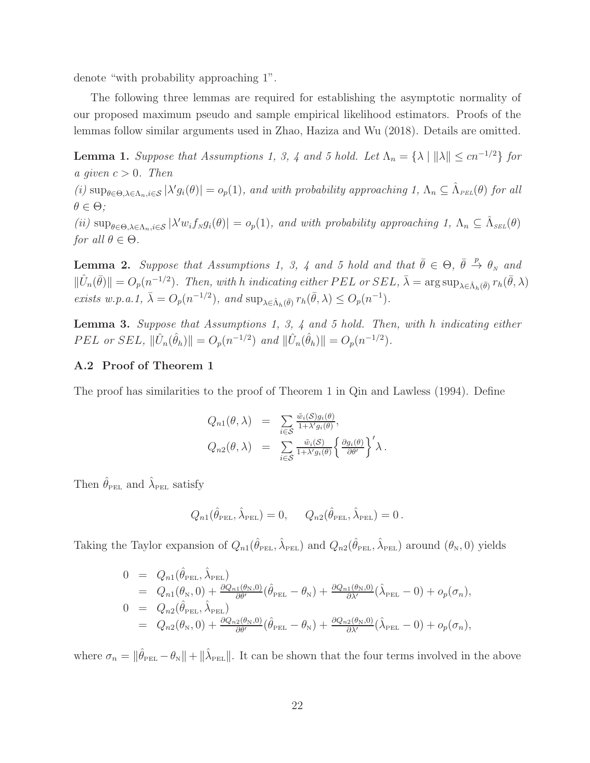denote "with probability approaching 1".

The following three lemmas are required for establishing the asymptotic normality of our proposed maximum pseudo and sample empirical likelihood estimators. Proofs of the lemmas follow similar arguments used in Zhao, Haziza and Wu (2018). Details are omitted.

**Lemma 1.** *Suppose that Assumptions 1, 3, 4 and 5 hold. Let $\Lambda_n = \{\lambda \mid \|\lambda\| \le cn^{-1/2}\}$ for a given $c > 0$. Then*

*(i) $\sup_{\theta \in \Theta, \lambda \in \Lambda_n, i \in \mathcal{S}} |\lambda' g_i(\theta)| = o_p(1)$, and with probability approaching 1, $\Lambda_n \subseteq \hat{\Lambda}_{\scriptscriptstyle PEL}(\theta)$ for all $\theta \in \Theta$;*

*(ii) $\sup_{\theta \in \Theta, \lambda \in \Lambda_n, i \in \mathcal{S}} |\lambda' w_i f_{\scriptscriptstyle N} g_i(\theta)| = o_p(1)$, and with probability approaching 1, $\Lambda_n \subseteq \hat{\Lambda}_{\scriptscriptstyle SEL}(\theta)$ for all $\theta \in \Theta$.*

**Lemma 2.** *Suppose that Assumptions 1, 3, 4 and 5 hold and that $\bar{\theta} \in \Theta$, $\bar{\theta} \xrightarrow{p} \theta_{\scriptscriptstyle N}$ and $\|\hat{U}_n(\bar{\theta})\| = O_p(n^{-1/2})$. Then, with $h$ indicating either $PEL$ or $SEL$, $\bar{\lambda} = \arg\sup_{\lambda \in \hat{\Lambda}_h(\bar{\theta})} r_h(\bar{\theta}, \lambda)$ exists w.p.a.1, $\bar{\lambda} = O_p(n^{-1/2})$, and $\sup_{\lambda \in \hat{\Lambda}_h(\bar{\theta})} r_h(\bar{\theta}, \lambda) \le O_p(n^{-1})$.*

**Lemma 3.** *Suppose that Assumptions 1, 3, 4 and 5 hold. Then, with $h$ indicating either $PEL$ or $SEL$, $\|\hat{U}_n(\hat{\theta}_h)\| = O_p(n^{-1/2})$ and $\|\hat{U}_n(\hat{\theta}_h)\| = O_p(n^{-1/2})$.*

### A.2 Proof of Theorem 1

The proof has similarities to the proof of Theorem 1 in Qin and Lawless (1994). Define

$$
\begin{aligned}
Q_{n1}(\theta, \lambda) &= \sum_{i \in \mathcal{S}} \frac{\tilde{w}_i(\mathcal{S}) g_i(\theta)}{1 + \lambda' g_i(\theta)}, \\
Q_{n2}(\theta, \lambda) &= \sum_{i \in \mathcal{S}} \frac{\tilde{w}_i(\mathcal{S})}{1 + \lambda' g_i(\theta)} \left\{ \frac{\partial g_i(\theta)}{\partial \theta'} \right\}' \lambda \, .
\end{aligned}
$$

Then $\hat{\theta}_{\scriptscriptstyle \mathrm{PEL}}$ and $\hat{\lambda}_{\scriptscriptstyle \mathrm{PEL}}$ satisfy

$$
Q_{n1}(\hat{\theta}_{\scriptscriptstyle \mathrm{PEL}}, \hat{\lambda}_{\scriptscriptstyle \mathrm{PEL}}) = 0, \qquad Q_{n2}(\hat{\theta}_{\scriptscriptstyle \mathrm{PEL}}, \hat{\lambda}_{\scriptscriptstyle \mathrm{PEL}}) = 0 \, .
$$

Taking the Taylor expansion of $Q_{n1}(\hat{\theta}_{\scriptscriptstyle \mathrm{PEL}}, \hat{\lambda}_{\scriptscriptstyle \mathrm{PEL}})$ and $Q_{n2}(\hat{\theta}_{\scriptscriptstyle \mathrm{PEL}}, \hat{\lambda}_{\scriptscriptstyle \mathrm{PEL}})$ around $(\theta_{\scriptscriptstyle \mathrm{N}}, 0)$ yields

$$
\begin{aligned}
0 &= Q_{n1}(\hat{\theta}_{\scriptscriptstyle \mathrm{PEL}}, \hat{\lambda}_{\scriptscriptstyle \mathrm{PEL}}) \\
&= Q_{n1}(\theta_{\scriptscriptstyle \mathrm{N}}, 0) + \frac{\partial Q_{n1}(\theta_{\scriptscriptstyle \mathrm{N}}, 0)}{\partial \theta'}(\hat{\theta}_{\scriptscriptstyle \mathrm{PEL}} - \theta_{\scriptscriptstyle \mathrm{N}}) + \frac{\partial Q_{n1}(\theta_{\scriptscriptstyle \mathrm{N}}, 0)}{\partial \lambda'}(\hat{\lambda}_{\scriptscriptstyle \mathrm{PEL}} - 0) + o_p(\sigma_n), \\
0 &= Q_{n2}(\hat{\theta}_{\scriptscriptstyle \mathrm{PEL}}, \hat{\lambda}_{\scriptscriptstyle \mathrm{PEL}}) \\
&= Q_{n2}(\theta_{\scriptscriptstyle \mathrm{N}}, 0) + \frac{\partial Q_{n2}(\theta_{\scriptscriptstyle \mathrm{N}}, 0)}{\partial \theta'}(\hat{\theta}_{\scriptscriptstyle \mathrm{PEL}} - \theta_{\scriptscriptstyle \mathrm{N}}) + \frac{\partial Q_{n2}(\theta_{\scriptscriptstyle \mathrm{N}}, 0)}{\partial \lambda'}(\hat{\lambda}_{\scriptscriptstyle \mathrm{PEL}} - 0) + o_p(\sigma_n),
\end{aligned}
$$

where $\sigma_n = \|\hat{\theta}_{\scriptscriptstyle \mathrm{PEL}} - \theta_{\scriptscriptstyle \mathrm{N}}\| + \|\hat{\lambda}_{\scriptscriptstyle \mathrm{PEL}}\|$. It can be shown that the four terms involved in the above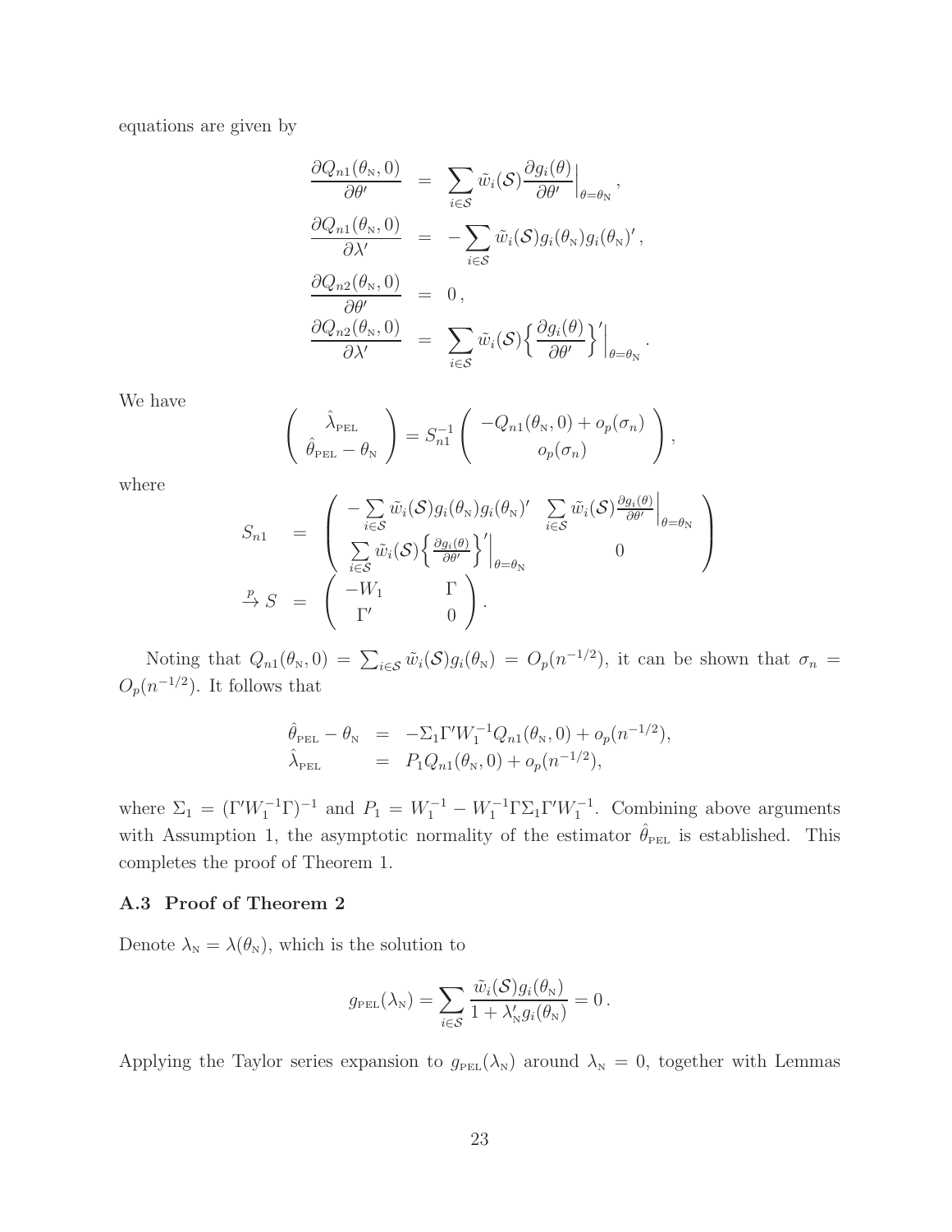equations are given by

$$
\begin{aligned}
\frac{\partial Q_{n1}(\theta_{\rm N}, 0)}{\partial \theta'} &= \sum_{i\in\mathcal{S}} \tilde{w}_i(\mathcal{S}) \frac{\partial g_i(\theta)}{\partial \theta'}\Big|_{\theta=\theta_{\rm N}}, \\
\frac{\partial Q_{n1}(\theta_{\rm N}, 0)}{\partial \lambda'} &= -\sum_{i\in\mathcal{S}} \tilde{w}_i(\mathcal{S}) g_i(\theta_{\rm N}) g_i(\theta_{\rm N})', \\
\frac{\partial Q_{n2}(\theta_{\rm N}, 0)}{\partial \theta'} &= 0, \\
\frac{\partial Q_{n2}(\theta_{\rm N}, 0)}{\partial \lambda'} &= \sum_{i\in\mathcal{S}} \tilde{w}_i(\mathcal{S}) \Big\{ \frac{\partial g_i(\theta)}{\partial \theta'} \Big\}'\Big|_{\theta=\theta_{\rm N}}.
\end{aligned}
$$

We have

$$
\begin{pmatrix} \hat{\lambda}_{\rm PEL} \\ \hat{\theta}_{\rm PEL} - \theta_{\rm N} \end{pmatrix} = S_{n1}^{-1} \begin{pmatrix} -Q_{n1}(\theta_{\rm N}, 0) + o_p(\sigma_n) \\ o_p(\sigma_n) \end{pmatrix},
$$

where

$$
\begin{aligned}
S_{n1} &= \begin{pmatrix} -\sum_{i\in\mathcal{S}} \tilde{w}_i(\mathcal{S}) g_i(\theta_{\rm N}) g_i(\theta_{\rm N})' & \sum_{i\in\mathcal{S}} \tilde{w}_i(\mathcal{S}) \frac{\partial g_i(\theta)}{\partial \theta'}\Big|_{\theta=\theta_{\rm N}} \\ \sum_{i\in\mathcal{S}} \tilde{w}_i(\mathcal{S}) \Big\{ \frac{\partial g_i(\theta)}{\partial \theta'} \Big\}'\Big|_{\theta=\theta_{\rm N}} & 0 \end{pmatrix} \\
\xrightarrow{p} S &= \begin{pmatrix} -W_1 & \Gamma \\ \Gamma' & 0 \end{pmatrix}.
\end{aligned}
$$

Noting that $Q_{n1}(\theta_{\rm N}, 0) = \sum_{i\in\mathcal{S}} \tilde{w}_i(\mathcal{S}) g_i(\theta_{\rm N}) = O_p(n^{-1/2})$, it can be shown that $\sigma_n = O_p(n^{-1/2})$. It follows that

$$
\begin{aligned}
\hat{\theta}_{\rm PEL} - \theta_{\rm N} &= -\Sigma_1 \Gamma' W_1^{-1} Q_{n1}(\theta_{\rm N}, 0) + o_p(n^{-1/2}), \\
\hat{\lambda}_{\rm PEL} &= P_1 Q_{n1}(\theta_{\rm N}, 0) + o_p(n^{-1/2}),
\end{aligned}
$$

where $\Sigma_1 = (\Gamma' W_1^{-1} \Gamma)^{-1}$ and $P_1 = W_1^{-1} - W_1^{-1} \Gamma \Sigma_1 \Gamma' W_1^{-1}$. Combining above arguments with Assumption 1, the asymptotic normality of the estimator $\hat{\theta}_{\rm PEL}$ is established. This completes the proof of Theorem 1.

### A.3 Proof of Theorem 2

Denote $\lambda_{\rm N} = \lambda(\theta_{\rm N})$, which is the solution to

$$
g_{\rm PEL}(\lambda_{\rm N}) = \sum_{i\in\mathcal{S}} \frac{\tilde{w}_i(\mathcal{S}) g_i(\theta_{\rm N})}{1 + \lambda_{\rm N}' g_i(\theta_{\rm N})} = 0.
$$

Applying the Taylor series expansion to $g_{\rm PEL}(\lambda_{\rm N})$ around $\lambda_{\rm N} = 0$, together with Lemmas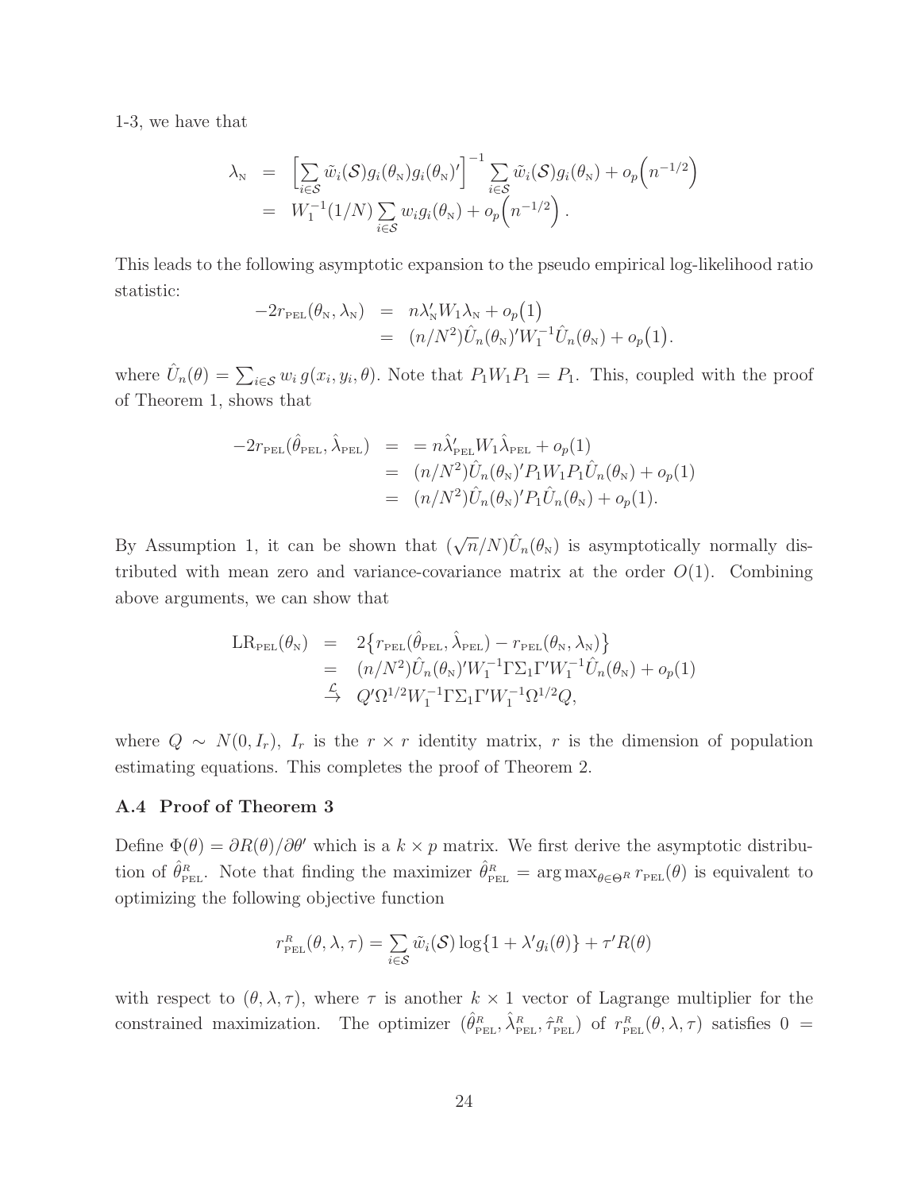1-3, we have that

$$
\begin{aligned}
\lambda_{\mathrm{N}} &= \Big[\sum_{i\in\mathcal{S}} \tilde{w}_i(\mathcal{S}) g_i(\theta_{\mathrm{N}}) g_i(\theta_{\mathrm{N}})'\Big]^{-1} \sum_{i\in\mathcal{S}} \tilde{w}_i(\mathcal{S}) g_i(\theta_{\mathrm{N}}) + o_p\Big(n^{-1/2}\Big) \\
&= W_1^{-1}(1/N)\sum_{i\in\mathcal{S}} w_i g_i(\theta_{\mathrm{N}}) + o_p\Big(n^{-1/2}\Big).
\end{aligned}
$$

This leads to the following asymptotic expansion to the pseudo empirical log-likelihood ratio statistic:

$$
\begin{aligned}
-2r_{\mathrm{PEL}}(\theta_{\mathrm{N}}, \lambda_{\mathrm{N}}) &= n\lambda_{\mathrm{N}}' W_1 \lambda_{\mathrm{N}} + o_p\big(1\big) \\
&= (n/N^2)\hat{U}_n(\theta_{\mathrm{N}})' W_1^{-1} \hat{U}_n(\theta_{\mathrm{N}}) + o_p\big(1\big).
\end{aligned}
$$

where $\hat{U}_n(\theta) = \sum_{i\in\mathcal{S}} w_i\, g(x_i, y_i, \theta)$. Note that $P_1 W_1 P_1 = P_1$. This, coupled with the proof of Theorem 1, shows that

$$
\begin{aligned}
-2r_{\mathrm{PEL}}(\hat{\theta}_{\mathrm{PEL}}, \hat{\lambda}_{\mathrm{PEL}}) &= \; = n\hat{\lambda}_{\mathrm{PEL}}' W_1 \hat{\lambda}_{\mathrm{PEL}} + o_p(1) \\
&= (n/N^2)\hat{U}_n(\theta_{\mathrm{N}})' P_1 W_1 P_1 \hat{U}_n(\theta_{\mathrm{N}}) + o_p(1) \\
&= (n/N^2)\hat{U}_n(\theta_{\mathrm{N}})' P_1 \hat{U}_n(\theta_{\mathrm{N}}) + o_p(1).
\end{aligned}
$$

By Assumption 1, it can be shown that $(\sqrt{n}/N)\hat{U}_n(\theta_{\mathrm{N}})$ is asymptotically normally distributed with mean zero and variance-covariance matrix at the order $O(1)$. Combining above arguments, we can show that

$$
\begin{aligned}
\mathrm{LR}_{\mathrm{PEL}}(\theta_{\mathrm{N}}) &= 2\big\{r_{\mathrm{PEL}}(\hat{\theta}_{\mathrm{PEL}}, \hat{\lambda}_{\mathrm{PEL}}) - r_{\mathrm{PEL}}(\theta_{\mathrm{N}}, \lambda_{\mathrm{N}})\big\} \\
&= (n/N^2)\hat{U}_n(\theta_{\mathrm{N}})' W_1^{-1} \Gamma \Sigma_1 \Gamma' W_1^{-1} \hat{U}_n(\theta_{\mathrm{N}}) + o_p(1) \\
&\stackrel{\mathcal{L}}{\to} Q' \Omega^{1/2} W_1^{-1} \Gamma \Sigma_1 \Gamma' W_1^{-1} \Omega^{1/2} Q,
\end{aligned}
$$

where $Q \sim N(0, I_r)$, $I_r$ is the $r \times r$ identity matrix, $r$ is the dimension of population estimating equations. This completes the proof of Theorem 2.

### A.4 Proof of Theorem 3

Define $\Phi(\theta) = \partial R(\theta)/\partial\theta'$ which is a $k \times p$ matrix. We first derive the asymptotic distribution of $\hat{\theta}_{\mathrm{PEL}}^R$. Note that finding the maximizer $\hat{\theta}_{\mathrm{PEL}}^R = \arg\max_{\theta\in\Theta^R} r_{\mathrm{PEL}}(\theta)$ is equivalent to optimizing the following objective function

$$
r_{\mathrm{PEL}}^R(\theta, \lambda, \tau) = \sum_{i\in\mathcal{S}} \tilde{w}_i(\mathcal{S}) \log\{1 + \lambda' g_i(\theta)\} + \tau' R(\theta)
$$

with respect to $(\theta, \lambda, \tau)$, where $\tau$ is another $k \times 1$ vector of Lagrange multiplier for the constrained maximization. The optimizer $(\hat{\theta}_{\mathrm{PEL}}^R, \hat{\lambda}_{\mathrm{PEL}}^R, \hat{\tau}_{\mathrm{PEL}}^R)$ of $r_{\mathrm{PEL}}^R(\theta, \lambda, \tau)$ satisfies $0 =$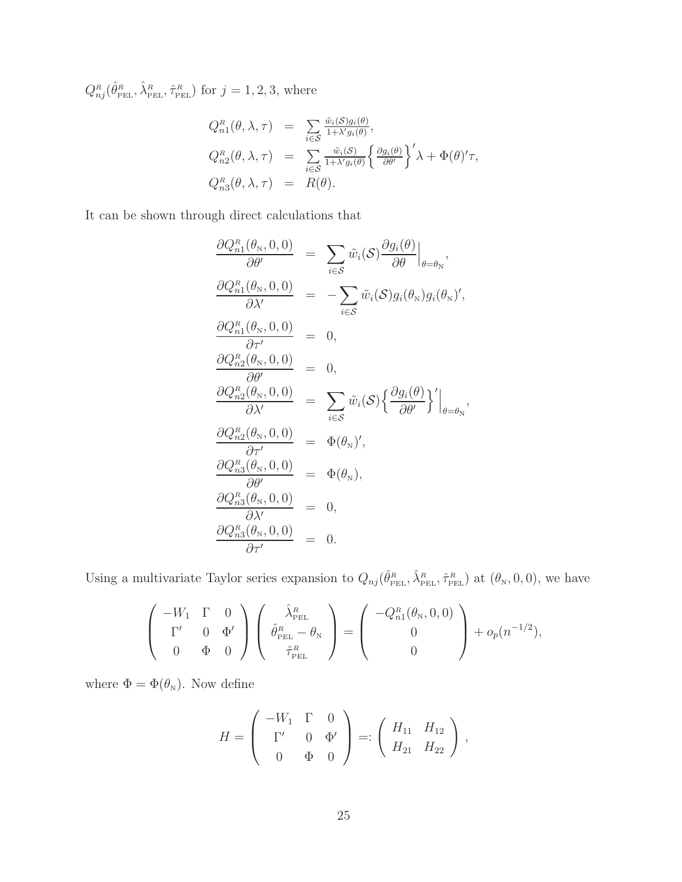$Q^{R}_{nj}(\hat{\theta}^{R}_{\rm PEL}, \hat{\lambda}^{R}_{\rm PEL}, \hat{\tau}^{R}_{\rm PEL})$ for $j = 1, 2, 3$, where

$$
\begin{aligned}
Q^{R}_{n1}(\theta, \lambda, \tau) &= \sum_{i \in \mathcal{S}} \frac{\tilde{w}_i(\mathcal{S}) g_i(\theta)}{1 + \lambda' g_i(\theta)}, \\
Q^{R}_{n2}(\theta, \lambda, \tau) &= \sum_{i \in \mathcal{S}} \frac{\tilde{w}_i(\mathcal{S})}{1 + \lambda' g_i(\theta)} \Big\{ \frac{\partial g_i(\theta)}{\partial \theta'} \Big\}' \lambda + \Phi(\theta)' \tau, \\
Q^{R}_{n3}(\theta, \lambda, \tau) &= R(\theta).
\end{aligned}
$$

It can be shown through direct calculations that

$$
\begin{aligned}
\frac{\partial Q^{R}_{n1}(\theta_{\rm N}, 0, 0)}{\partial \theta'} &= \sum_{i \in \mathcal{S}} \tilde{w}_i(\mathcal{S}) \frac{\partial g_i(\theta)}{\partial \theta} \Big|_{\theta = \theta_{\rm N}}, \\
\frac{\partial Q^{R}_{n1}(\theta_{\rm N}, 0, 0)}{\partial \lambda'} &= -\sum_{i \in \mathcal{S}} \tilde{w}_i(\mathcal{S}) g_i(\theta_{\rm N}) g_i(\theta_{\rm N})', \\
\frac{\partial Q^{R}_{n1}(\theta_{\rm N}, 0, 0)}{\partial \tau'} &= 0, \\
\frac{\partial Q^{R}_{n2}(\theta_{\rm N}, 0, 0)}{\partial \theta'} &= 0, \\
\frac{\partial Q^{R}_{n2}(\theta_{\rm N}, 0, 0)}{\partial \lambda'} &= \sum_{i \in \mathcal{S}} \tilde{w}_i(\mathcal{S}) \Big\{ \frac{\partial g_i(\theta)}{\partial \theta'} \Big\}' \Big|_{\theta = \theta_{\rm N}}, \\
\frac{\partial Q^{R}_{n2}(\theta_{\rm N}, 0, 0)}{\partial \tau'} &= \Phi(\theta_{\rm N})', \\
\frac{\partial Q^{R}_{n3}(\theta_{\rm N}, 0, 0)}{\partial \theta'} &= \Phi(\theta_{\rm N}), \\
\frac{\partial Q^{R}_{n3}(\theta_{\rm N}, 0, 0)}{\partial \lambda'} &= 0, \\
\frac{\partial Q^{R}_{n3}(\theta_{\rm N}, 0, 0)}{\partial \tau'} &= 0.
\end{aligned}
$$

Using a multivariate Taylor series expansion to $Q_{nj}(\hat{\theta}^{R}_{\rm PEL}, \hat{\lambda}^{R}_{\rm PEL}, \hat{\tau}^{R}_{\rm PEL})$ at $(\theta_{\rm N}, 0, 0)$, we have

$$
\begin{pmatrix} -W_1 & \Gamma & 0 \\ \Gamma' & 0 & \Phi' \\ 0 & \Phi & 0 \end{pmatrix}
\begin{pmatrix} \hat{\lambda}^{R}_{\rm PEL} \\ \hat{\theta}^{R}_{\rm PEL} - \theta_{\rm N} \\ \hat{\tau}^{R}_{\rm PEL} \end{pmatrix}
=
\begin{pmatrix} -Q^{R}_{n1}(\theta_{\rm N}, 0, 0) \\ 0 \\ 0 \end{pmatrix}
+ o_p(n^{-1/2}),
$$

where $\Phi = \Phi(\theta_{\rm N})$. Now define

$$
H = \begin{pmatrix} -W_1 & \Gamma & 0 \\ \Gamma' & 0 & \Phi' \\ 0 & \Phi & 0 \end{pmatrix} =: \begin{pmatrix} H_{11} & H_{12} \\ H_{21} & H_{22} \end{pmatrix},
$$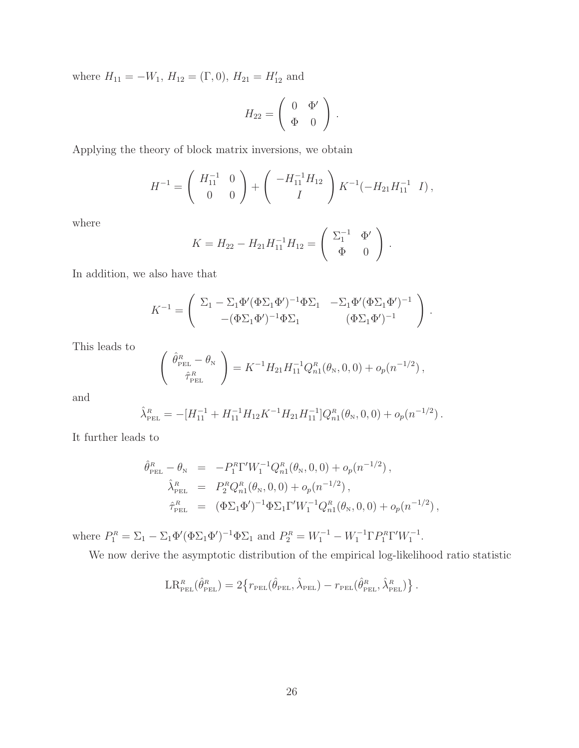where $H_{11} = -W_1$, $H_{12} = (\Gamma, 0)$, $H_{21} = H_{12}'$ and

$$
H_{22} = \begin{pmatrix} 0 & \Phi' \\ \Phi & 0 \end{pmatrix} .
$$

Applying the theory of block matrix inversions, we obtain

$$
H^{-1} = \begin{pmatrix} H_{11}^{-1} & 0 \\ 0 & 0 \end{pmatrix} + \begin{pmatrix} -H_{11}^{-1} H_{12} \\ I \end{pmatrix} K^{-1} (-H_{21} H_{11}^{-1} \;\; I) ,
$$

where

$$
K = H_{22} - H_{21} H_{11}^{-1} H_{12} = \begin{pmatrix} \Sigma_1^{-1} & \Phi' \\ \Phi & 0 \end{pmatrix} .
$$

In addition, we also have that

$$
K^{-1} = \begin{pmatrix} \Sigma_1 - \Sigma_1 \Phi' (\Phi \Sigma_1 \Phi')^{-1} \Phi \Sigma_1 & -\Sigma_1 \Phi' (\Phi \Sigma_1 \Phi')^{-1} \\ -(\Phi \Sigma_1 \Phi')^{-1} \Phi \Sigma_1 & (\Phi \Sigma_1 \Phi')^{-1} \end{pmatrix} .
$$

This leads to

$$
\begin{pmatrix} \hat{\theta}_{\text{PEL}}^{R} - \theta_{\text{N}} \\ \hat{\tau}_{\text{PEL}}^{R} \end{pmatrix} = K^{-1} H_{21} H_{11}^{-1} Q_{n1}^{R} (\theta_{\text{N}}, 0, 0) + o_p(n^{-1/2}) ,
$$

and

$$
\hat{\lambda}_{\text{PEL}}^{R} = -[H_{11}^{-1} + H_{11}^{-1} H_{12} K^{-1} H_{21} H_{11}^{-1}] Q_{n1}^{R} (\theta_{\text{N}}, 0, 0) + o_p(n^{-1/2}) .
$$

It further leads to

$$
\begin{aligned}
\hat{\theta}_{\text{PEL}}^{R} - \theta_{\text{N}} &= -P_1^{R} \Gamma' W_1^{-1} Q_{n1}^{R} (\theta_{\text{N}}, 0, 0) + o_p(n^{-1/2}) , \\
\hat{\lambda}_{\text{PEL}}^{R} &= P_2^{R} Q_{n1}^{R} (\theta_{\text{N}}, 0, 0) + o_p(n^{-1/2}) , \\
\hat{\tau}_{\text{PEL}}^{R} &= (\Phi \Sigma_1 \Phi')^{-1} \Phi \Sigma_1 \Gamma' W_1^{-1} Q_{n1}^{R} (\theta_{\text{N}}, 0, 0) + o_p(n^{-1/2}) ,
\end{aligned}
$$

where $P_1^{R} = \Sigma_1 - \Sigma_1 \Phi' (\Phi \Sigma_1 \Phi')^{-1} \Phi \Sigma_1$ and $P_2^{R} = W_1^{-1} - W_1^{-1} \Gamma P_1^{R} \Gamma' W_1^{-1}$.

We now derive the asymptotic distribution of the empirical log-likelihood ratio statistic

$$
\text{LR}_{\text{PEL}}^{R} (\hat{\theta}_{\text{PEL}}^{R}) = 2 \big\{ r_{\text{PEL}} (\hat{\theta}_{\text{PEL}}, \hat{\lambda}_{\text{PEL}}) - r_{\text{PEL}} (\hat{\theta}_{\text{PEL}}^{R}, \hat{\lambda}_{\text{PEL}}^{R}) \big\} .
$$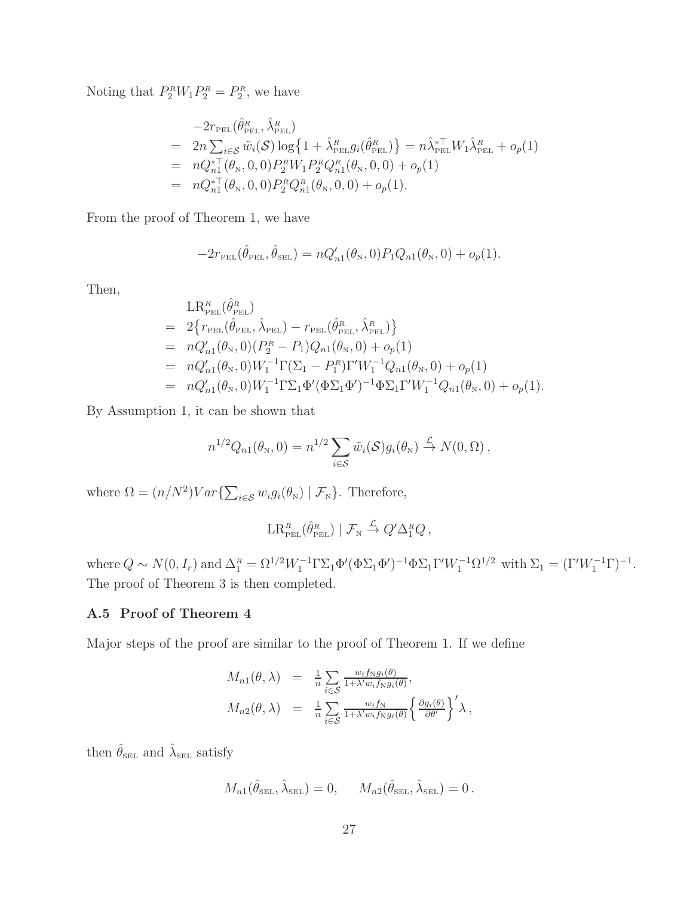Noting that $P_2^R W_1 P_2^R = P_2^R$, we have

$$
\begin{aligned}
& -2r_{\text{PEL}}(\hat{\theta}^R_{\text{PEL}}, \hat{\lambda}^R_{\text{PEL}}) \\
= \;& 2n \textstyle\sum_{i\in\mathcal{S}} \tilde{w}_i(\mathcal{S}) \log\big\{1 + \hat{\lambda}^R_{\text{PEL}} g_i(\hat{\theta}^R_{\text{PEL}})\big\} = n\hat{\lambda}^{*\top}_{\text{PEL}} W_1 \hat{\lambda}^R_{\text{PEL}} + o_p(1) \\
= \;& nQ^{*\top}_{n1}(\theta_{\text{N}}, 0, 0) P_2^R W_1 P_2^R Q^R_{n1}(\theta_{\text{N}}, 0, 0) + o_p(1) \\
= \;& nQ^{*\top}_{n1}(\theta_{\text{N}}, 0, 0) P_2^R Q^R_{n1}(\theta_{\text{N}}, 0, 0) + o_p(1).
\end{aligned}
$$

From the proof of Theorem 1, we have

$$
-2r_{\text{PEL}}(\hat{\theta}_{\text{PEL}}, \hat{\theta}_{\text{SEL}}) = nQ'_{n1}(\theta_{\text{N}}, 0) P_1 Q_{n1}(\theta_{\text{N}}, 0) + o_p(1).
$$

Then,

$$
\begin{aligned}
& \text{LR}^R_{\text{PEL}}(\hat{\theta}^R_{\text{PEL}}) \\
= \;& 2\big\{r_{\text{PEL}}(\hat{\theta}_{\text{PEL}}, \hat{\lambda}_{\text{PEL}}) - r_{\text{PEL}}(\hat{\theta}^R_{\text{PEL}}, \hat{\lambda}^R_{\text{PEL}})\big\} \\
= \;& nQ'_{n1}(\theta_{\text{N}}, 0)(P_2^R - P_1) Q_{n1}(\theta_{\text{N}}, 0) + o_p(1) \\
= \;& nQ'_{n1}(\theta_{\text{N}}, 0) W_1^{-1} \Gamma(\Sigma_1 - P_1^R)\Gamma' W_1^{-1} Q_{n1}(\theta_{\text{N}}, 0) + o_p(1) \\
= \;& nQ'_{n1}(\theta_{\text{N}}, 0) W_1^{-1} \Gamma \Sigma_1 \Phi'(\Phi\Sigma_1\Phi')^{-1}\Phi\Sigma_1\Gamma' W_1^{-1} Q_{n1}(\theta_{\text{N}}, 0) + o_p(1).
\end{aligned}
$$

By Assumption 1, it can be shown that

$$
n^{1/2} Q_{n1}(\theta_{\text{N}}, 0) = n^{1/2} \sum_{i\in\mathcal{S}} \tilde{w}_i(\mathcal{S}) g_i(\theta_{\text{N}}) \xrightarrow{\mathcal{L}} N(0, \Omega),
$$

where $\Omega = (n/N^2) Var\{\sum_{i\in\mathcal{S}} w_i g_i(\theta_{\text{N}}) \mid \mathcal{F}_{\text{N}}\}$. Therefore,

$$
\text{LR}^R_{\text{PEL}}(\hat{\theta}^R_{\text{PEL}}) \mid \mathcal{F}_{\text{N}} \xrightarrow{\mathcal{L}} Q'\Delta_1^R Q,
$$

where $Q \sim N(0, I_r)$ and $\Delta_1^R = \Omega^{1/2} W_1^{-1}\Gamma\Sigma_1\Phi'(\Phi\Sigma_1\Phi')^{-1}\Phi\Sigma_1\Gamma' W_1^{-1}\Omega^{1/2}$ with $\Sigma_1 = (\Gamma' W_1^{-1}\Gamma)^{-1}$. The proof of Theorem 3 is then completed.

### A.5 Proof of Theorem 4

Major steps of the proof are similar to the proof of Theorem 1. If we define

$$
\begin{aligned}
M_{n1}(\theta, \lambda) &= \frac{1}{n}\sum_{i\in\mathcal{S}} \frac{w_i f_{\text{N}} g_i(\theta)}{1 + \lambda' w_i f_{\text{N}} g_i(\theta)}, \\
M_{n2}(\theta, \lambda) &= \frac{1}{n}\sum_{i\in\mathcal{S}} \frac{w_i f_{\text{N}}}{1 + \lambda' w_i f_{\text{N}} g_i(\theta)} \left\{\frac{\partial g_i(\theta)}{\partial \theta'}\right\}' \lambda,
\end{aligned}
$$

then $\hat{\theta}_{\text{SEL}}$ and $\hat{\lambda}_{\text{SEL}}$ satisfy

$$
M_{n1}(\hat{\theta}_{\text{SEL}}, \hat{\lambda}_{\text{SEL}}) = 0, \qquad M_{n2}(\hat{\theta}_{\text{SEL}}, \hat{\lambda}_{\text{SEL}}) = 0.
$$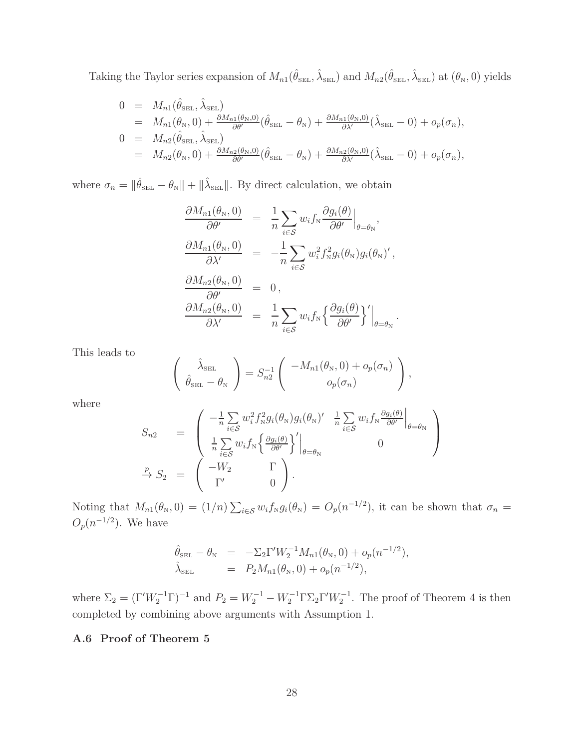Taking the Taylor series expansion of $M_{n1}(\hat{\theta}_{\text{SEL}}, \hat{\lambda}_{\text{SEL}})$ and $M_{n2}(\hat{\theta}_{\text{SEL}}, \hat{\lambda}_{\text{SEL}})$ at $(\theta_{\text{N}}, 0)$ yields

$$
\begin{aligned}
0 &= M_{n1}(\hat{\theta}_{\text{SEL}}, \hat{\lambda}_{\text{SEL}}) \\
&= M_{n1}(\theta_{\text{N}}, 0) + \tfrac{\partial M_{n1}(\theta_{\text{N}},0)}{\partial \theta'}(\hat{\theta}_{\text{SEL}} - \theta_{\text{N}}) + \tfrac{\partial M_{n1}(\theta_{\text{N}},0)}{\partial \lambda'}(\hat{\lambda}_{\text{SEL}} - 0) + o_p(\sigma_n), \\
0 &= M_{n2}(\hat{\theta}_{\text{SEL}}, \hat{\lambda}_{\text{SEL}}) \\
&= M_{n2}(\theta_{\text{N}}, 0) + \tfrac{\partial M_{n2}(\theta_{\text{N}},0)}{\partial \theta'}(\hat{\theta}_{\text{SEL}} - \theta_{\text{N}}) + \tfrac{\partial M_{n2}(\theta_{\text{N}},0)}{\partial \lambda'}(\hat{\lambda}_{\text{SEL}} - 0) + o_p(\sigma_n),
\end{aligned}
$$

where $\sigma_n = \|\hat{\theta}_{\text{SEL}} - \theta_{\text{N}}\| + \|\hat{\lambda}_{\text{SEL}}\|$. By direct calculation, we obtain

$$
\begin{aligned}
\frac{\partial M_{n1}(\theta_{\text{N}}, 0)}{\partial \theta'} &= \frac{1}{n}\sum_{i \in \mathcal{S}} w_i f_{\text{N}} \frac{\partial g_i(\theta)}{\partial \theta'}\Big|_{\theta=\theta_{\text{N}}}, \\
\frac{\partial M_{n1}(\theta_{\text{N}}, 0)}{\partial \lambda'} &= -\frac{1}{n}\sum_{i \in \mathcal{S}} w_i^2 f_{\text{N}}^2 g_i(\theta_{\text{N}}) g_i(\theta_{\text{N}})', \\
\frac{\partial M_{n2}(\theta_{\text{N}}, 0)}{\partial \theta'} &= 0\,, \\
\frac{\partial M_{n2}(\theta_{\text{N}}, 0)}{\partial \lambda'} &= \frac{1}{n}\sum_{i \in \mathcal{S}} w_i f_{\text{N}} \Big\{\frac{\partial g_i(\theta)}{\partial \theta'}\Big\}'\Big|_{\theta=\theta_{\text{N}}}.
\end{aligned}
$$

This leads to

$$
\begin{pmatrix} \hat{\lambda}_{\text{SEL}} \\ \hat{\theta}_{\text{SEL}} - \theta_{\text{N}} \end{pmatrix} = S_{n2}^{-1} \begin{pmatrix} -M_{n1}(\theta_{\text{N}}, 0) + o_p(\sigma_n) \\ o_p(\sigma_n) \end{pmatrix},
$$

where

$$
\begin{aligned}
S_{n2} &= \begin{pmatrix} -\frac{1}{n}\sum\limits_{i \in \mathcal{S}} w_i^2 f_{\text{N}}^2 g_i(\theta_{\text{N}}) g_i(\theta_{\text{N}})' & \frac{1}{n}\sum\limits_{i \in \mathcal{S}} w_i f_{\text{N}} \frac{\partial g_i(\theta)}{\partial \theta'}\Big|_{\theta=\theta_{\text{N}}} \\ \frac{1}{n}\sum\limits_{i \in \mathcal{S}} w_i f_{\text{N}} \Big\{\frac{\partial g_i(\theta)}{\partial \theta'}\Big\}'\Big|_{\theta=\theta_{\text{N}}} & 0 \end{pmatrix} \\
\xrightarrow{p} S_2 &= \begin{pmatrix} -W_2 & \Gamma \\ \Gamma' & 0 \end{pmatrix}.
\end{aligned}
$$

Noting that $M_{n1}(\theta_{\text{N}}, 0) = (1/n)\sum_{i \in \mathcal{S}} w_i f_{\text{N}} g_i(\theta_{\text{N}}) = O_p(n^{-1/2})$, it can be shown that $\sigma_n = O_p(n^{-1/2})$. We have

$$
\begin{aligned}
\hat{\theta}_{\text{SEL}} - \theta_{\text{N}} &= -\Sigma_2 \Gamma' W_2^{-1} M_{n1}(\theta_{\text{N}}, 0) + o_p(n^{-1/2}), \\
\hat{\lambda}_{\text{SEL}} &= P_2 M_{n1}(\theta_{\text{N}}, 0) + o_p(n^{-1/2}),
\end{aligned}
$$

where $\Sigma_2 = (\Gamma' W_2^{-1} \Gamma)^{-1}$ and $P_2 = W_2^{-1} - W_2^{-1}\Gamma\Sigma_2\Gamma' W_2^{-1}$. The proof of Theorem 4 is then completed by combining above arguments with Assumption 1.

### A.6 Proof of Theorem 5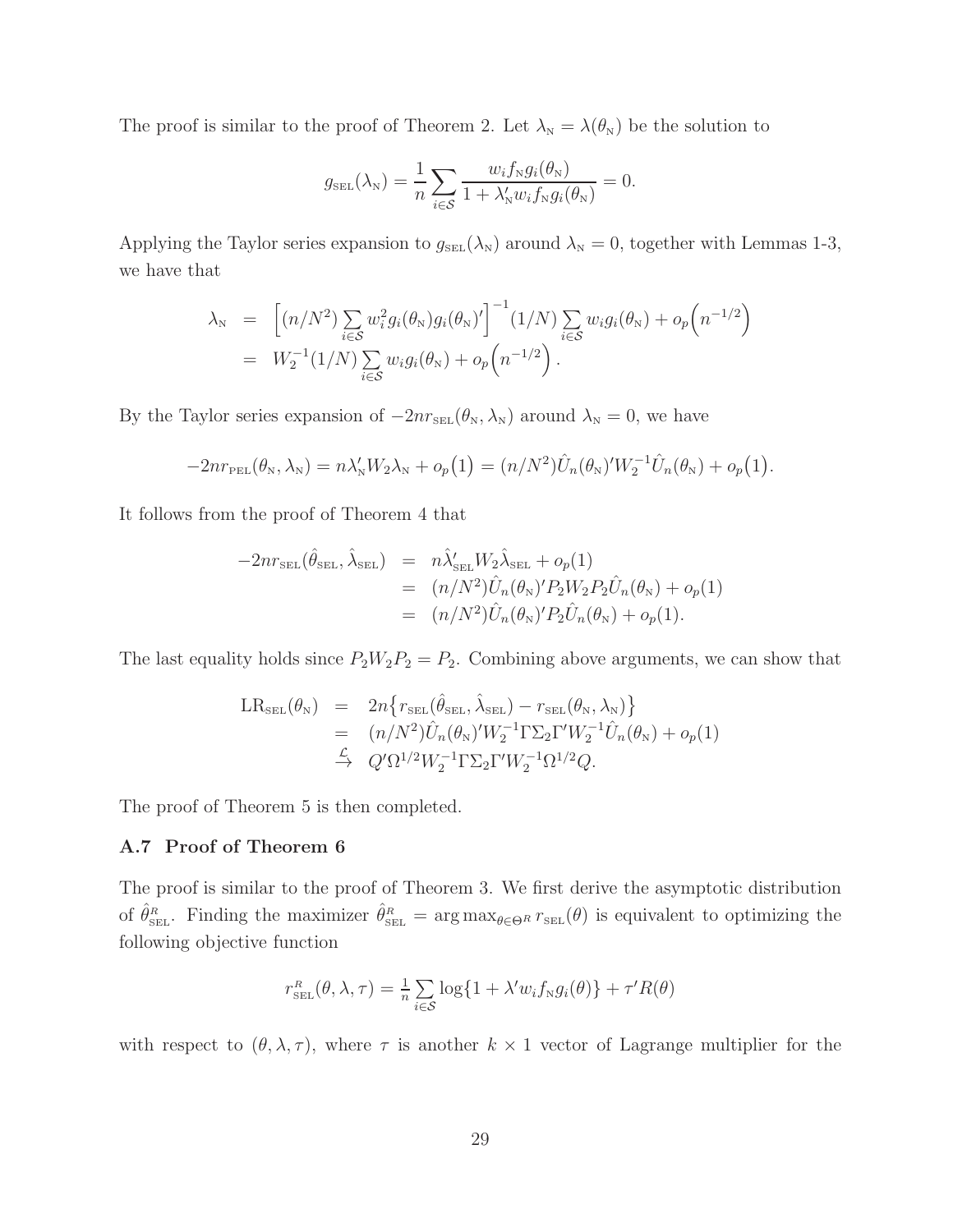The proof is similar to the proof of Theorem 2. Let $\lambda_{\text{N}} = \lambda(\theta_{\text{N}})$ be the solution to

$$g_{\text{SEL}}(\lambda_{\text{N}}) = \frac{1}{n}\sum_{i\in\mathcal{S}} \frac{w_i f_{\text{N}} g_i(\theta_{\text{N}})}{1+\lambda_{\text{N}}' w_i f_{\text{N}} g_i(\theta_{\text{N}})} = 0.$$

Applying the Taylor series expansion to $g_{\text{SEL}}(\lambda_{\text{N}})$ around $\lambda_{\text{N}} = 0$, together with Lemmas 1-3, we have that

$$\begin{aligned}
\lambda_{\text{N}} &= \Big[(n/N^2)\sum_{i\in\mathcal{S}} w_i^2 g_i(\theta_{\text{N}}) g_i(\theta_{\text{N}})'\Big]^{-1} (1/N)\sum_{i\in\mathcal{S}} w_i g_i(\theta_{\text{N}}) + o_p\Big(n^{-1/2}\Big) \\
&= W_2^{-1}(1/N)\sum_{i\in\mathcal{S}} w_i g_i(\theta_{\text{N}}) + o_p\Big(n^{-1/2}\Big).
\end{aligned}$$

By the Taylor series expansion of $-2nr_{\text{SEL}}(\theta_{\text{N}}, \lambda_{\text{N}})$ around $\lambda_{\text{N}} = 0$, we have

$$-2nr_{\text{PEL}}(\theta_{\text{N}}, \lambda_{\text{N}}) = n\lambda_{\text{N}}' W_2 \lambda_{\text{N}} + o_p\big(1\big) = (n/N^2)\hat{U}_n(\theta_{\text{N}})' W_2^{-1} \hat{U}_n(\theta_{\text{N}}) + o_p\big(1\big).$$

It follows from the proof of Theorem 4 that

$$\begin{aligned}
-2nr_{\text{SEL}}(\hat{\theta}_{\text{SEL}}, \hat{\lambda}_{\text{SEL}}) &= n\hat{\lambda}_{\text{SEL}}' W_2 \hat{\lambda}_{\text{SEL}} + o_p(1) \\
&= (n/N^2)\hat{U}_n(\theta_{\text{N}})' P_2 W_2 P_2 \hat{U}_n(\theta_{\text{N}}) + o_p(1) \\
&= (n/N^2)\hat{U}_n(\theta_{\text{N}})' P_2 \hat{U}_n(\theta_{\text{N}}) + o_p(1).
\end{aligned}$$

The last equality holds since $P_2 W_2 P_2 = P_2$. Combining above arguments, we can show that

$$\begin{aligned}
\text{LR}_{\text{SEL}}(\theta_{\text{N}}) &= 2n\big\{r_{\text{SEL}}(\hat{\theta}_{\text{SEL}}, \hat{\lambda}_{\text{SEL}}) - r_{\text{SEL}}(\theta_{\text{N}}, \lambda_{\text{N}})\big\} \\
&= (n/N^2)\hat{U}_n(\theta_{\text{N}})' W_2^{-1} \Gamma \Sigma_2 \Gamma' W_2^{-1} \hat{U}_n(\theta_{\text{N}}) + o_p(1) \\
&\stackrel{\mathcal{L}}{\to} Q' \Omega^{1/2} W_2^{-1} \Gamma \Sigma_2 \Gamma' W_2^{-1} \Omega^{1/2} Q.
\end{aligned}$$

The proof of Theorem 5 is then completed.

### A.7 Proof of Theorem 6

The proof is similar to the proof of Theorem 3. We first derive the asymptotic distribution of $\hat{\theta}_{\text{SEL}}^{R}$. Finding the maximizer $\hat{\theta}_{\text{SEL}}^{R} = \arg\max_{\theta\in\Theta^R} r_{\text{SEL}}(\theta)$ is equivalent to optimizing the following objective function

$$r_{\text{SEL}}^{R}(\theta, \lambda, \tau) = \tfrac{1}{n}\sum_{i\in\mathcal{S}} \log\{1 + \lambda' w_i f_{\text{N}} g_i(\theta)\} + \tau' R(\theta)$$

with respect to $(\theta, \lambda, \tau)$, where $\tau$ is another $k \times 1$ vector of Lagrange multiplier for the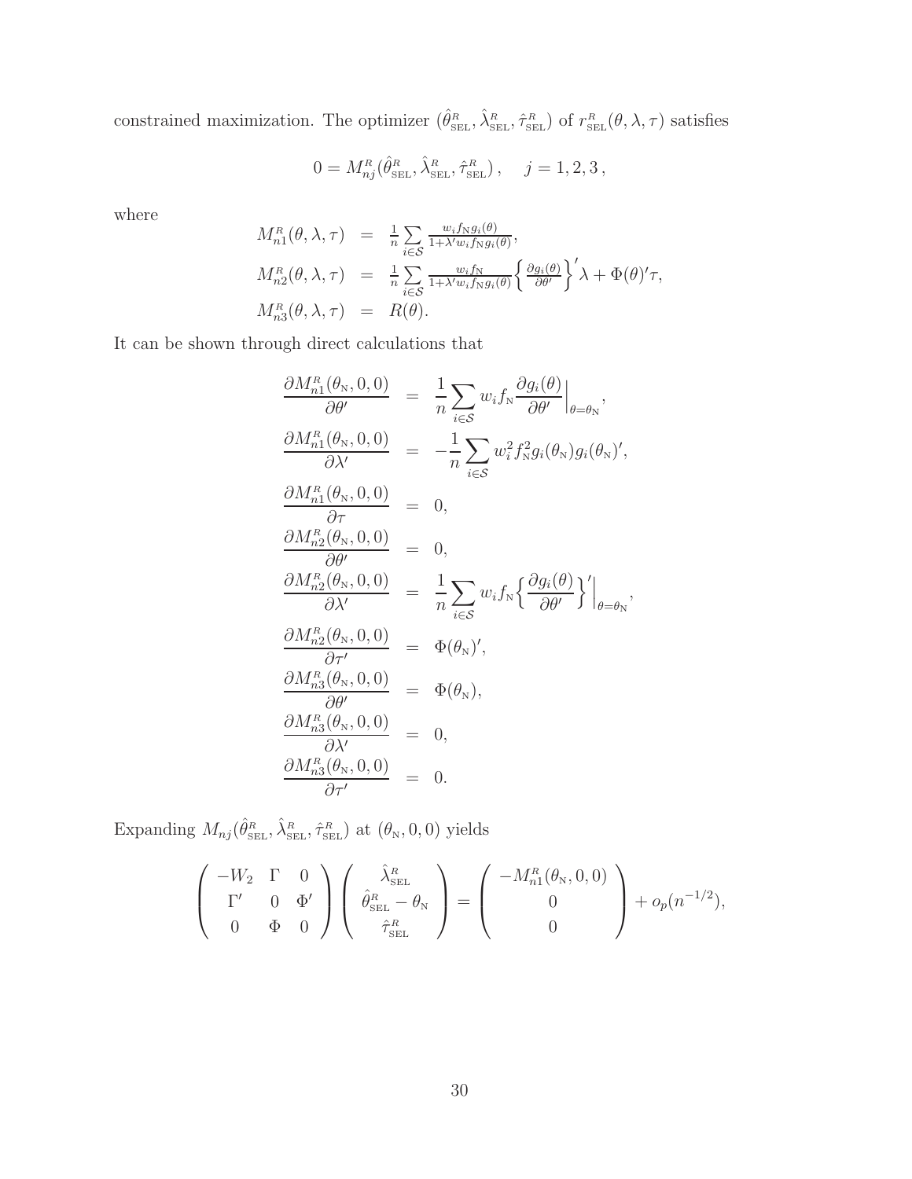constrained maximization. The optimizer $(\hat{\theta}^{R}_{\text{SEL}}, \hat{\lambda}^{R}_{\text{SEL}}, \hat{\tau}^{R}_{\text{SEL}})$ of $r^{R}_{\text{SEL}}(\theta, \lambda, \tau)$ satisfies

$$
0 = M^{R}_{nj}(\hat{\theta}^{R}_{\text{SEL}}, \hat{\lambda}^{R}_{\text{SEL}}, \hat{\tau}^{R}_{\text{SEL}}), \quad j = 1, 2, 3,
$$

where

$$
\begin{aligned}
M^{R}_{n1}(\theta, \lambda, \tau) &= \frac{1}{n} \sum_{i \in \mathcal{S}} \frac{w_i f_{\text{N}} g_i(\theta)}{1 + \lambda' w_i f_{\text{N}} g_i(\theta)}, \\
M^{R}_{n2}(\theta, \lambda, \tau) &= \frac{1}{n} \sum_{i \in \mathcal{S}} \frac{w_i f_{\text{N}}}{1 + \lambda' w_i f_{\text{N}} g_i(\theta)} \Big\{ \frac{\partial g_i(\theta)}{\partial \theta'} \Big\}' \lambda + \Phi(\theta)' \tau, \\
M^{R}_{n3}(\theta, \lambda, \tau) &= R(\theta).
\end{aligned}
$$

It can be shown through direct calculations that

$$
\begin{aligned}
\frac{\partial M^{R}_{n1}(\theta_{\text{N}}, 0, 0)}{\partial \theta'} &= \frac{1}{n} \sum_{i \in \mathcal{S}} w_i f_{\text{N}} \frac{\partial g_i(\theta)}{\partial \theta'} \Big|_{\theta = \theta_{\text{N}}}, \\
\frac{\partial M^{R}_{n1}(\theta_{\text{N}}, 0, 0)}{\partial \lambda'} &= -\frac{1}{n} \sum_{i \in \mathcal{S}} w_i^2 f_{\text{N}}^2 g_i(\theta_{\text{N}}) g_i(\theta_{\text{N}})', \\
\frac{\partial M^{R}_{n1}(\theta_{\text{N}}, 0, 0)}{\partial \tau} &= 0, \\
\frac{\partial M^{R}_{n2}(\theta_{\text{N}}, 0, 0)}{\partial \theta'} &= 0, \\
\frac{\partial M^{R}_{n2}(\theta_{\text{N}}, 0, 0)}{\partial \lambda'} &= \frac{1}{n} \sum_{i \in \mathcal{S}} w_i f_{\text{N}} \Big\{ \frac{\partial g_i(\theta)}{\partial \theta'} \Big\}' \Big|_{\theta = \theta_{\text{N}}}, \\
\frac{\partial M^{R}_{n2}(\theta_{\text{N}}, 0, 0)}{\partial \tau'} &= \Phi(\theta_{\text{N}})', \\
\frac{\partial M^{R}_{n3}(\theta_{\text{N}}, 0, 0)}{\partial \theta'} &= \Phi(\theta_{\text{N}}), \\
\frac{\partial M^{R}_{n3}(\theta_{\text{N}}, 0, 0)}{\partial \lambda'} &= 0, \\
\frac{\partial M^{R}_{n3}(\theta_{\text{N}}, 0, 0)}{\partial \tau'} &= 0.
\end{aligned}
$$

Expanding $M_{nj}(\hat{\theta}^{R}_{\text{SEL}}, \hat{\lambda}^{R}_{\text{SEL}}, \hat{\tau}^{R}_{\text{SEL}})$ at $(\theta_{\text{N}}, 0, 0)$ yields

$$
\begin{pmatrix} -W_2 & \Gamma & 0 \\ \Gamma' & 0 & \Phi' \\ 0 & \Phi & 0 \end{pmatrix}
\begin{pmatrix} \hat{\lambda}^{R}_{\text{SEL}} \\ \hat{\theta}^{R}_{\text{SEL}} - \theta_{\text{N}} \\ \hat{\tau}^{R}_{\text{SEL}} \end{pmatrix}
=
\begin{pmatrix} -M^{R}_{n1}(\theta_{\text{N}}, 0, 0) \\ 0 \\ 0 \end{pmatrix} + o_p(n^{-1/2}),
$$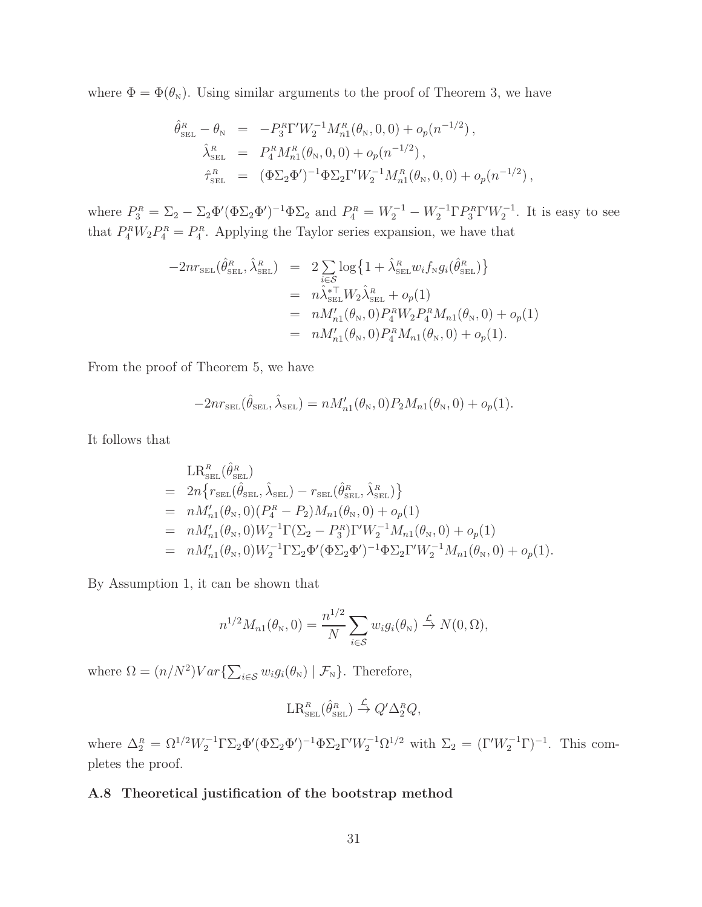where $\Phi = \Phi(\theta_{\rm N})$. Using similar arguments to the proof of Theorem 3, we have

$$
\begin{aligned}
\hat{\theta}^{R}_{\rm SEL} - \theta_{\rm N} &= -P^{R}_{3}\Gamma' W_2^{-1} M^{R}_{n1}(\theta_{\rm N}, 0, 0) + o_p(n^{-1/2}), \\
\hat{\lambda}^{R}_{\rm SEL} &= P^{R}_{4} M^{R}_{n1}(\theta_{\rm N}, 0, 0) + o_p(n^{-1/2}), \\
\hat{\tau}^{R}_{\rm SEL} &= (\Phi\Sigma_2\Phi')^{-1}\Phi\Sigma_2\Gamma' W_2^{-1} M^{R}_{n1}(\theta_{\rm N}, 0, 0) + o_p(n^{-1/2}),
\end{aligned}
$$

where $P^{R}_{3} = \Sigma_2 - \Sigma_2\Phi'(\Phi\Sigma_2\Phi')^{-1}\Phi\Sigma_2$ and $P^{R}_{4} = W_2^{-1} - W_2^{-1}\Gamma P^{R}_{3}\Gamma' W_2^{-1}$. It is easy to see that $P^{R}_{4} W_2 P^{R}_{4} = P^{R}_{4}$. Applying the Taylor series expansion, we have that

$$
\begin{aligned}
-2nr_{\rm SEL}(\hat{\theta}^{R}_{\rm SEL}, \hat{\lambda}^{R}_{\rm SEL}) &= 2\sum_{i\in\mathcal{S}} \log\big\{1 + \hat{\lambda}^{R}_{\rm SEL} w_i f_{\rm N} g_i(\hat{\theta}^{R}_{\rm SEL})\big\} \\
&= n\hat{\lambda}^{*\top}_{\rm SEL} W_2 \hat{\lambda}^{R}_{\rm SEL} + o_p(1) \\
&= nM'_{n1}(\theta_{\rm N}, 0) P^{R}_{4} W_2 P^{R}_{4} M_{n1}(\theta_{\rm N}, 0) + o_p(1) \\
&= nM'_{n1}(\theta_{\rm N}, 0) P^{R}_{4} M_{n1}(\theta_{\rm N}, 0) + o_p(1).
\end{aligned}
$$

From the proof of Theorem 5, we have

$$
-2nr_{\rm SEL}(\hat{\theta}_{\rm SEL}, \hat{\lambda}_{\rm SEL}) = nM'_{n1}(\theta_{\rm N}, 0) P_2 M_{n1}(\theta_{\rm N}, 0) + o_p(1).
$$

It follows that

$$
\begin{aligned}
&\text{LR}^{R}_{\rm SEL}(\hat{\theta}^{R}_{\rm SEL}) \\
=\;& 2n\big\{r_{\rm SEL}(\hat{\theta}_{\rm SEL}, \hat{\lambda}_{\rm SEL}) - r_{\rm SEL}(\hat{\theta}^{R}_{\rm SEL}, \hat{\lambda}^{R}_{\rm SEL})\big\} \\
=\;& nM'_{n1}(\theta_{\rm N}, 0)(P^{R}_{4} - P_2) M_{n1}(\theta_{\rm N}, 0) + o_p(1) \\
=\;& nM'_{n1}(\theta_{\rm N}, 0) W_2^{-1}\Gamma(\Sigma_2 - P^{R}_{3})\Gamma' W_2^{-1} M_{n1}(\theta_{\rm N}, 0) + o_p(1) \\
=\;& nM'_{n1}(\theta_{\rm N}, 0) W_2^{-1}\Gamma\Sigma_2\Phi'(\Phi\Sigma_2\Phi')^{-1}\Phi\Sigma_2\Gamma' W_2^{-1} M_{n1}(\theta_{\rm N}, 0) + o_p(1).
\end{aligned}
$$

By Assumption 1, it can be shown that

$$
n^{1/2} M_{n1}(\theta_{\rm N}, 0) = \frac{n^{1/2}}{N}\sum_{i\in\mathcal{S}} w_i g_i(\theta_{\rm N}) \xrightarrow{\mathcal{L}} N(0, \Omega),
$$

where $\Omega = (n/N^2) Var\{\sum_{i\in\mathcal{S}} w_i g_i(\theta_{\rm N}) \mid \mathcal{F}_{\rm N}\}$. Therefore,

$$
\text{LR}^{R}_{\rm SEL}(\hat{\theta}^{R}_{\rm SEL}) \xrightarrow{\mathcal{L}} Q'\Delta^{R}_{2} Q,
$$

where $\Delta^{R}_{2} = \Omega^{1/2} W_2^{-1}\Gamma\Sigma_2\Phi'(\Phi\Sigma_2\Phi')^{-1}\Phi\Sigma_2\Gamma' W_2^{-1}\Omega^{1/2}$ with $\Sigma_2 = (\Gamma' W_2^{-1}\Gamma)^{-1}$. This completes the proof.

### A.8 Theoretical justification of the bootstrap method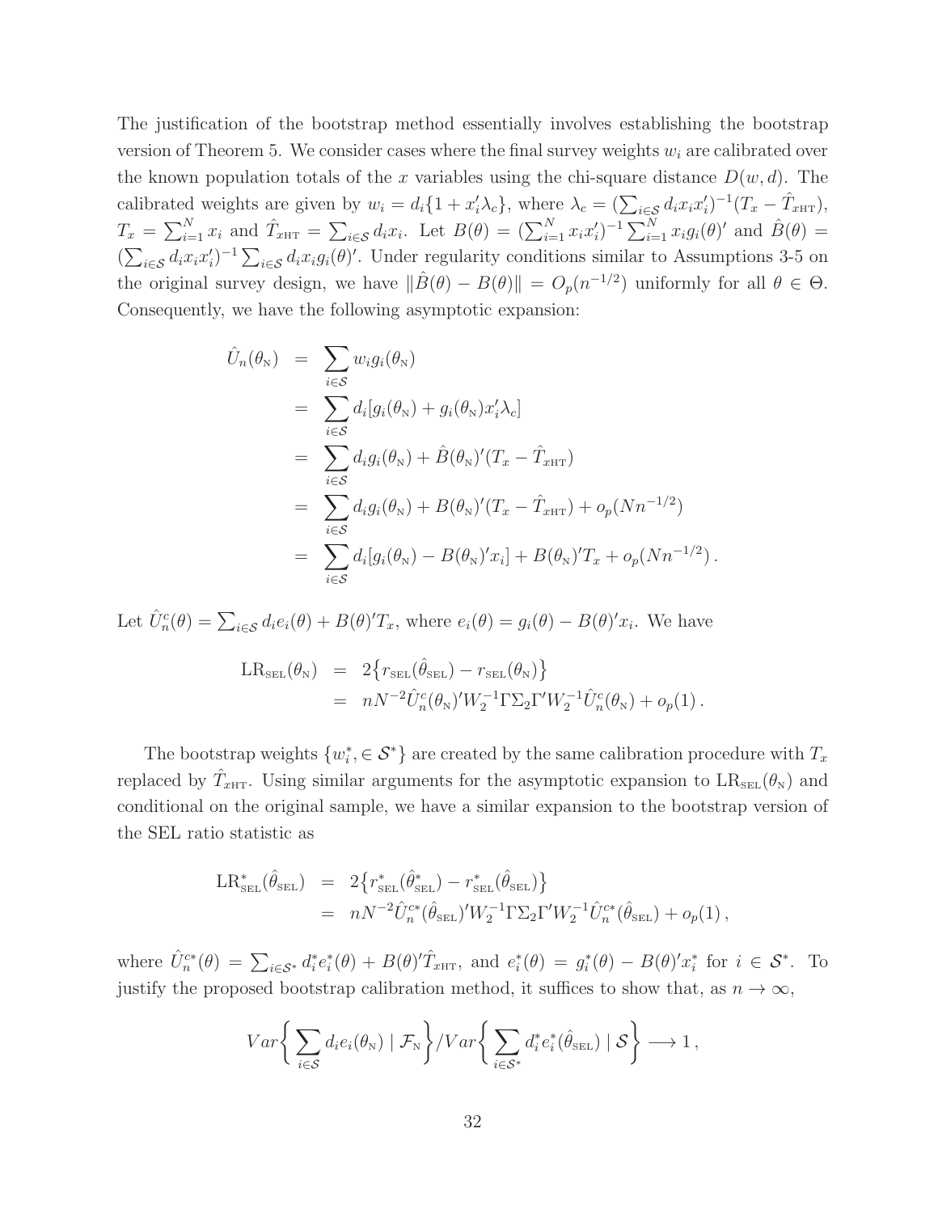The justification of the bootstrap method essentially involves establishing the bootstrap version of Theorem 5. We consider cases where the final survey weights $w_i$ are calibrated over the known population totals of the $x$ variables using the chi-square distance $D(w,d)$. The calibrated weights are given by $w_i = d_i\{1 + x_i'\lambda_c\}$, where $\lambda_c = (\sum_{i\in\mathcal{S}} d_i x_i x_i')^{-1}(T_x - \hat{T}_{x\text{HT}})$, $T_x = \sum_{i=1}^N x_i$ and $\hat{T}_{x\text{HT}} = \sum_{i\in\mathcal{S}} d_i x_i$. Let $B(\theta) = (\sum_{i=1}^N x_i x_i')^{-1}\sum_{i=1}^N x_i g_i(\theta)'$ and $\hat{B}(\theta) = (\sum_{i\in\mathcal{S}} d_i x_i x_i')^{-1}\sum_{i\in\mathcal{S}} d_i x_i g_i(\theta)'$. Under regularity conditions similar to Assumptions 3-5 on the original survey design, we have $\|\hat{B}(\theta) - B(\theta)\| = O_p(n^{-1/2})$ uniformly for all $\theta \in \Theta$. Consequently, we have the following asymptotic expansion:

$$
\begin{aligned}
\hat{U}_n(\theta_{\text{N}}) &= \sum_{i\in\mathcal{S}} w_i g_i(\theta_{\text{N}}) \\
&= \sum_{i\in\mathcal{S}} d_i[g_i(\theta_{\text{N}}) + g_i(\theta_{\text{N}})x_i'\lambda_c] \\
&= \sum_{i\in\mathcal{S}} d_i g_i(\theta_{\text{N}}) + \hat{B}(\theta_{\text{N}})'(T_x - \hat{T}_{x\text{HT}}) \\
&= \sum_{i\in\mathcal{S}} d_i g_i(\theta_{\text{N}}) + B(\theta_{\text{N}})'(T_x - \hat{T}_{x\text{HT}}) + o_p(Nn^{-1/2}) \\
&= \sum_{i\in\mathcal{S}} d_i[g_i(\theta_{\text{N}}) - B(\theta_{\text{N}})'x_i] + B(\theta_{\text{N}})'T_x + o_p(Nn^{-1/2})\,.
\end{aligned}
$$

Let $\hat{U}_n^c(\theta) = \sum_{i\in\mathcal{S}} d_i e_i(\theta) + B(\theta)'T_x$, where $e_i(\theta) = g_i(\theta) - B(\theta)'x_i$. We have

$$
\begin{aligned}
\text{LR}_{\text{SEL}}(\theta_{\text{N}}) &= 2\big\{r_{\text{SEL}}(\hat{\theta}_{\text{SEL}}) - r_{\text{SEL}}(\theta_{\text{N}})\big\} \\
&= nN^{-2}\hat{U}_n^c(\theta_{\text{N}})'W_2^{-1}\Gamma\Sigma_2\Gamma'W_2^{-1}\hat{U}_n^c(\theta_{\text{N}}) + o_p(1)\,.
\end{aligned}
$$

The bootstrap weights $\{w_i^*, \in \mathcal{S}^*\}$ are created by the same calibration procedure with $T_x$ replaced by $\hat{T}_{x\text{HT}}$. Using similar arguments for the asymptotic expansion to $\text{LR}_{\text{SEL}}(\theta_{\text{N}})$ and conditional on the original sample, we have a similar expansion to the bootstrap version of the SEL ratio statistic as

$$
\begin{aligned}
\text{LR}^*_{\text{SEL}}(\hat{\theta}_{\text{SEL}}) &= 2\big\{r^*_{\text{SEL}}(\hat{\theta}^*_{\text{SEL}}) - r^*_{\text{SEL}}(\hat{\theta}_{\text{SEL}})\big\} \\
&= nN^{-2}\hat{U}_n^{c*}(\hat{\theta}_{\text{SEL}})'W_2^{-1}\Gamma\Sigma_2\Gamma'W_2^{-1}\hat{U}_n^{c*}(\hat{\theta}_{\text{SEL}}) + o_p(1)\,,
\end{aligned}
$$

where $\hat{U}_n^{c*}(\theta) = \sum_{i\in\mathcal{S}^*} d_i^* e_i^*(\theta) + B(\theta)'\hat{T}_{x\text{HT}}$, and $e_i^*(\theta) = g_i^*(\theta) - B(\theta)'x_i^*$ for $i \in \mathcal{S}^*$. To justify the proposed bootstrap calibration method, it suffices to show that, as $n \to \infty$,

$$
Var\bigg\{\sum_{i\in\mathcal{S}} d_i e_i(\theta_{\text{N}}) \mid \mathcal{F}_{\text{N}}\bigg\} \Big/ Var\bigg\{\sum_{i\in\mathcal{S}^*} d_i^* e_i^*(\hat{\theta}_{\text{SEL}}) \mid \mathcal{S}\bigg\} \longrightarrow 1\,,
$$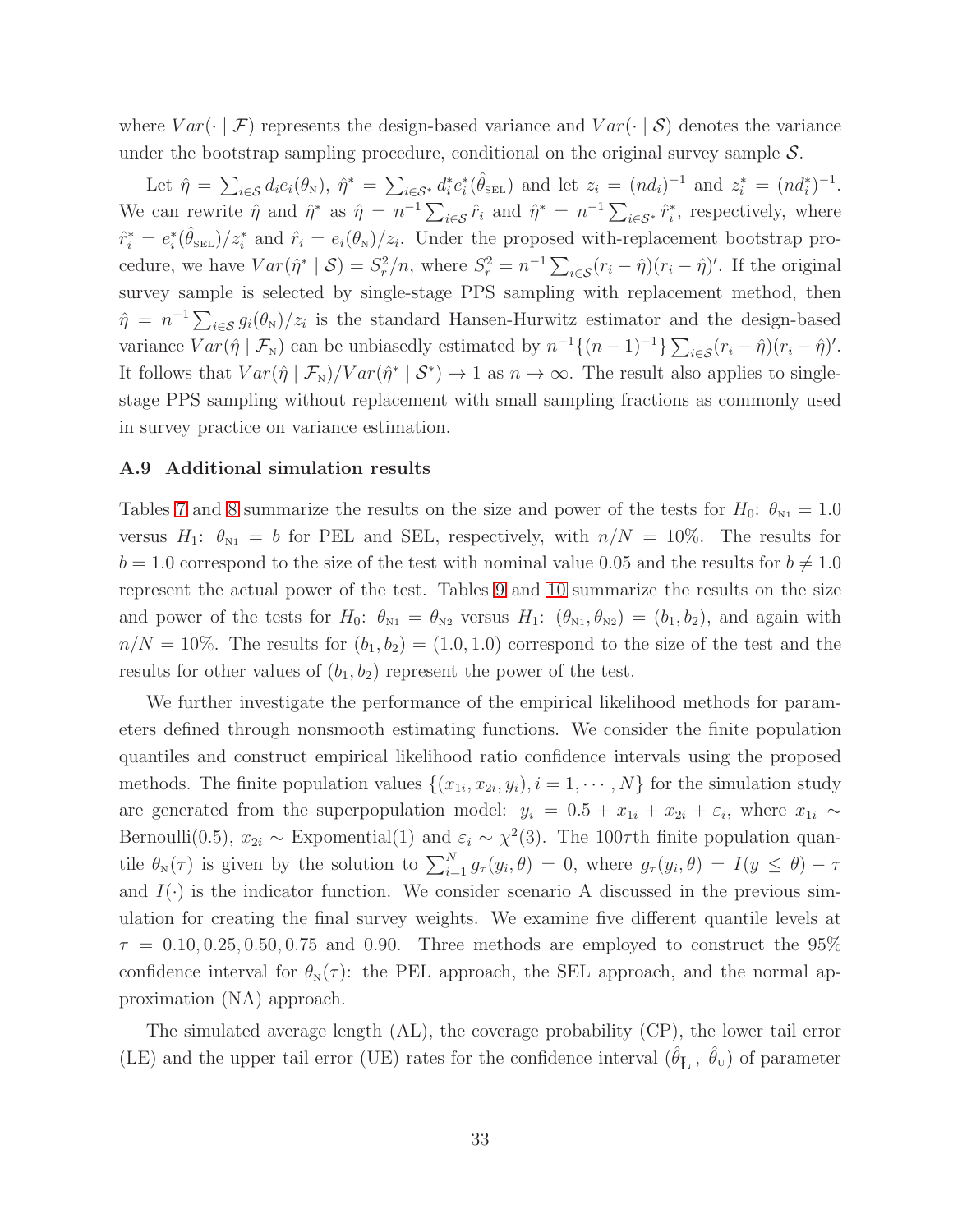where $Var(\cdot \mid \mathcal{F})$ represents the design-based variance and $Var(\cdot \mid \mathcal{S})$ denotes the variance under the bootstrap sampling procedure, conditional on the original survey sample $\mathcal{S}$.

Let $\hat{\eta} = \sum_{i\in\mathcal{S}} d_i e_i(\theta_{\text{N}})$, $\hat{\eta}^* = \sum_{i\in\mathcal{S}^*} d_i^* e_i^*(\hat{\theta}_{\text{SEL}})$ and let $z_i = (nd_i)^{-1}$ and $z_i^* = (nd_i^*)^{-1}$. We can rewrite $\hat{\eta}$ and $\hat{\eta}^*$ as $\hat{\eta} = n^{-1}\sum_{i\in\mathcal{S}} \hat{r}_i$ and $\hat{\eta}^* = n^{-1}\sum_{i\in\mathcal{S}^*} \hat{r}_i^*$, respectively, where $\hat{r}_i^* = e_i^*(\hat{\theta}_{\text{SEL}})/z_i^*$ and $\hat{r}_i = e_i(\theta_{\text{N}})/z_i$. Under the proposed with-replacement bootstrap procedure, we have $Var(\hat{\eta}^* \mid \mathcal{S}) = S_r^2/n$, where $S_r^2 = n^{-1}\sum_{i\in\mathcal{S}}(r_i - \hat{\eta})(r_i - \hat{\eta})'$. If the original survey sample is selected by single-stage PPS sampling with replacement method, then $\hat{\eta} = n^{-1}\sum_{i\in\mathcal{S}} g_i(\theta_{\text{N}})/z_i$ is the standard Hansen-Hurwitz estimator and the design-based variance $Var(\hat{\eta} \mid \mathcal{F}_{\text{N}})$ can be unbiasedly estimated by $n^{-1}\{(n-1)^{-1}\}\sum_{i\in\mathcal{S}}(r_i - \hat{\eta})(r_i - \hat{\eta})'$. It follows that $Var(\hat{\eta} \mid \mathcal{F}_{\text{N}})/Var(\hat{\eta}^* \mid \mathcal{S}^*) \to 1$ as $n \to \infty$. The result also applies to single-stage PPS sampling without replacement with small sampling fractions as commonly used in survey practice on variance estimation.

### A.9 Additional simulation results

Tables 7 and 8 summarize the results on the size and power of the tests for $H_0$: $\theta_{\text{N1}} = 1.0$ versus $H_1$: $\theta_{\text{N1}} = b$ for PEL and SEL, respectively, with $n/N = 10\%$. The results for $b = 1.0$ correspond to the size of the test with nominal value 0.05 and the results for $b \neq 1.0$ represent the actual power of the test. Tables 9 and 10 summarize the results on the size and power of the tests for $H_0$: $\theta_{\text{N1}} = \theta_{\text{N2}}$ versus $H_1$: $(\theta_{\text{N1}}, \theta_{\text{N2}}) = (b_1, b_2)$, and again with $n/N = 10\%$. The results for $(b_1, b_2) = (1.0, 1.0)$ correspond to the size of the test and the results for other values of $(b_1, b_2)$ represent the power of the test.

We further investigate the performance of the empirical likelihood methods for parameters defined through nonsmooth estimating functions. We consider the finite population quantiles and construct empirical likelihood ratio confidence intervals using the proposed methods. The finite population values $\{(x_{1i}, x_{2i}, y_i), i = 1, \cdots, N\}$ for the simulation study are generated from the superpopulation model: $y_i = 0.5 + x_{1i} + x_{2i} + \varepsilon_i$, where $x_{1i} \sim$ Bernoulli(0.5), $x_{2i} \sim$ Expomential(1) and $\varepsilon_i \sim \chi^2(3)$. The $100\tau$th finite population quantile $\theta_{\text{N}}(\tau)$ is given by the solution to $\sum_{i=1}^N g_\tau(y_i, \theta) = 0$, where $g_\tau(y_i, \theta) = I(y \leq \theta) - \tau$ and $I(\cdot)$ is the indicator function. We consider scenario A discussed in the previous simulation for creating the final survey weights. We examine five different quantile levels at $\tau = 0.10, 0.25, 0.50, 0.75$ and $0.90$. Three methods are employed to construct the 95% confidence interval for $\theta_{\text{N}}(\tau)$: the PEL approach, the SEL approach, and the normal approximation (NA) approach.

The simulated average length (AL), the coverage probability (CP), the lower tail error (LE) and the upper tail error (UE) rates for the confidence interval $(\hat{\theta}_{\text{L}}, \hat{\theta}_{\text{U}})$ of parameter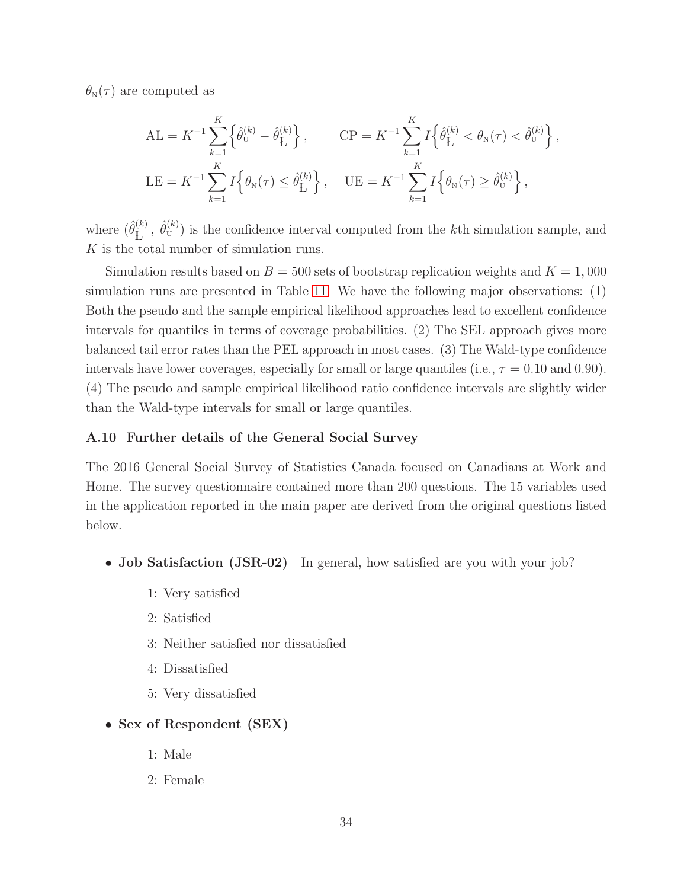$\theta_{\text{N}}(\tau)$ are computed as

$$
\text{AL} = K^{-1}\sum_{k=1}^{K}\Big\{\hat{\theta}_{\text{U}}^{(k)} - \hat{\theta}_{\text{L}}^{(k)}\Big\}, \qquad \text{CP} = K^{-1}\sum_{k=1}^{K} I\Big\{\hat{\theta}_{\text{L}}^{(k)} < \theta_{\text{N}}(\tau) < \hat{\theta}_{\text{U}}^{(k)}\Big\},
$$

$$
\text{LE} = K^{-1}\sum_{k=1}^{K} I\Big\{\theta_{\text{N}}(\tau) \leq \hat{\theta}_{\text{L}}^{(k)}\Big\}, \quad \text{UE} = K^{-1}\sum_{k=1}^{K} I\Big\{\theta_{\text{N}}(\tau) \geq \hat{\theta}_{\text{U}}^{(k)}\Big\},
$$

where $(\hat{\theta}_{\text{L}}^{(k)}, \hat{\theta}_{\text{U}}^{(k)})$ is the confidence interval computed from the $k$th simulation sample, and $K$ is the total number of simulation runs.

Simulation results based on $B = 500$ sets of bootstrap replication weights and $K = 1,000$ simulation runs are presented in Table 11. We have the following major observations: (1) Both the pseudo and the sample empirical likelihood approaches lead to excellent confidence intervals for quantiles in terms of coverage probabilities. (2) The SEL approach gives more balanced tail error rates than the PEL approach in most cases. (3) The Wald-type confidence intervals have lower coverages, especially for small or large quantiles (i.e., $\tau = 0.10$ and $0.90$). (4) The pseudo and sample empirical likelihood ratio confidence intervals are slightly wider than the Wald-type intervals for small or large quantiles.

### A.10 Further details of the General Social Survey

The 2016 General Social Survey of Statistics Canada focused on Canadians at Work and Home. The survey questionnaire contained more than 200 questions. The 15 variables used in the application reported in the main paper are derived from the original questions listed below.

- **Job Satisfaction (JSR-02)** In general, how satisfied are you with your job?
  - 1: Very satisfied
  - 2: Satisfied
  - 3: Neither satisfied nor dissatisfied
  - 4: Dissatisfied
  - 5: Very dissatisfied
- **Sex of Respondent (SEX)**
  - 1: Male
  - 2: Female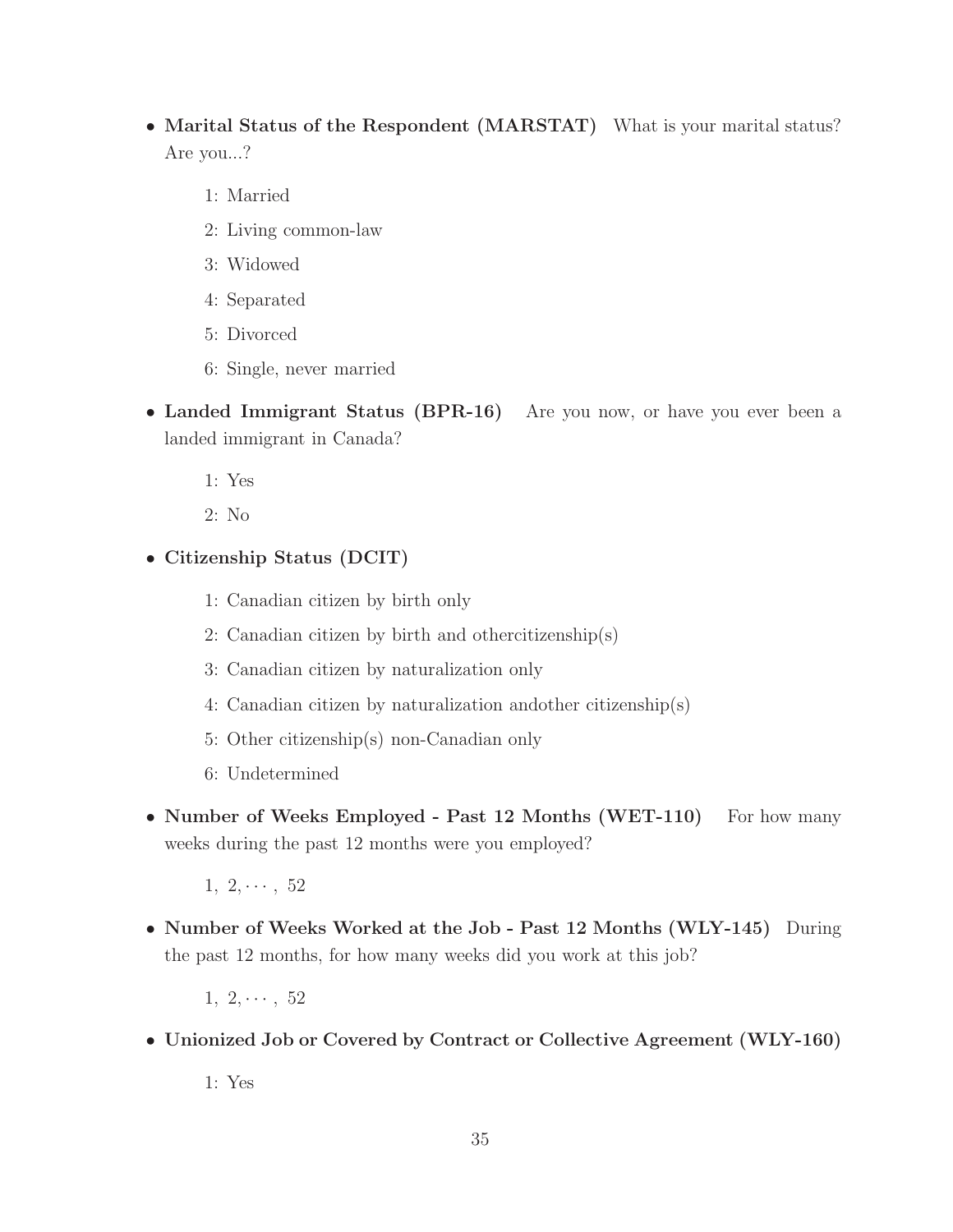- **Marital Status of the Respondent (MARSTAT)** What is your marital status? Are you...?

  1: Married

  2: Living common-law

  3: Widowed

  4: Separated

  5: Divorced

  6: Single, never married

- **Landed Immigrant Status (BPR-16)** Are you now, or have you ever been a landed immigrant in Canada?

  1: Yes

  2: No

- **Citizenship Status (DCIT)**

  1: Canadian citizen by birth only

  2: Canadian citizen by birth and othercitizenship(s)

  3: Canadian citizen by naturalization only

  4: Canadian citizen by naturalization andother citizenship(s)

  5: Other citizenship(s) non-Canadian only

  6: Undetermined

- **Number of Weeks Employed - Past 12 Months (WET-110)** For how many weeks during the past 12 months were you employed?

  $1,\ 2, \cdots,\ 52$

- **Number of Weeks Worked at the Job - Past 12 Months (WLY-145)** During the past 12 months, for how many weeks did you work at this job?

  $1,\ 2, \cdots,\ 52$

- **Unionized Job or Covered by Contract or Collective Agreement (WLY-160)**

  1: Yes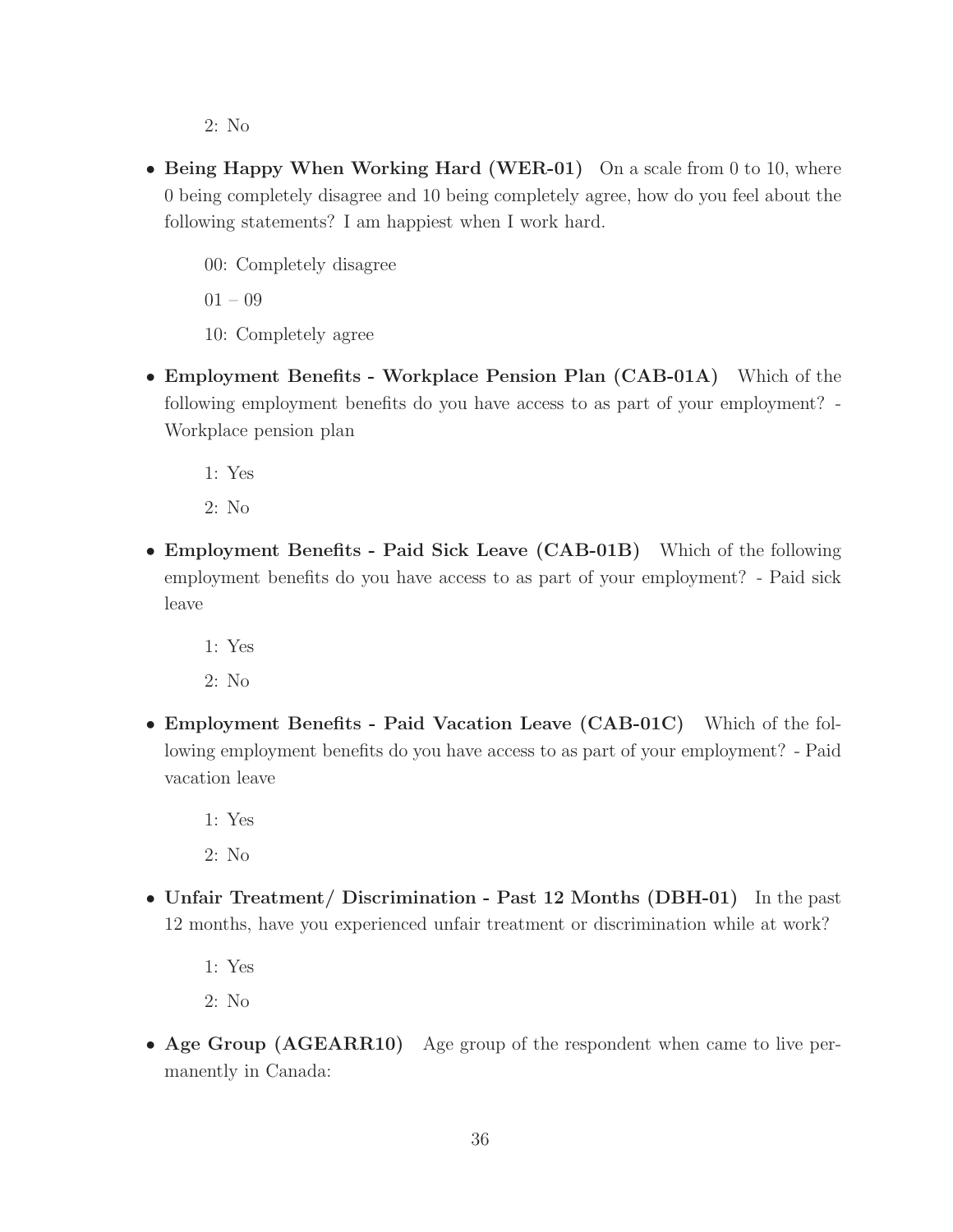2: No

- **Being Happy When Working Hard (WER-01)** On a scale from 0 to 10, where 0 being completely disagree and 10 being completely agree, how do you feel about the following statements? I am happiest when I work hard.

  00: Completely disagree

  01 – 09

  10: Completely agree

- **Employment Benefits - Workplace Pension Plan (CAB-01A)** Which of the following employment benefits do you have access to as part of your employment? - Workplace pension plan

  1: Yes

  2: No

- **Employment Benefits - Paid Sick Leave (CAB-01B)** Which of the following employment benefits do you have access to as part of your employment? - Paid sick leave

  1: Yes

  2: No

- **Employment Benefits - Paid Vacation Leave (CAB-01C)** Which of the following employment benefits do you have access to as part of your employment? - Paid vacation leave

  1: Yes

  2: No

- **Unfair Treatment/ Discrimination - Past 12 Months (DBH-01)** In the past 12 months, have you experienced unfair treatment or discrimination while at work?

  1: Yes

  2: No

- **Age Group (AGEARR10)** Age group of the respondent when came to live permanently in Canada: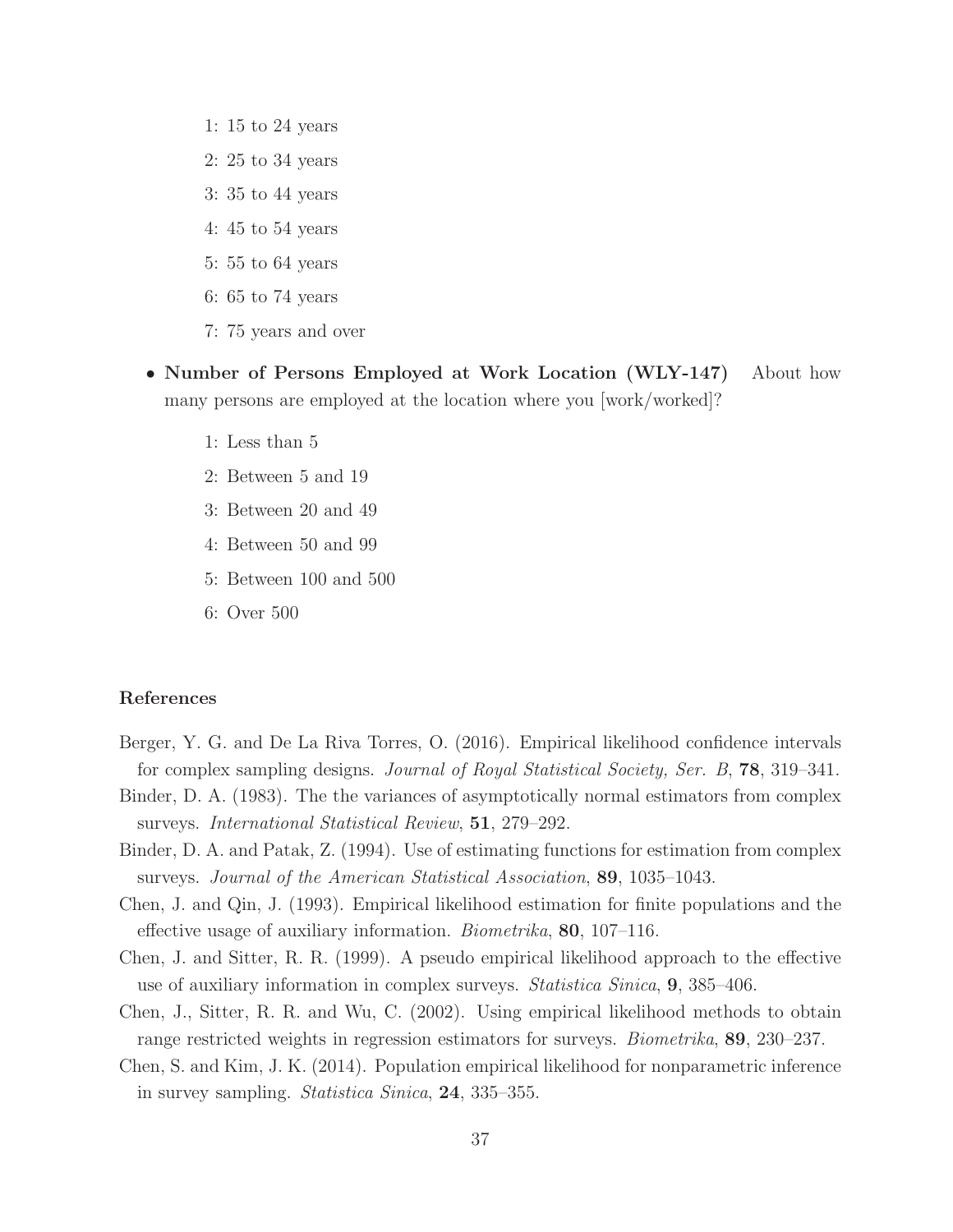1: 15 to 24 years

2: 25 to 34 years

3: 35 to 44 years

4: 45 to 54 years

5: 55 to 64 years

6: 65 to 74 years

7: 75 years and over

- **Number of Persons Employed at Work Location (WLY-147)** About how many persons are employed at the location where you [work/worked]?

  1: Less than 5

  2: Between 5 and 19

  3: Between 20 and 49

  4: Between 50 and 99

  5: Between 100 and 500

  6: Over 500

## References

Berger, Y. G. and De La Riva Torres, O. (2016). Empirical likelihood confidence intervals for complex sampling designs. *Journal of Royal Statistical Society, Ser. B*, **78**, 319–341.

Binder, D. A. (1983). The the variances of asymptotically normal estimators from complex surveys. *International Statistical Review*, **51**, 279–292.

Binder, D. A. and Patak, Z. (1994). Use of estimating functions for estimation from complex surveys. *Journal of the American Statistical Association*, **89**, 1035–1043.

Chen, J. and Qin, J. (1993). Empirical likelihood estimation for finite populations and the effective usage of auxiliary information. *Biometrika*, **80**, 107–116.

Chen, J. and Sitter, R. R. (1999). A pseudo empirical likelihood approach to the effective use of auxiliary information in complex surveys. *Statistica Sinica*, **9**, 385–406.

Chen, J., Sitter, R. R. and Wu, C. (2002). Using empirical likelihood methods to obtain range restricted weights in regression estimators for surveys. *Biometrika*, **89**, 230–237.

Chen, S. and Kim, J. K. (2014). Population empirical likelihood for nonparametric inference in survey sampling. *Statistica Sinica*, **24**, 335–355.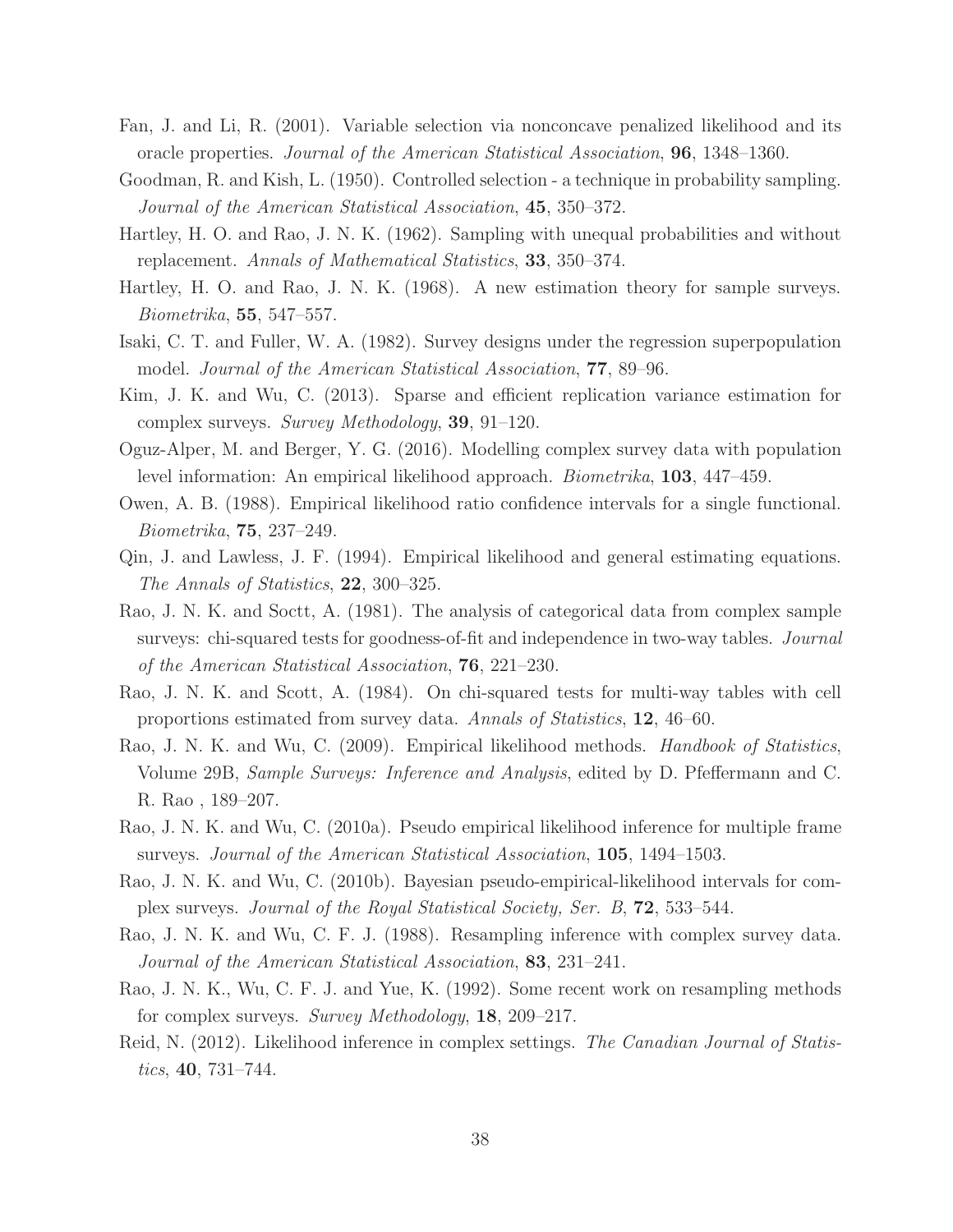Fan, J. and Li, R. (2001). Variable selection via nonconcave penalized likelihood and its oracle properties. *Journal of the American Statistical Association*, **96**, 1348–1360.

Goodman, R. and Kish, L. (1950). Controlled selection - a technique in probability sampling. *Journal of the American Statistical Association*, **45**, 350–372.

Hartley, H. O. and Rao, J. N. K. (1962). Sampling with unequal probabilities and without replacement. *Annals of Mathematical Statistics*, **33**, 350–374.

Hartley, H. O. and Rao, J. N. K. (1968). A new estimation theory for sample surveys. *Biometrika*, **55**, 547–557.

Isaki, C. T. and Fuller, W. A. (1982). Survey designs under the regression superpopulation model. *Journal of the American Statistical Association*, **77**, 89–96.

Kim, J. K. and Wu, C. (2013). Sparse and efficient replication variance estimation for complex surveys. *Survey Methodology*, **39**, 91–120.

Oguz-Alper, M. and Berger, Y. G. (2016). Modelling complex survey data with population level information: An empirical likelihood approach. *Biometrika*, **103**, 447–459.

Owen, A. B. (1988). Empirical likelihood ratio confidence intervals for a single functional. *Biometrika*, **75**, 237–249.

Qin, J. and Lawless, J. F. (1994). Empirical likelihood and general estimating equations. *The Annals of Statistics*, **22**, 300–325.

Rao, J. N. K. and Soctt, A. (1981). The analysis of categorical data from complex sample surveys: chi-squared tests for goodness-of-fit and independence in two-way tables. *Journal of the American Statistical Association*, **76**, 221–230.

Rao, J. N. K. and Scott, A. (1984). On chi-squared tests for multi-way tables with cell proportions estimated from survey data. *Annals of Statistics*, **12**, 46–60.

Rao, J. N. K. and Wu, C. (2009). Empirical likelihood methods. *Handbook of Statistics*, Volume 29B, *Sample Surveys: Inference and Analysis*, edited by D. Pfeffermann and C. R. Rao , 189–207.

Rao, J. N. K. and Wu, C. (2010a). Pseudo empirical likelihood inference for multiple frame surveys. *Journal of the American Statistical Association*, **105**, 1494–1503.

Rao, J. N. K. and Wu, C. (2010b). Bayesian pseudo-empirical-likelihood intervals for complex surveys. *Journal of the Royal Statistical Society, Ser. B*, **72**, 533–544.

Rao, J. N. K. and Wu, C. F. J. (1988). Resampling inference with complex survey data. *Journal of the American Statistical Association*, **83**, 231–241.

Rao, J. N. K., Wu, C. F. J. and Yue, K. (1992). Some recent work on resampling methods for complex surveys. *Survey Methodology*, **18**, 209–217.

Reid, N. (2012). Likelihood inference in complex settings. *The Canadian Journal of Statistics*, **40**, 731–744.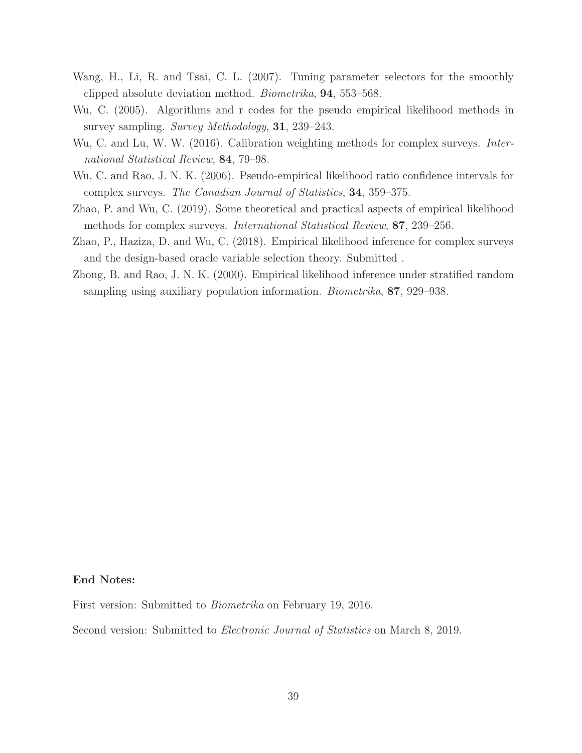Wang, H., Li, R. and Tsai, C. L. (2007). Tuning parameter selectors for the smoothly clipped absolute deviation method. *Biometrika*, **94**, 553–568.

Wu, C. (2005). Algorithms and r codes for the pseudo empirical likelihood methods in survey sampling. *Survey Methodology*, **31**, 239–243.

Wu, C. and Lu, W. W. (2016). Calibration weighting methods for complex surveys. *International Statistical Review*, **84**, 79–98.

Wu, C. and Rao, J. N. K. (2006). Pseudo-empirical likelihood ratio confidence intervals for complex surveys. *The Canadian Journal of Statistics*, **34**, 359–375.

Zhao, P. and Wu, C. (2019). Some theoretical and practical aspects of empirical likelihood methods for complex surveys. *International Statistical Review*, **87**, 239–256.

Zhao, P., Haziza, D. and Wu, C. (2018). Empirical likelihood inference for complex surveys and the design-based oracle variable selection theory. Submitted .

Zhong, B. and Rao, J. N. K. (2000). Empirical likelihood inference under stratified random sampling using auxiliary population information. *Biometrika*, **87**, 929–938.

**End Notes:**

First version: Submitted to *Biometrika* on February 19, 2016.

Second version: Submitted to *Electronic Journal of Statistics* on March 8, 2019.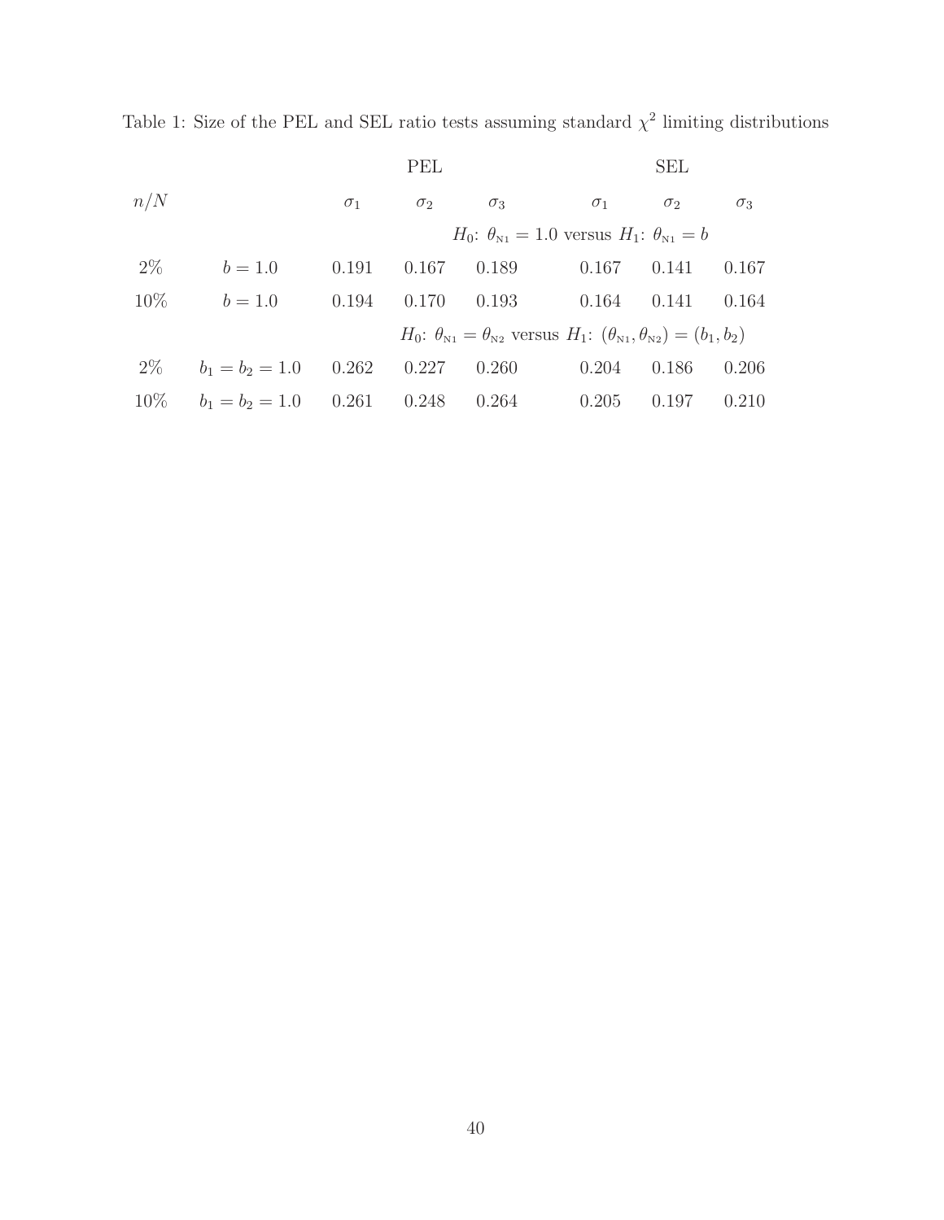Table 1: Size of the PEL and SEL ratio tests assuming standard $\chi^2$ limiting distributions

| | | PEL | | | SEL | | |
|---|---|---|---|---|---|---|---|
| $n/N$ | | $\sigma_1$ | $\sigma_2$ | $\sigma_3$ | $\sigma_1$ | $\sigma_2$ | $\sigma_3$ |
| | | $H_0$: $\theta_{N1} = 1.0$ versus $H_1$: $\theta_{N1} = b$ | | | | | |
| 2% | $b = 1.0$ | 0.191 | 0.167 | 0.189 | 0.167 | 0.141 | 0.167 |
| 10% | $b = 1.0$ | 0.194 | 0.170 | 0.193 | 0.164 | 0.141 | 0.164 |
| | | $H_0$: $\theta_{N1} = \theta_{N2}$ versus $H_1$: $(\theta_{N1}, \theta_{N2}) = (b_1, b_2)$ | | | | | |
| 2% | $b_1 = b_2 = 1.0$ | 0.262 | 0.227 | 0.260 | 0.204 | 0.186 | 0.206 |
| 10% | $b_1 = b_2 = 1.0$ | 0.261 | 0.248 | 0.264 | 0.205 | 0.197 | 0.210 |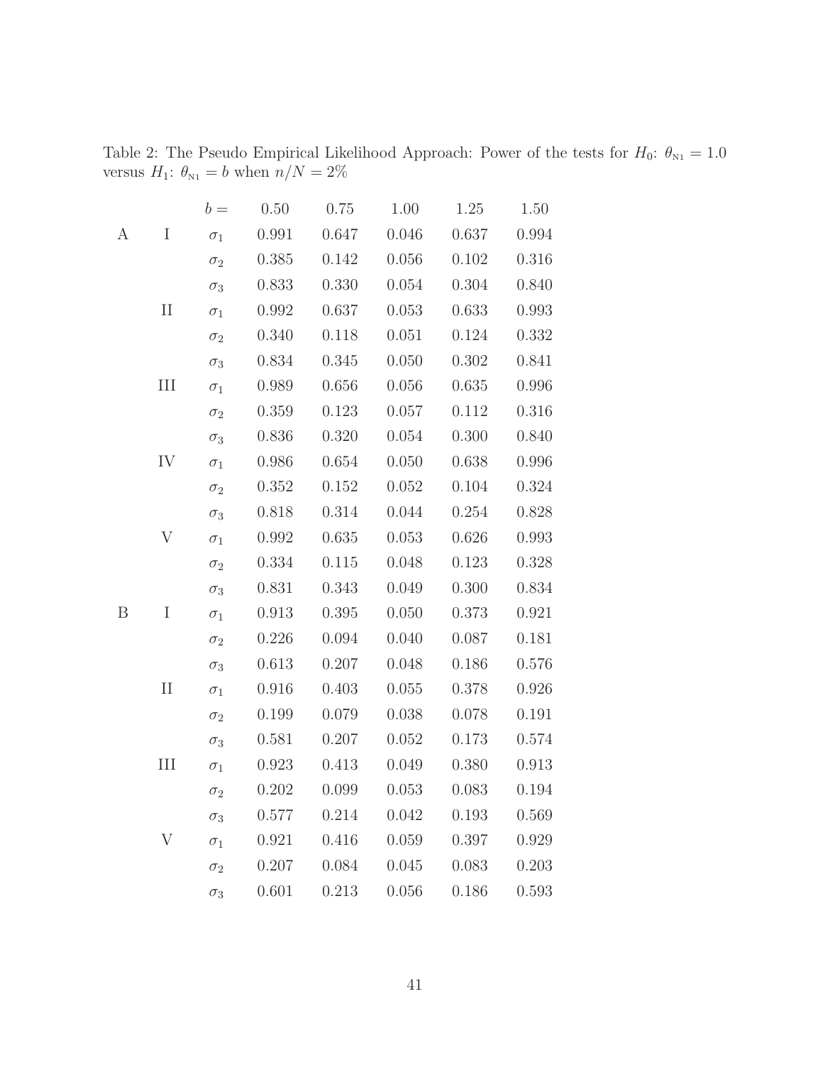Table 2: The Pseudo Empirical Likelihood Approach: Power of the tests for $H_0$: $\theta_{N1} = 1.0$ versus $H_1$: $\theta_{N1} = b$ when $n/N = 2\%$

| | | $b =$ | 0.50 | 0.75 | 1.00 | 1.25 | 1.50 |
|---|---|---|---|---|---|---|---|
| A | I | $\sigma_1$ | 0.991 | 0.647 | 0.046 | 0.637 | 0.994 |
| | | $\sigma_2$ | 0.385 | 0.142 | 0.056 | 0.102 | 0.316 |
| | | $\sigma_3$ | 0.833 | 0.330 | 0.054 | 0.304 | 0.840 |
| | II | $\sigma_1$ | 0.992 | 0.637 | 0.053 | 0.633 | 0.993 |
| | | $\sigma_2$ | 0.340 | 0.118 | 0.051 | 0.124 | 0.332 |
| | | $\sigma_3$ | 0.834 | 0.345 | 0.050 | 0.302 | 0.841 |
| | III | $\sigma_1$ | 0.989 | 0.656 | 0.056 | 0.635 | 0.996 |
| | | $\sigma_2$ | 0.359 | 0.123 | 0.057 | 0.112 | 0.316 |
| | | $\sigma_3$ | 0.836 | 0.320 | 0.054 | 0.300 | 0.840 |
| | IV | $\sigma_1$ | 0.986 | 0.654 | 0.050 | 0.638 | 0.996 |
| | | $\sigma_2$ | 0.352 | 0.152 | 0.052 | 0.104 | 0.324 |
| | | $\sigma_3$ | 0.818 | 0.314 | 0.044 | 0.254 | 0.828 |
| | V | $\sigma_1$ | 0.992 | 0.635 | 0.053 | 0.626 | 0.993 |
| | | $\sigma_2$ | 0.334 | 0.115 | 0.048 | 0.123 | 0.328 |
| | | $\sigma_3$ | 0.831 | 0.343 | 0.049 | 0.300 | 0.834 |
| B | I | $\sigma_1$ | 0.913 | 0.395 | 0.050 | 0.373 | 0.921 |
| | | $\sigma_2$ | 0.226 | 0.094 | 0.040 | 0.087 | 0.181 |
| | | $\sigma_3$ | 0.613 | 0.207 | 0.048 | 0.186 | 0.576 |
| | II | $\sigma_1$ | 0.916 | 0.403 | 0.055 | 0.378 | 0.926 |
| | | $\sigma_2$ | 0.199 | 0.079 | 0.038 | 0.078 | 0.191 |
| | | $\sigma_3$ | 0.581 | 0.207 | 0.052 | 0.173 | 0.574 |
| | III | $\sigma_1$ | 0.923 | 0.413 | 0.049 | 0.380 | 0.913 |
| | | $\sigma_2$ | 0.202 | 0.099 | 0.053 | 0.083 | 0.194 |
| | | $\sigma_3$ | 0.577 | 0.214 | 0.042 | 0.193 | 0.569 |
| | V | $\sigma_1$ | 0.921 | 0.416 | 0.059 | 0.397 | 0.929 |
| | | $\sigma_2$ | 0.207 | 0.084 | 0.045 | 0.083 | 0.203 |
| | | $\sigma_3$ | 0.601 | 0.213 | 0.056 | 0.186 | 0.593 |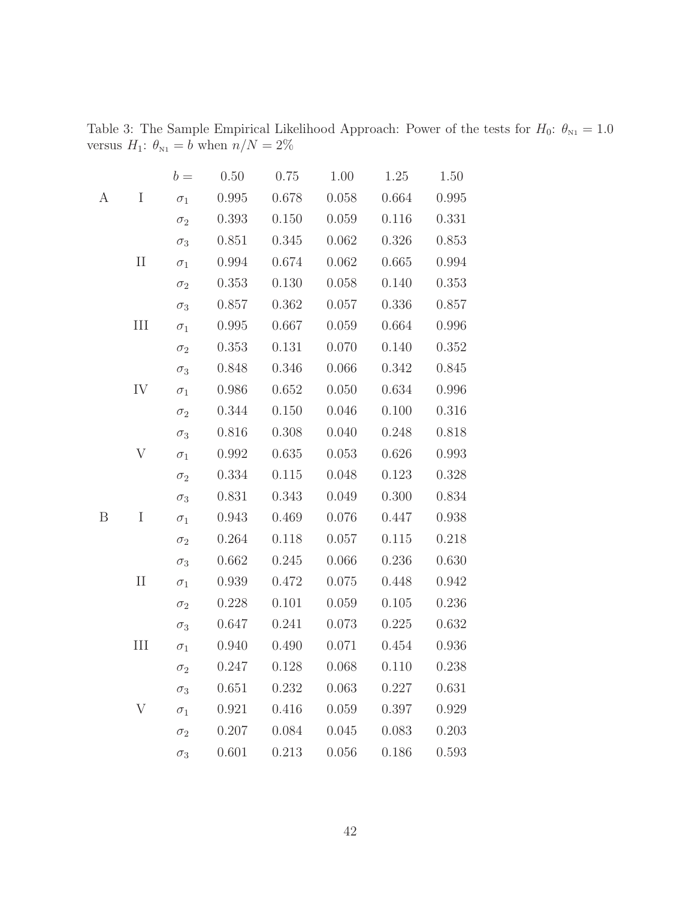Table 3: The Sample Empirical Likelihood Approach: Power of the tests for $H_0$: $\theta_{N1} = 1.0$ versus $H_1$: $\theta_{N1} = b$ when $n/N = 2\%$

| | | $b =$ | 0.50 | 0.75 | 1.00 | 1.25 | 1.50 |
|---|---|---|---|---|---|---|---|
| A | I | $\sigma_1$ | 0.995 | 0.678 | 0.058 | 0.664 | 0.995 |
| | | $\sigma_2$ | 0.393 | 0.150 | 0.059 | 0.116 | 0.331 |
| | | $\sigma_3$ | 0.851 | 0.345 | 0.062 | 0.326 | 0.853 |
| | II | $\sigma_1$ | 0.994 | 0.674 | 0.062 | 0.665 | 0.994 |
| | | $\sigma_2$ | 0.353 | 0.130 | 0.058 | 0.140 | 0.353 |
| | | $\sigma_3$ | 0.857 | 0.362 | 0.057 | 0.336 | 0.857 |
| | III | $\sigma_1$ | 0.995 | 0.667 | 0.059 | 0.664 | 0.996 |
| | | $\sigma_2$ | 0.353 | 0.131 | 0.070 | 0.140 | 0.352 |
| | | $\sigma_3$ | 0.848 | 0.346 | 0.066 | 0.342 | 0.845 |
| | IV | $\sigma_1$ | 0.986 | 0.652 | 0.050 | 0.634 | 0.996 |
| | | $\sigma_2$ | 0.344 | 0.150 | 0.046 | 0.100 | 0.316 |
| | | $\sigma_3$ | 0.816 | 0.308 | 0.040 | 0.248 | 0.818 |
| | V | $\sigma_1$ | 0.992 | 0.635 | 0.053 | 0.626 | 0.993 |
| | | $\sigma_2$ | 0.334 | 0.115 | 0.048 | 0.123 | 0.328 |
| | | $\sigma_3$ | 0.831 | 0.343 | 0.049 | 0.300 | 0.834 |
| B | I | $\sigma_1$ | 0.943 | 0.469 | 0.076 | 0.447 | 0.938 |
| | | $\sigma_2$ | 0.264 | 0.118 | 0.057 | 0.115 | 0.218 |
| | | $\sigma_3$ | 0.662 | 0.245 | 0.066 | 0.236 | 0.630 |
| | II | $\sigma_1$ | 0.939 | 0.472 | 0.075 | 0.448 | 0.942 |
| | | $\sigma_2$ | 0.228 | 0.101 | 0.059 | 0.105 | 0.236 |
| | | $\sigma_3$ | 0.647 | 0.241 | 0.073 | 0.225 | 0.632 |
| | III | $\sigma_1$ | 0.940 | 0.490 | 0.071 | 0.454 | 0.936 |
| | | $\sigma_2$ | 0.247 | 0.128 | 0.068 | 0.110 | 0.238 |
| | | $\sigma_3$ | 0.651 | 0.232 | 0.063 | 0.227 | 0.631 |
| | V | $\sigma_1$ | 0.921 | 0.416 | 0.059 | 0.397 | 0.929 |
| | | $\sigma_2$ | 0.207 | 0.084 | 0.045 | 0.083 | 0.203 |
| | | $\sigma_3$ | 0.601 | 0.213 | 0.056 | 0.186 | 0.593 |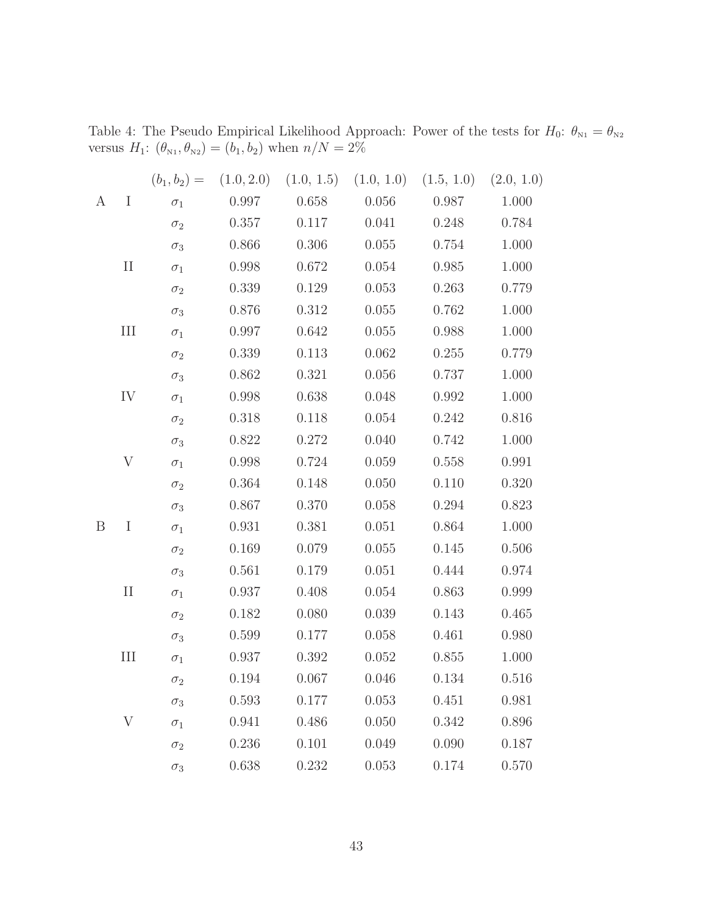Table 4: The Pseudo Empirical Likelihood Approach: Power of the tests for $H_0$: $\theta_{N1} = \theta_{N2}$ versus $H_1$: $(\theta_{N1}, \theta_{N2}) = (b_1, b_2)$ when $n/N = 2\%$

| | | $(b_1, b_2) =$ | (1.0, 2.0) | (1.0, 1.5) | (1.0, 1.0) | (1.5, 1.0) | (2.0, 1.0) |
|---|---|---|---|---|---|---|---|
| A | I | $\sigma_1$ | 0.997 | 0.658 | 0.056 | 0.987 | 1.000 |
| | | $\sigma_2$ | 0.357 | 0.117 | 0.041 | 0.248 | 0.784 |
| | | $\sigma_3$ | 0.866 | 0.306 | 0.055 | 0.754 | 1.000 |
| | II | $\sigma_1$ | 0.998 | 0.672 | 0.054 | 0.985 | 1.000 |
| | | $\sigma_2$ | 0.339 | 0.129 | 0.053 | 0.263 | 0.779 |
| | | $\sigma_3$ | 0.876 | 0.312 | 0.055 | 0.762 | 1.000 |
| | III | $\sigma_1$ | 0.997 | 0.642 | 0.055 | 0.988 | 1.000 |
| | | $\sigma_2$ | 0.339 | 0.113 | 0.062 | 0.255 | 0.779 |
| | | $\sigma_3$ | 0.862 | 0.321 | 0.056 | 0.737 | 1.000 |
| | IV | $\sigma_1$ | 0.998 | 0.638 | 0.048 | 0.992 | 1.000 |
| | | $\sigma_2$ | 0.318 | 0.118 | 0.054 | 0.242 | 0.816 |
| | | $\sigma_3$ | 0.822 | 0.272 | 0.040 | 0.742 | 1.000 |
| | V | $\sigma_1$ | 0.998 | 0.724 | 0.059 | 0.558 | 0.991 |
| | | $\sigma_2$ | 0.364 | 0.148 | 0.050 | 0.110 | 0.320 |
| | | $\sigma_3$ | 0.867 | 0.370 | 0.058 | 0.294 | 0.823 |
| B | I | $\sigma_1$ | 0.931 | 0.381 | 0.051 | 0.864 | 1.000 |
| | | $\sigma_2$ | 0.169 | 0.079 | 0.055 | 0.145 | 0.506 |
| | | $\sigma_3$ | 0.561 | 0.179 | 0.051 | 0.444 | 0.974 |
| | II | $\sigma_1$ | 0.937 | 0.408 | 0.054 | 0.863 | 0.999 |
| | | $\sigma_2$ | 0.182 | 0.080 | 0.039 | 0.143 | 0.465 |
| | | $\sigma_3$ | 0.599 | 0.177 | 0.058 | 0.461 | 0.980 |
| | III | $\sigma_1$ | 0.937 | 0.392 | 0.052 | 0.855 | 1.000 |
| | | $\sigma_2$ | 0.194 | 0.067 | 0.046 | 0.134 | 0.516 |
| | | $\sigma_3$ | 0.593 | 0.177 | 0.053 | 0.451 | 0.981 |
| | V | $\sigma_1$ | 0.941 | 0.486 | 0.050 | 0.342 | 0.896 |
| | | $\sigma_2$ | 0.236 | 0.101 | 0.049 | 0.090 | 0.187 |
| | | $\sigma_3$ | 0.638 | 0.232 | 0.053 | 0.174 | 0.570 |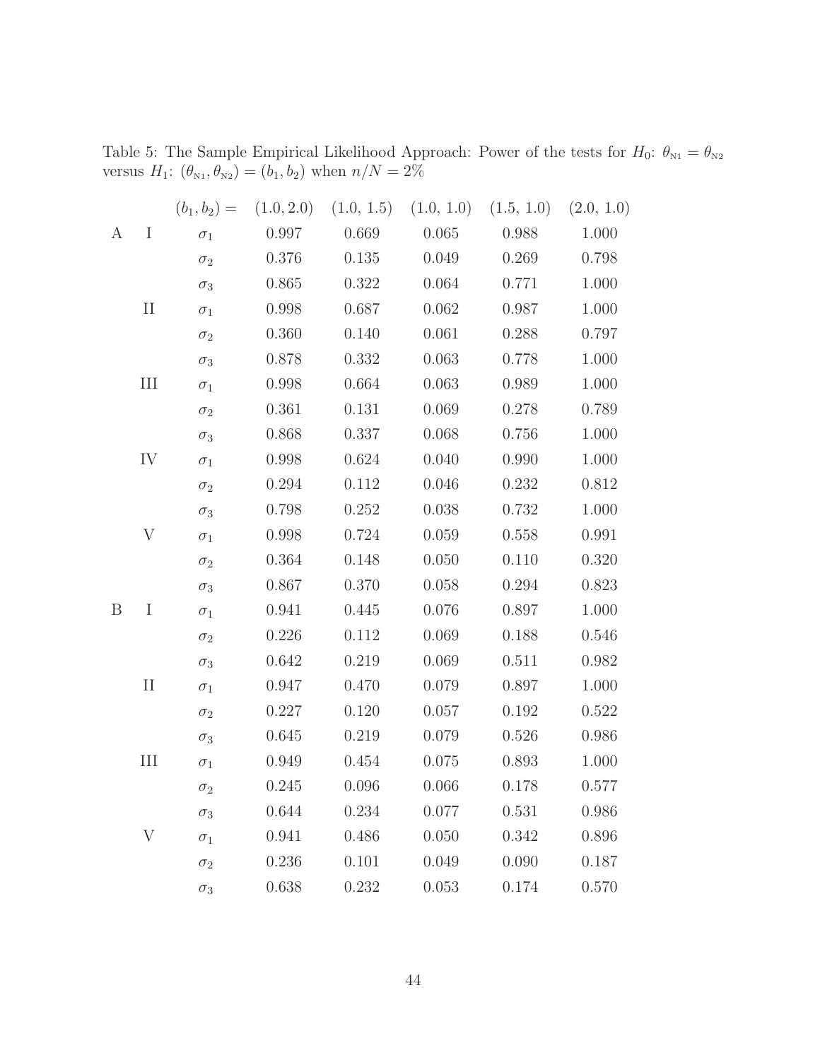Table 5: The Sample Empirical Likelihood Approach: Power of the tests for $H_0$: $\theta_{N1} = \theta_{N2}$ versus $H_1$: $(\theta_{N1}, \theta_{N2}) = (b_1, b_2)$ when $n/N = 2\%$

| | | $(b_1, b_2) =$ | (1.0, 2.0) | (1.0, 1.5) | (1.0, 1.0) | (1.5, 1.0) | (2.0, 1.0) |
|---|---|---|---|---|---|---|---|
| A | I | $\sigma_1$ | 0.997 | 0.669 | 0.065 | 0.988 | 1.000 |
| | | $\sigma_2$ | 0.376 | 0.135 | 0.049 | 0.269 | 0.798 |
| | | $\sigma_3$ | 0.865 | 0.322 | 0.064 | 0.771 | 1.000 |
| | II | $\sigma_1$ | 0.998 | 0.687 | 0.062 | 0.987 | 1.000 |
| | | $\sigma_2$ | 0.360 | 0.140 | 0.061 | 0.288 | 0.797 |
| | | $\sigma_3$ | 0.878 | 0.332 | 0.063 | 0.778 | 1.000 |
| | III | $\sigma_1$ | 0.998 | 0.664 | 0.063 | 0.989 | 1.000 |
| | | $\sigma_2$ | 0.361 | 0.131 | 0.069 | 0.278 | 0.789 |
| | | $\sigma_3$ | 0.868 | 0.337 | 0.068 | 0.756 | 1.000 |
| | IV | $\sigma_1$ | 0.998 | 0.624 | 0.040 | 0.990 | 1.000 |
| | | $\sigma_2$ | 0.294 | 0.112 | 0.046 | 0.232 | 0.812 |
| | | $\sigma_3$ | 0.798 | 0.252 | 0.038 | 0.732 | 1.000 |
| | V | $\sigma_1$ | 0.998 | 0.724 | 0.059 | 0.558 | 0.991 |
| | | $\sigma_2$ | 0.364 | 0.148 | 0.050 | 0.110 | 0.320 |
| | | $\sigma_3$ | 0.867 | 0.370 | 0.058 | 0.294 | 0.823 |
| B | I | $\sigma_1$ | 0.941 | 0.445 | 0.076 | 0.897 | 1.000 |
| | | $\sigma_2$ | 0.226 | 0.112 | 0.069 | 0.188 | 0.546 |
| | | $\sigma_3$ | 0.642 | 0.219 | 0.069 | 0.511 | 0.982 |
| | II | $\sigma_1$ | 0.947 | 0.470 | 0.079 | 0.897 | 1.000 |
| | | $\sigma_2$ | 0.227 | 0.120 | 0.057 | 0.192 | 0.522 |
| | | $\sigma_3$ | 0.645 | 0.219 | 0.079 | 0.526 | 0.986 |
| | III | $\sigma_1$ | 0.949 | 0.454 | 0.075 | 0.893 | 1.000 |
| | | $\sigma_2$ | 0.245 | 0.096 | 0.066 | 0.178 | 0.577 |
| | | $\sigma_3$ | 0.644 | 0.234 | 0.077 | 0.531 | 0.986 |
| | V | $\sigma_1$ | 0.941 | 0.486 | 0.050 | 0.342 | 0.896 |
| | | $\sigma_2$ | 0.236 | 0.101 | 0.049 | 0.090 | 0.187 |
| | | $\sigma_3$ | 0.638 | 0.232 | 0.053 | 0.174 | 0.570 |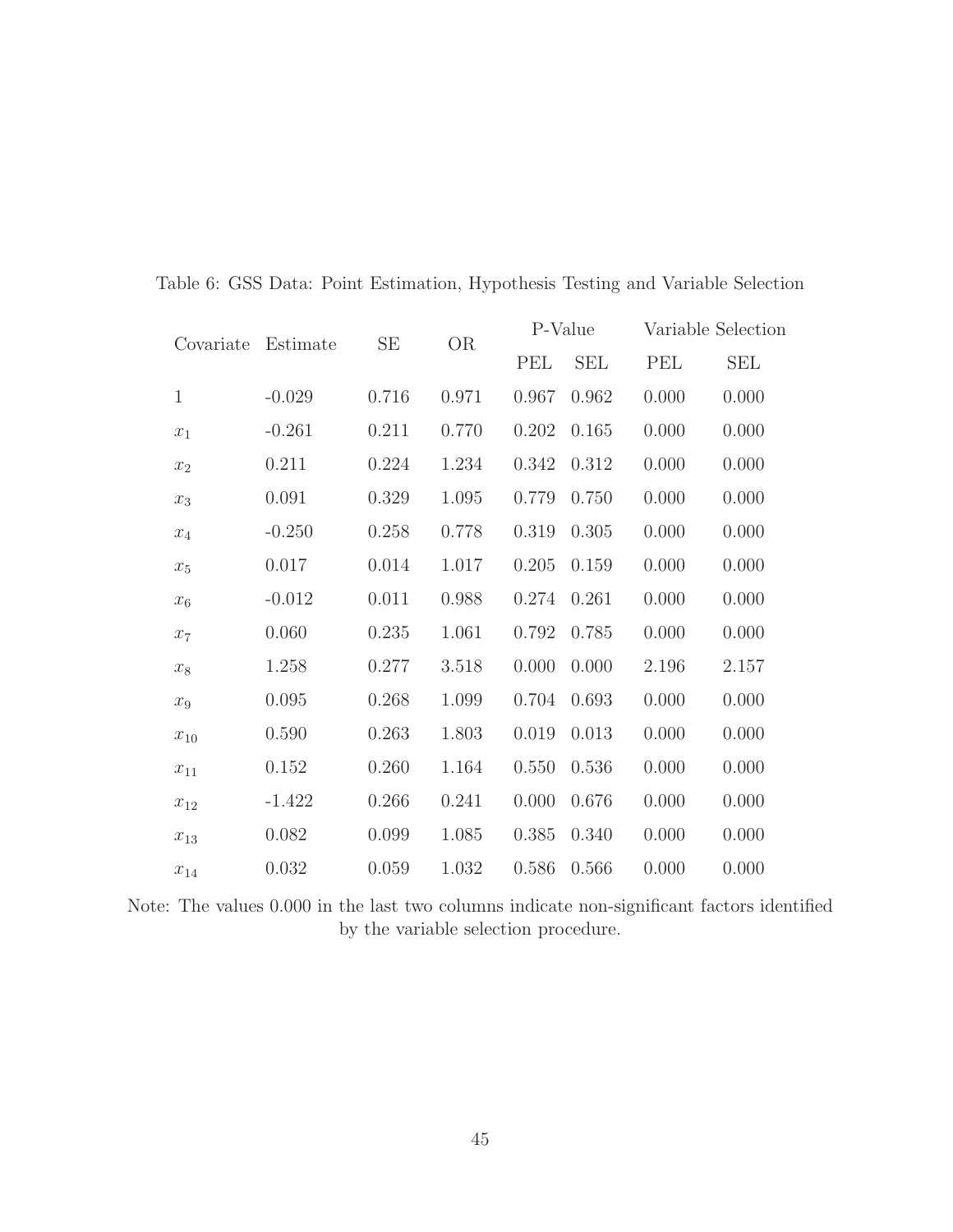Table 6: GSS Data: Point Estimation, Hypothesis Testing and Variable Selection

| Covariate | Estimate | SE | OR | P-Value | | Variable Selection | |
|---|---|---|---|---|---|---|---|
| | | | | PEL | SEL | PEL | SEL |
| 1 | -0.029 | 0.716 | 0.971 | 0.967 | 0.962 | 0.000 | 0.000 |
| $x_1$ | -0.261 | 0.211 | 0.770 | 0.202 | 0.165 | 0.000 | 0.000 |
| $x_2$ | 0.211 | 0.224 | 1.234 | 0.342 | 0.312 | 0.000 | 0.000 |
| $x_3$ | 0.091 | 0.329 | 1.095 | 0.779 | 0.750 | 0.000 | 0.000 |
| $x_4$ | -0.250 | 0.258 | 0.778 | 0.319 | 0.305 | 0.000 | 0.000 |
| $x_5$ | 0.017 | 0.014 | 1.017 | 0.205 | 0.159 | 0.000 | 0.000 |
| $x_6$ | -0.012 | 0.011 | 0.988 | 0.274 | 0.261 | 0.000 | 0.000 |
| $x_7$ | 0.060 | 0.235 | 1.061 | 0.792 | 0.785 | 0.000 | 0.000 |
| $x_8$ | 1.258 | 0.277 | 3.518 | 0.000 | 0.000 | 2.196 | 2.157 |
| $x_9$ | 0.095 | 0.268 | 1.099 | 0.704 | 0.693 | 0.000 | 0.000 |
| $x_{10}$ | 0.590 | 0.263 | 1.803 | 0.019 | 0.013 | 0.000 | 0.000 |
| $x_{11}$ | 0.152 | 0.260 | 1.164 | 0.550 | 0.536 | 0.000 | 0.000 |
| $x_{12}$ | -1.422 | 0.266 | 0.241 | 0.000 | 0.676 | 0.000 | 0.000 |
| $x_{13}$ | 0.082 | 0.099 | 1.085 | 0.385 | 0.340 | 0.000 | 0.000 |
| $x_{14}$ | 0.032 | 0.059 | 1.032 | 0.586 | 0.566 | 0.000 | 0.000 |

Note: The values 0.000 in the last two columns indicate non-significant factors identified by the variable selection procedure.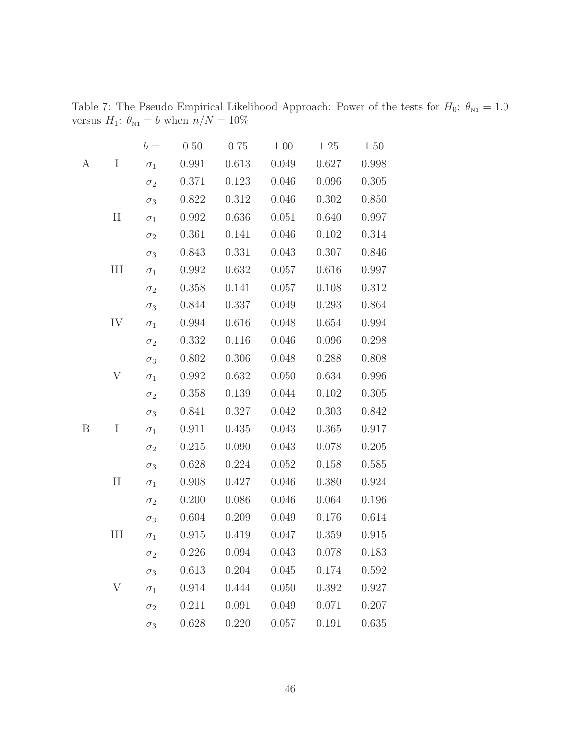Table 7: The Pseudo Empirical Likelihood Approach: Power of the tests for $H_0$: $\theta_{N1} = 1.0$ versus $H_1$: $\theta_{N1} = b$ when $n/N = 10\%$

| | | $b =$ | 0.50 | 0.75 | 1.00 | 1.25 | 1.50 |
|---|---|---|---|---|---|---|---|
| A | I | $\sigma_1$ | 0.991 | 0.613 | 0.049 | 0.627 | 0.998 |
| | | $\sigma_2$ | 0.371 | 0.123 | 0.046 | 0.096 | 0.305 |
| | | $\sigma_3$ | 0.822 | 0.312 | 0.046 | 0.302 | 0.850 |
| | II | $\sigma_1$ | 0.992 | 0.636 | 0.051 | 0.640 | 0.997 |
| | | $\sigma_2$ | 0.361 | 0.141 | 0.046 | 0.102 | 0.314 |
| | | $\sigma_3$ | 0.843 | 0.331 | 0.043 | 0.307 | 0.846 |
| | III | $\sigma_1$ | 0.992 | 0.632 | 0.057 | 0.616 | 0.997 |
| | | $\sigma_2$ | 0.358 | 0.141 | 0.057 | 0.108 | 0.312 |
| | | $\sigma_3$ | 0.844 | 0.337 | 0.049 | 0.293 | 0.864 |
| | IV | $\sigma_1$ | 0.994 | 0.616 | 0.048 | 0.654 | 0.994 |
| | | $\sigma_2$ | 0.332 | 0.116 | 0.046 | 0.096 | 0.298 |
| | | $\sigma_3$ | 0.802 | 0.306 | 0.048 | 0.288 | 0.808 |
| | V | $\sigma_1$ | 0.992 | 0.632 | 0.050 | 0.634 | 0.996 |
| | | $\sigma_2$ | 0.358 | 0.139 | 0.044 | 0.102 | 0.305 |
| | | $\sigma_3$ | 0.841 | 0.327 | 0.042 | 0.303 | 0.842 |
| B | I | $\sigma_1$ | 0.911 | 0.435 | 0.043 | 0.365 | 0.917 |
| | | $\sigma_2$ | 0.215 | 0.090 | 0.043 | 0.078 | 0.205 |
| | | $\sigma_3$ | 0.628 | 0.224 | 0.052 | 0.158 | 0.585 |
| | II | $\sigma_1$ | 0.908 | 0.427 | 0.046 | 0.380 | 0.924 |
| | | $\sigma_2$ | 0.200 | 0.086 | 0.046 | 0.064 | 0.196 |
| | | $\sigma_3$ | 0.604 | 0.209 | 0.049 | 0.176 | 0.614 |
| | III | $\sigma_1$ | 0.915 | 0.419 | 0.047 | 0.359 | 0.915 |
| | | $\sigma_2$ | 0.226 | 0.094 | 0.043 | 0.078 | 0.183 |
| | | $\sigma_3$ | 0.613 | 0.204 | 0.045 | 0.174 | 0.592 |
| | V | $\sigma_1$ | 0.914 | 0.444 | 0.050 | 0.392 | 0.927 |
| | | $\sigma_2$ | 0.211 | 0.091 | 0.049 | 0.071 | 0.207 |
| | | $\sigma_3$ | 0.628 | 0.220 | 0.057 | 0.191 | 0.635 |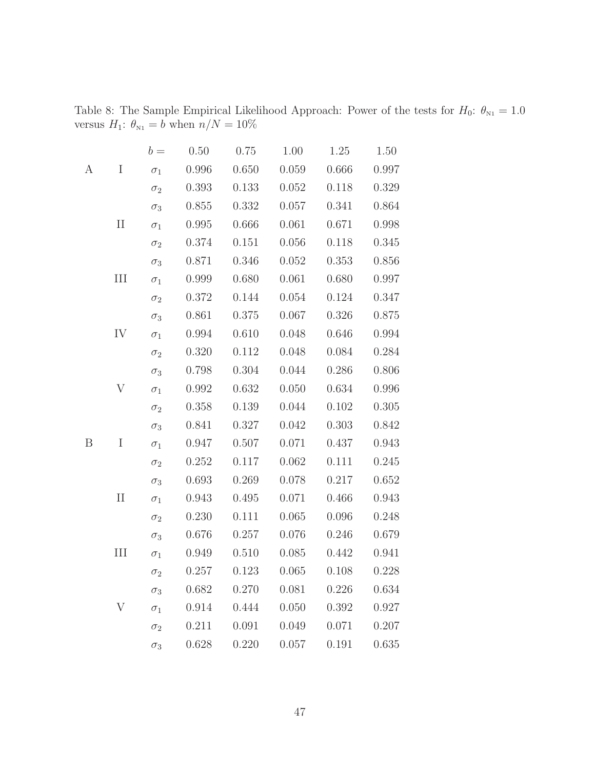Table 8: The Sample Empirical Likelihood Approach: Power of the tests for $H_0$: $\theta_{N1} = 1.0$ versus $H_1$: $\theta_{N1} = b$ when $n/N = 10\%$

| | | $b =$ | 0.50 | 0.75 | 1.00 | 1.25 | 1.50 |
|---|---|---|---|---|---|---|---|
| A | I | $\sigma_1$ | 0.996 | 0.650 | 0.059 | 0.666 | 0.997 |
| | | $\sigma_2$ | 0.393 | 0.133 | 0.052 | 0.118 | 0.329 |
| | | $\sigma_3$ | 0.855 | 0.332 | 0.057 | 0.341 | 0.864 |
| | II | $\sigma_1$ | 0.995 | 0.666 | 0.061 | 0.671 | 0.998 |
| | | $\sigma_2$ | 0.374 | 0.151 | 0.056 | 0.118 | 0.345 |
| | | $\sigma_3$ | 0.871 | 0.346 | 0.052 | 0.353 | 0.856 |
| | III | $\sigma_1$ | 0.999 | 0.680 | 0.061 | 0.680 | 0.997 |
| | | $\sigma_2$ | 0.372 | 0.144 | 0.054 | 0.124 | 0.347 |
| | | $\sigma_3$ | 0.861 | 0.375 | 0.067 | 0.326 | 0.875 |
| | IV | $\sigma_1$ | 0.994 | 0.610 | 0.048 | 0.646 | 0.994 |
| | | $\sigma_2$ | 0.320 | 0.112 | 0.048 | 0.084 | 0.284 |
| | | $\sigma_3$ | 0.798 | 0.304 | 0.044 | 0.286 | 0.806 |
| | V | $\sigma_1$ | 0.992 | 0.632 | 0.050 | 0.634 | 0.996 |
| | | $\sigma_2$ | 0.358 | 0.139 | 0.044 | 0.102 | 0.305 |
| | | $\sigma_3$ | 0.841 | 0.327 | 0.042 | 0.303 | 0.842 |
| B | I | $\sigma_1$ | 0.947 | 0.507 | 0.071 | 0.437 | 0.943 |
| | | $\sigma_2$ | 0.252 | 0.117 | 0.062 | 0.111 | 0.245 |
| | | $\sigma_3$ | 0.693 | 0.269 | 0.078 | 0.217 | 0.652 |
| | II | $\sigma_1$ | 0.943 | 0.495 | 0.071 | 0.466 | 0.943 |
| | | $\sigma_2$ | 0.230 | 0.111 | 0.065 | 0.096 | 0.248 |
| | | $\sigma_3$ | 0.676 | 0.257 | 0.076 | 0.246 | 0.679 |
| | III | $\sigma_1$ | 0.949 | 0.510 | 0.085 | 0.442 | 0.941 |
| | | $\sigma_2$ | 0.257 | 0.123 | 0.065 | 0.108 | 0.228 |
| | | $\sigma_3$ | 0.682 | 0.270 | 0.081 | 0.226 | 0.634 |
| | V | $\sigma_1$ | 0.914 | 0.444 | 0.050 | 0.392 | 0.927 |
| | | $\sigma_2$ | 0.211 | 0.091 | 0.049 | 0.071 | 0.207 |
| | | $\sigma_3$ | 0.628 | 0.220 | 0.057 | 0.191 | 0.635 |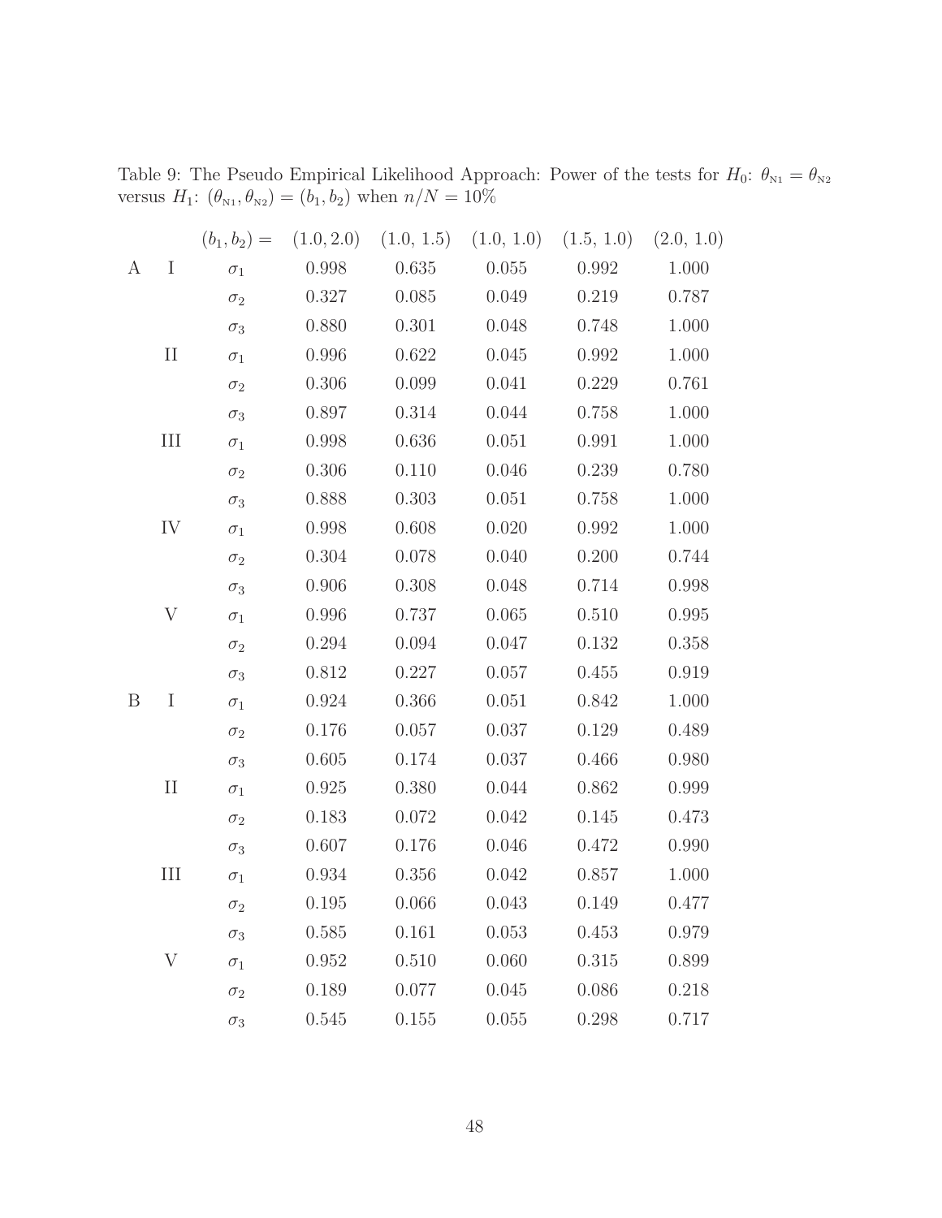Table 9: The Pseudo Empirical Likelihood Approach: Power of the tests for $H_0$: $\theta_{\text{N1}} = \theta_{\text{N2}}$ versus $H_1$: $(\theta_{\text{N1}}, \theta_{\text{N2}}) = (b_1, b_2)$ when $n/N = 10\%$

| | | $(b_1, b_2) =$ | (1.0, 2.0) | (1.0, 1.5) | (1.0, 1.0) | (1.5, 1.0) | (2.0, 1.0) |
|---|---|---|---|---|---|---|---|
| A | I | $\sigma_1$ | 0.998 | 0.635 | 0.055 | 0.992 | 1.000 |
| | | $\sigma_2$ | 0.327 | 0.085 | 0.049 | 0.219 | 0.787 |
| | | $\sigma_3$ | 0.880 | 0.301 | 0.048 | 0.748 | 1.000 |
| | II | $\sigma_1$ | 0.996 | 0.622 | 0.045 | 0.992 | 1.000 |
| | | $\sigma_2$ | 0.306 | 0.099 | 0.041 | 0.229 | 0.761 |
| | | $\sigma_3$ | 0.897 | 0.314 | 0.044 | 0.758 | 1.000 |
| | III | $\sigma_1$ | 0.998 | 0.636 | 0.051 | 0.991 | 1.000 |
| | | $\sigma_2$ | 0.306 | 0.110 | 0.046 | 0.239 | 0.780 |
| | | $\sigma_3$ | 0.888 | 0.303 | 0.051 | 0.758 | 1.000 |
| | IV | $\sigma_1$ | 0.998 | 0.608 | 0.020 | 0.992 | 1.000 |
| | | $\sigma_2$ | 0.304 | 0.078 | 0.040 | 0.200 | 0.744 |
| | | $\sigma_3$ | 0.906 | 0.308 | 0.048 | 0.714 | 0.998 |
| | V | $\sigma_1$ | 0.996 | 0.737 | 0.065 | 0.510 | 0.995 |
| | | $\sigma_2$ | 0.294 | 0.094 | 0.047 | 0.132 | 0.358 |
| | | $\sigma_3$ | 0.812 | 0.227 | 0.057 | 0.455 | 0.919 |
| B | I | $\sigma_1$ | 0.924 | 0.366 | 0.051 | 0.842 | 1.000 |
| | | $\sigma_2$ | 0.176 | 0.057 | 0.037 | 0.129 | 0.489 |
| | | $\sigma_3$ | 0.605 | 0.174 | 0.037 | 0.466 | 0.980 |
| | II | $\sigma_1$ | 0.925 | 0.380 | 0.044 | 0.862 | 0.999 |
| | | $\sigma_2$ | 0.183 | 0.072 | 0.042 | 0.145 | 0.473 |
| | | $\sigma_3$ | 0.607 | 0.176 | 0.046 | 0.472 | 0.990 |
| | III | $\sigma_1$ | 0.934 | 0.356 | 0.042 | 0.857 | 1.000 |
| | | $\sigma_2$ | 0.195 | 0.066 | 0.043 | 0.149 | 0.477 |
| | | $\sigma_3$ | 0.585 | 0.161 | 0.053 | 0.453 | 0.979 |
| | V | $\sigma_1$ | 0.952 | 0.510 | 0.060 | 0.315 | 0.899 |
| | | $\sigma_2$ | 0.189 | 0.077 | 0.045 | 0.086 | 0.218 |
| | | $\sigma_3$ | 0.545 | 0.155 | 0.055 | 0.298 | 0.717 |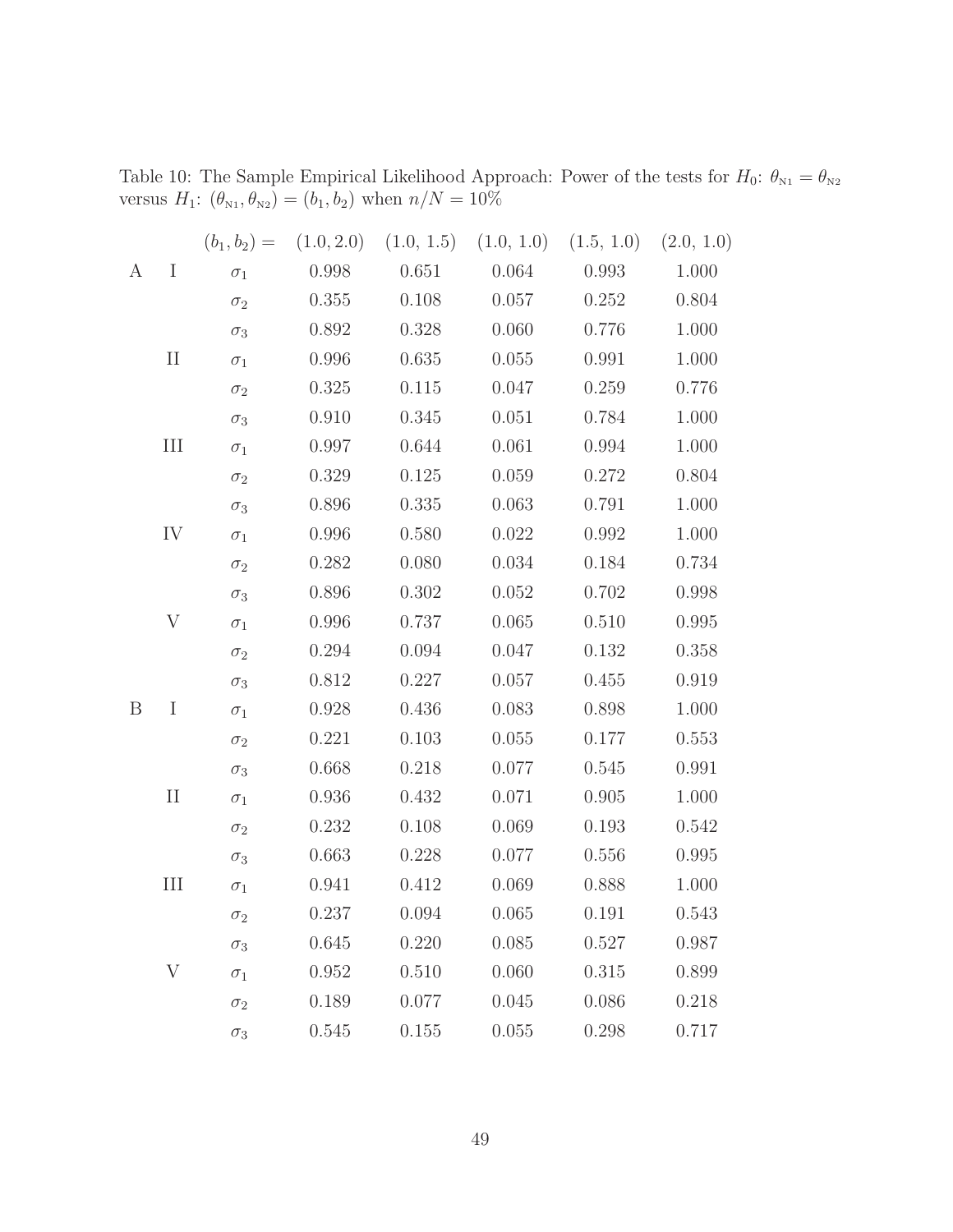Table 10: The Sample Empirical Likelihood Approach: Power of the tests for $H_0$: $\theta_{\text{N1}} = \theta_{\text{N2}}$ versus $H_1$: $(\theta_{\text{N1}}, \theta_{\text{N2}}) = (b_1, b_2)$ when $n/N = 10\%$

| | | $(b_1, b_2) =$ | (1.0, 2.0) | (1.0, 1.5) | (1.0, 1.0) | (1.5, 1.0) | (2.0, 1.0) |
|---|---|---|---|---|---|---|---|
| A | I | $\sigma_1$ | 0.998 | 0.651 | 0.064 | 0.993 | 1.000 |
| | | $\sigma_2$ | 0.355 | 0.108 | 0.057 | 0.252 | 0.804 |
| | | $\sigma_3$ | 0.892 | 0.328 | 0.060 | 0.776 | 1.000 |
| | II | $\sigma_1$ | 0.996 | 0.635 | 0.055 | 0.991 | 1.000 |
| | | $\sigma_2$ | 0.325 | 0.115 | 0.047 | 0.259 | 0.776 |
| | | $\sigma_3$ | 0.910 | 0.345 | 0.051 | 0.784 | 1.000 |
| | III | $\sigma_1$ | 0.997 | 0.644 | 0.061 | 0.994 | 1.000 |
| | | $\sigma_2$ | 0.329 | 0.125 | 0.059 | 0.272 | 0.804 |
| | | $\sigma_3$ | 0.896 | 0.335 | 0.063 | 0.791 | 1.000 |
| | IV | $\sigma_1$ | 0.996 | 0.580 | 0.022 | 0.992 | 1.000 |
| | | $\sigma_2$ | 0.282 | 0.080 | 0.034 | 0.184 | 0.734 |
| | | $\sigma_3$ | 0.896 | 0.302 | 0.052 | 0.702 | 0.998 |
| | V | $\sigma_1$ | 0.996 | 0.737 | 0.065 | 0.510 | 0.995 |
| | | $\sigma_2$ | 0.294 | 0.094 | 0.047 | 0.132 | 0.358 |
| | | $\sigma_3$ | 0.812 | 0.227 | 0.057 | 0.455 | 0.919 |
| B | I | $\sigma_1$ | 0.928 | 0.436 | 0.083 | 0.898 | 1.000 |
| | | $\sigma_2$ | 0.221 | 0.103 | 0.055 | 0.177 | 0.553 |
| | | $\sigma_3$ | 0.668 | 0.218 | 0.077 | 0.545 | 0.991 |
| | II | $\sigma_1$ | 0.936 | 0.432 | 0.071 | 0.905 | 1.000 |
| | | $\sigma_2$ | 0.232 | 0.108 | 0.069 | 0.193 | 0.542 |
| | | $\sigma_3$ | 0.663 | 0.228 | 0.077 | 0.556 | 0.995 |
| | III | $\sigma_1$ | 0.941 | 0.412 | 0.069 | 0.888 | 1.000 |
| | | $\sigma_2$ | 0.237 | 0.094 | 0.065 | 0.191 | 0.543 |
| | | $\sigma_3$ | 0.645 | 0.220 | 0.085 | 0.527 | 0.987 |
| | V | $\sigma_1$ | 0.952 | 0.510 | 0.060 | 0.315 | 0.899 |
| | | $\sigma_2$ | 0.189 | 0.077 | 0.045 | 0.086 | 0.218 |
| | | $\sigma_3$ | 0.545 | 0.155 | 0.055 | 0.298 | 0.717 |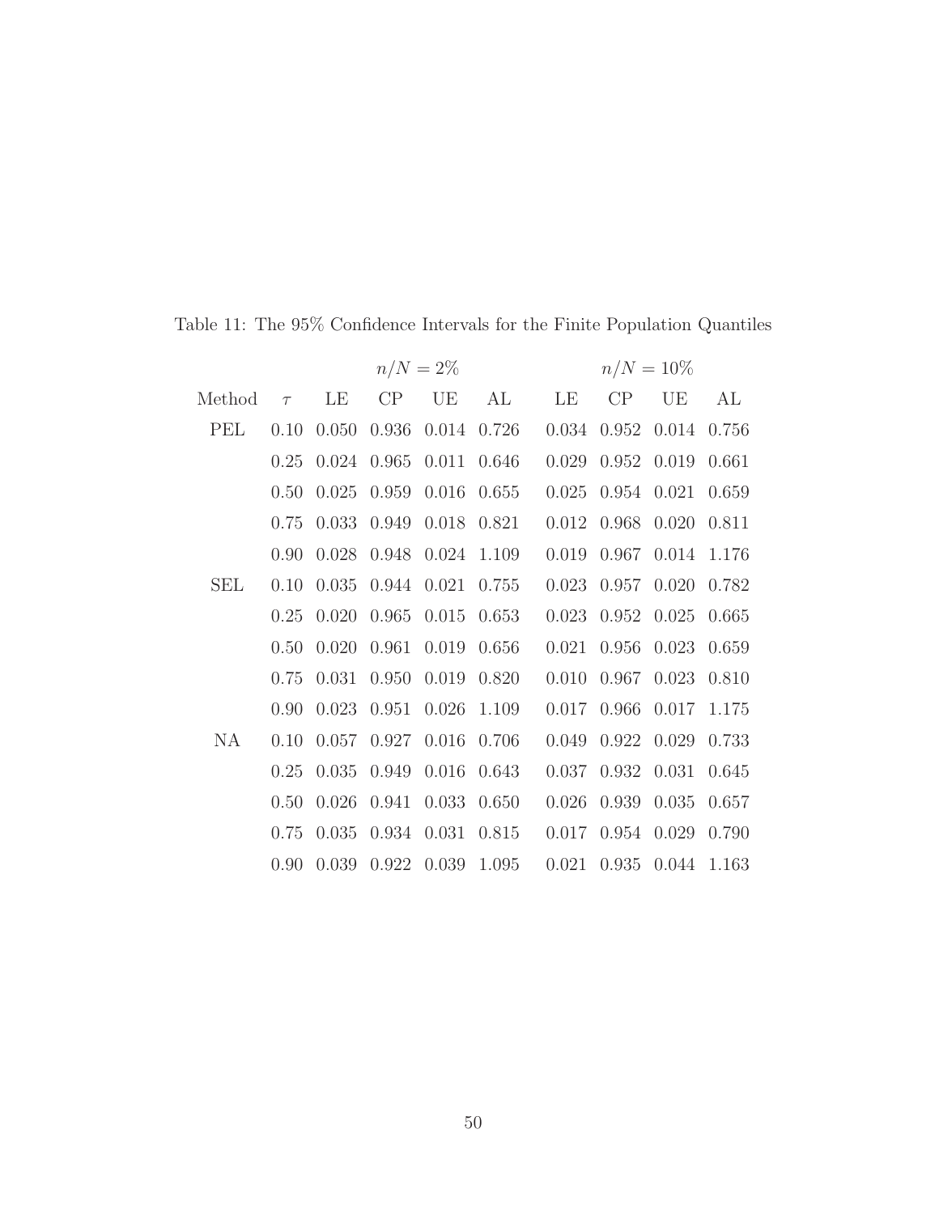Table 11: The 95% Confidence Intervals for the Finite Population Quantiles

| | | $n/N = 2\%$ | | | | $n/N = 10\%$ | | | |
|---|---|---|---|---|---|---|---|---|---|
| Method | $\tau$ | LE | CP | UE | AL | LE | CP | UE | AL |
| PEL | 0.10 | 0.050 | 0.936 | 0.014 | 0.726 | 0.034 | 0.952 | 0.014 | 0.756 |
| | 0.25 | 0.024 | 0.965 | 0.011 | 0.646 | 0.029 | 0.952 | 0.019 | 0.661 |
| | 0.50 | 0.025 | 0.959 | 0.016 | 0.655 | 0.025 | 0.954 | 0.021 | 0.659 |
| | 0.75 | 0.033 | 0.949 | 0.018 | 0.821 | 0.012 | 0.968 | 0.020 | 0.811 |
| | 0.90 | 0.028 | 0.948 | 0.024 | 1.109 | 0.019 | 0.967 | 0.014 | 1.176 |
| SEL | 0.10 | 0.035 | 0.944 | 0.021 | 0.755 | 0.023 | 0.957 | 0.020 | 0.782 |
| | 0.25 | 0.020 | 0.965 | 0.015 | 0.653 | 0.023 | 0.952 | 0.025 | 0.665 |
| | 0.50 | 0.020 | 0.961 | 0.019 | 0.656 | 0.021 | 0.956 | 0.023 | 0.659 |
| | 0.75 | 0.031 | 0.950 | 0.019 | 0.820 | 0.010 | 0.967 | 0.023 | 0.810 |
| | 0.90 | 0.023 | 0.951 | 0.026 | 1.109 | 0.017 | 0.966 | 0.017 | 1.175 |
| NA | 0.10 | 0.057 | 0.927 | 0.016 | 0.706 | 0.049 | 0.922 | 0.029 | 0.733 |
| | 0.25 | 0.035 | 0.949 | 0.016 | 0.643 | 0.037 | 0.932 | 0.031 | 0.645 |
| | 0.50 | 0.026 | 0.941 | 0.033 | 0.650 | 0.026 | 0.939 | 0.035 | 0.657 |
| | 0.75 | 0.035 | 0.934 | 0.031 | 0.815 | 0.017 | 0.954 | 0.029 | 0.790 |
| | 0.90 | 0.039 | 0.922 | 0.039 | 1.095 | 0.021 | 0.935 | 0.044 | 1.163 |